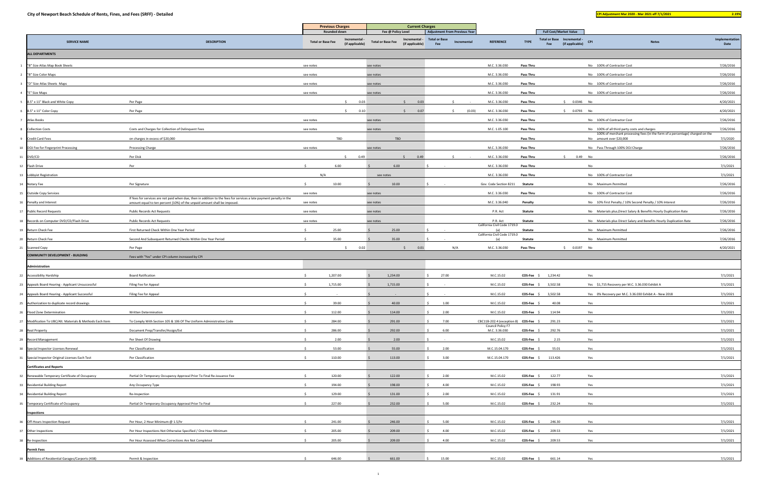# City of Newport Beach Schedule of Rents, Fines, and Fees (SRFF) - Detailed

**CPI Adjustment Mar 2020 - Mar 2021 eff 7/1/2021** **2.19%**

| | SERVICE NAME | DESCRIPTION | Previous Charges Rounded down Total or Base Fee | Previous Charges Rounded down Incremental - (if applicable) | Current Charges Fee @ Policy Level Total or Base Fee | Current Charges Fee @ Policy Level Incremental - (if applicable) | Adjustment From Previous Year Total or Base Fee | Adjustment From Previous Year Incremental | REFERENCE | TYPE | Full Cost/Market Value Total or Base Fee | Full Cost/Market Value Incremental - (if applicable) | CPI | Notes | Implementation Date |
|---|---|---|---|---|---|---|---|---|---|---|---|---|---|---|---|
| | **ALL DEPARTMENTS** | | | | | | | | | | | | | | |
| 1 | "B" Size Atlas Map Book Sheets | | see notes | | see notes | | | | M.C. 3.36.030 | Pass Thru | | | No | 100% of Contractor Cost | 7/26/2016 |
| 2 | "B" Size Color Maps | | see notes | | see notes | | | | M.C. 3.36.030 | Pass Thru | | | No | 100% of Contractor Cost | 7/26/2016 |
| 3 | "D" Size Atlas Sheets Maps | | see notes | | see notes | | | | M.C. 3.36.030 | Pass Thru | | | No | 100% of Contractor Cost | 7/26/2016 |
| 4 | "E" Size Maps | | see notes | | see notes | | | | M.C. 3.36.030 | Pass Thru | | | No | 100% of Contractor Cost | 7/26/2016 |
| 5 | 8.5" x 11" Black and White Copy | Per Page | | $ 0.03 | | $ 0.03 | | $ - | M.C. 3.36.030 | Pass Thru | | $ 0.0346 | No | | 4/20/2021 |
| 6 | 8.5" x 11" Color Copy | Per Page | | $ 0.10 | | $ 0.07 | | $ (0.03) | M.C. 3.36.030 | Pass Thru | | $ 0.0793 | No | | 4/20/2021 |
| 7 | Atlas Books | | see notes | | see notes | | | | M.C. 3.36.030 | Pass Thru | | | No | 100% of Contractor Cost | 7/26/2016 |
| 8 | Collection Costs | Costs and Charges for Collection of Delinquent Fees | see notes | | see notes | | | | M.C. 1.05.100 | Pass Thru | | | No | 100% of all third party costs and charges | 7/26/2016 |
| 9 | Credit Card Fees | on charges in excess of $20,000 | TBD | | TBD | | | | | Pass Thru | | | No | 100% of merchant processing fees (in the form of a percentage) charged on the amount over $20,000 | 7/1/2020 |
| 10 | DOJ Fee for Fingerprint Processing | Processing Charge | see notes | | see notes | | | | M.C. 3.36.030 | Pass Thru | | | No | Pass Through 100% DOJ Charge | 7/26/2016 |
| 11 | DVD/CD | Per Disk | | $ 0.49 | | $ 0.49 | | $ - | M.C. 3.36.030 | Pass Thru | | $ 0.49 | No | | 7/26/2016 |
| 12 | Flash Drive | Per | $ 6.00 | | $ 6.00 | | $ - | | M.C. 3.36.030 | Pass Thru | | | No | | 7/1/2021 |
| 13 | Lobbyist Registration | | N/A | | see notes | | | | M.C. 3.36.030 | Pass Thru | | | No | 100% of Contractor Cost | 7/1/2021 |
| 14 | Notary Fee | Per Signature | $ 10.00 | | $ 10.00 | | $ - | | Gov. Code Section 8211 | Statute | | | No | Maximum Permitted | 7/26/2016 |
| 15 | Outside Copy Services | | see notes | | see notes | | | | M.C. 3.36.030 | Pass Thru | | | No | 100% of Contractor Cost | 7/26/2016 |
| 16 | Penalty and Interest | If fees for services are not paid when due, then in addition to the fees for services a late payment penalty in the amount equal to ten percent (10%) of the unpaid amount shall be imposed. | see notes | | see notes | | | | M.C. 3.36.040 | Penalty | | | No | 10% First Penalty / 10% Second Penalty / 10% Interest | 7/26/2016 |
| 17 | Public Record Requests | Public Records Act Requests | see notes | | see notes | | | | P.R. Act | Statute | | | No | Materials plus Direct Salary & Benefits Hourly Duplication Rate | 7/26/2016 |
| 18 | Records on Computer DVD/CD/Flash Drive | Public Records Act Requests | see notes | | see notes | | | | P.R. Act | Statute | | | No | Materials plus Direct Salary and Benefits Hourly Duplication Rate | 7/26/2016 |
| 19 | Return Check Fee | First Returned Check Within One Year Period | $ 25.00 | | $ 25.00 | | $ - | | California Civil Code 1719.0 (a) | Statute | | | No | Maximum Permitted | 7/26/2016 |
| 20 | Return Check Fee | Second And Subsequent Returned Checks Within One Year Period | $ 35.00 | | $ 35.00 | | $ - | | California Civil Code 1719.0 (a) | Statute | | | No | Maximum Permitted | 7/26/2016 |
| 21 | Scanned Copy | Per Page | | $ 0.02 | | $ 0.01 | | N/A | M.C. 3.36.030 | Pass Thru | | $ 0.0197 | No | | 4/20/2021 |
| | **COMMUNITY DEVELOPMENT - BUILDING** | Fees with "Yes" under CPI column increased by CPI | | | | | | | | | | | | | |
| | **Administration** | | | | | | | | | | | | | | |
| 22 | Accessibility Hardship | Board Ratification | $ 1,207.00 | | $ 1,234.00 | | $ 27.00 | | M.C.15.02 | COS-Fee | $ 1,234.42 | | Yes | | 7/1/2021 |
| 23 | Appeals Board Hearing - Applicant Unsuccessful | Filing Fee for Appeal | $ 1,715.00 | | $ 1,715.00 | | $ - | | M.C.15.02 | COS-Fee | $ 3,502.58 | | Yes | $1,715 Recovery per M.C. 3.36.030 Exhibit A | 7/1/2021 |
| 24 | Appeals Board Hearing - Applicant Successful | Filing Fee for Appeal | $ - | | $ - | | $ - | | M.C.15.02 | COS-Fee | $ 3,502.58 | | Yes | 0% Recovery per M.C. 3.36.030 Exhibit A - New 2018 | 7/1/2021 |
| 25 | Authorization to duplicate record drawings | | $ 39.00 | | $ 40.00 | | $ 1.00 | | M.C.15.02 | COS-Fee | $ 40.08 | | Yes | | 7/1/2021 |
| 26 | Flood Zone Determination | Written Determination | $ 112.00 | | $ 114.00 | | $ 2.00 | | M.C.15.02 | COS-Fee | $ 114.94 | | Yes | | 7/1/2021 |
| 27 | Modification To UBC/Alt. Materials & Methods Each Item | To Comply With Section 105 & 106 Of The Uniform Administrative Code | $ 284.00 | | $ 291.00 | | $ 7.00 | | CBC11B-202.4 (exception 8) | COS-Fee | $ 291.23 | | Yes | | 7/1/2021 |
| 28 | Real Property | Document Prep/Transfer/Assign/Ext | $ 286.00 | | $ 292.00 | | $ 6.00 | | Council Policy F7 M.C. 3.36.030 | COS-Fee | $ 292.76 | | Yes | | 7/1/2021 |
| 29 | Record Management | Per Sheet Of Drawing | $ 2.00 | | $ 2.00 | | $ - | | M.C.15.02 | COS-Fee | $ 2.15 | | Yes | | 7/1/2021 |
| 30 | Special Inspector Licenses Renewal | Per Classification | $ 53.00 | | $ 55.00 | | $ 2.00 | | M.C.15.04.170 | COS-Fee | $ 55.01 | | Yes | | 7/1/2021 |
| 31 | Special Inspector Original Licenses Each Test | Per Classification | $ 110.00 | | $ 113.00 | | $ 3.00 | | M.C.15.04.170 | COS-Fee | $ 113.426 | | Yes | | 7/1/2021 |
| | **Certificates and Reports** | | | | | | | | | | | | | | |
| 32 | Renewable Temporary Certificate of Occupancy | Partial Or Temporary Occupancy Approval Prior To Final Re-issuance Fee | $ 120.00 | | $ 122.00 | | $ 2.00 | | M.C.15.02 | COS-Fee | $ 122.77 | | Yes | | 7/1/2021 |
| 33 | Residential Building Report | Any Occupancy Type | $ 194.00 | | $ 198.00 | | $ 4.00 | | M.C.15.02 | COS-Fee | $ 198.93 | | Yes | | 7/1/2021 |
| 34 | Residential Building Report | Re-Inspection | $ 129.00 | | $ 131.00 | | $ 2.00 | | M.C.15.02 | COS-Fee | $ 131.91 | | Yes | | 7/1/2021 |
| 35 | Temporary Certificate of Occupancy | Partial Or Temporary Occupancy Approval Prior To Final | $ 227.00 | | $ 232.00 | | $ 5.00 | | M.C.15.02 | COS-Fee | $ 232.24 | | Yes | | 7/1/2021 |
| | **Inspections** | | | | | | | | | | | | | | |
| 36 | Off-Hours Inspection Request | Per Hour, 2 Hour Minimum @ 1.5/hr | $ 241.00 | | $ 246.00 | | $ 5.00 | | M.C.15.02 | COS-Fee | $ 246.30 | | Yes | | 7/1/2021 |
| 37 | Other Inspections | Per Hour Inspections Not Otherwise Specified / One Hour Minimum | $ 205.00 | | $ 209.00 | | $ 4.00 | | M.C.15.02 | COS-Fee | $ 209.53 | | Yes | | 7/1/2021 |
| 38 | Re-Inspection | Per Hour Assessed When Corrections Are Not Completed | $ 205.00 | | $ 209.00 | | $ 4.00 | | M.C.15.02 | COS-Fee | $ 209.53 | | Yes | | 7/1/2021 |
| | **Permit Fees** | | | | | | | | | | | | | | |
| 39 | Additions of Residential Garages/Carports (438) | Permit & Inspection | $ 646.00 | | $ 661.00 | | $ 15.00 | | M.C.15.02 | COS-Fee | $ 661.14 | | Yes | | 7/1/2021 |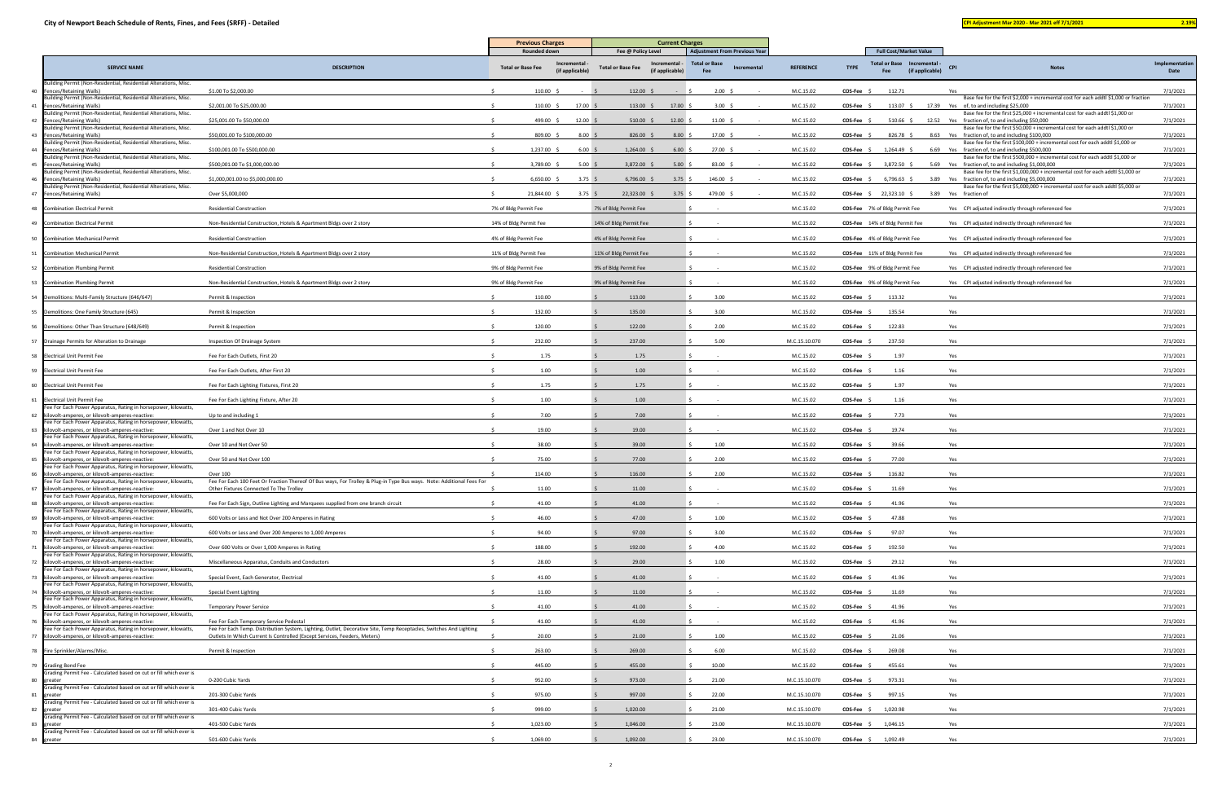**City of Newport Beach Schedule of Rents, Fines, and Fees (SRFF) - Detailed**

**CPI Adjustment Mar 2020 - Mar 2021 eff 7/1/2021** **2.19%**

| | SERVICE NAME | DESCRIPTION | Previous Charges (Rounded down) Total or Base Fee | Incremental - (if applicable) | Current Charges (Fee @ Policy Level) Total or Base Fee | Incremental - (if applicable) | Adjustment From Previous Year Total or Base Fee | Incremental | REFERENCE | TYPE | Full Cost/Market Value Total or Base Fee | Incremental - (if applicable) | CPI | Notes | Implementation Date |
|---|---|---|---|---|---|---|---|---|---|---|---|---|---|---|---|
| 40 | Building Permit (Non-Residential, Residential Alterations, Misc. Fences/Retaining Walls) | $1.00 To $2,000.00 | $ 110.00 | $ - | $ 112.00 | $ - | $ 2.00 | $ - | M.C.15.02 | COS-Fee | $ 112.71 | | Yes | | 7/1/2021 |
| 41 | Building Permit (Non-Residential, Residential Alterations, Misc. Fences/Retaining Walls) | $2,001.00 To $25,000.00 | $ 110.00 | $ 17.00 | $ 113.00 | $ 17.00 | $ 3.00 | $ - | M.C.15.02 | COS-Fee | $ 113.07 | $ 17.39 | Yes | Base fee for the first $2,000 + incremental cost for each addtl $1,000 or fraction of, to and including $25,000 | 7/1/2021 |
| 42 | Building Permit (Non-Residential, Residential Alterations, Misc. Fences/Retaining Walls) | $25,001.00 To $50,000.00 | $ 499.00 | $ 12.00 | $ 510.00 | $ 12.00 | $ 11.00 | $ - | M.C.15.02 | COS-Fee | $ 510.66 | $ 12.52 | Yes | Base fee for the first $25,000 + incremental cost for each addtl $1,000 or fraction of, to and including $50,000 | 7/1/2021 |
| 43 | Building Permit (Non-Residential, Residential Alterations, Misc. Fences/Retaining Walls) | $50,001.00 To $100,000.00 | $ 809.00 | $ 8.00 | $ 826.00 | $ 8.00 | $ 17.00 | $ - | M.C.15.02 | COS-Fee | $ 826.78 | $ 8.63 | Yes | Base fee for the first $50,000 + incremental cost for each addtl $1,000 or fraction of, to and including $100,000 | 7/1/2021 |
| 44 | Building Permit (Non-Residential, Residential Alterations, Misc. Fences/Retaining Walls) | $100,001.00 To $500,000.00 | $ 1,237.00 | $ 6.00 | $ 1,264.00 | $ 6.00 | $ 27.00 | $ - | M.C.15.02 | COS-Fee | $ 1,264.49 | $ 6.69 | Yes | Base fee for the first $100,000 + incremental cost for each addtl $1,000 or fraction of, to and including $500,000 | 7/1/2021 |
| 45 | Building Permit (Non-Residential, Residential Alterations, Misc. Fences/Retaining Walls) | $500,001.00 To $1,000,000.00 | $ 3,789.00 | $ 5.00 | $ 3,872.00 | $ 5.00 | $ 83.00 | $ - | M.C.15.02 | COS-Fee | $ 3,872.50 | $ 5.69 | Yes | Base fee for the first $500,000 + incremental cost for each addtl $1,000 or fraction of, to and including $1,000,000 | 7/1/2021 |
| 46 | Building Permit (Non-Residential, Residential Alterations, Misc. Fences/Retaining Walls) | $1,000,001.00 to $5,000,000.00 | $ 6,650.00 | $ 3.75 | $ 6,796.00 | $ 3.75 | $ 146.00 | $ - | M.C.15.02 | COS-Fee | $ 6,796.63 | $ 3.89 | Yes | Base fee for the first $1,000,000 + incremental cost for each addtl $1,000 or fraction of, to and including $5,000,000 | 7/1/2021 |
| 47 | Building Permit (Non-Residential, Residential Alterations, Misc. Fences/Retaining Walls) | Over $5,000,000 | $ 21,844.00 | $ 3.75 | $ 22,323.00 | $ 3.75 | $ 479.00 | $ - | M.C.15.02 | COS-Fee | $ 22,323.10 | $ 3.89 | Yes | Base fee for the first $5,000,000 + incremental cost for each addtl $5,000 or fraction of | 7/1/2021 |
| 48 | Combination Electrical Permit | Residential Construction | 7% of Bldg Permit Fee | | 7% of Bldg Permit Fee | | $ - | | M.C.15.02 | COS-Fee | 7% of Bldg Permit Fee | | Yes | CPI adjusted indirectly through referenced fee | 7/1/2021 |
| 49 | Combination Electrical Permit | Non-Residential Construction, Hotels & Apartment Bldgs over 2 story | 14% of Bldg Permit Fee | | 14% of Bldg Permit Fee | | $ - | | M.C.15.02 | COS-Fee | 14% of Bldg Permit Fee | | Yes | CPI adjusted indirectly through referenced fee | 7/1/2021 |
| 50 | Combination Mechanical Permit | Residential Construction | 4% of Bldg Permit Fee | | 4% of Bldg Permit Fee | | $ - | | M.C.15.02 | COS-Fee | 4% of Bldg Permit Fee | | Yes | CPI adjusted indirectly through referenced fee | 7/1/2021 |
| 51 | Combination Mechanical Permit | Non-Residential Construction, Hotels & Apartment Bldgs over 2 story | 11% of Bldg Permit Fee | | 11% of Bldg Permit Fee | | $ - | | M.C.15.02 | COS-Fee | 11% of Bldg Permit Fee | | Yes | CPI adjusted indirectly through referenced fee | 7/1/2021 |
| 52 | Combination Plumbing Permit | Residential Construction | 9% of Bldg Permit Fee | | 9% of Bldg Permit Fee | | $ - | | M.C.15.02 | COS-Fee | 9% of Bldg Permit Fee | | Yes | CPI adjusted indirectly through referenced fee | 7/1/2021 |
| 53 | Combination Plumbing Permit | Non-Residential Construction, Hotels & Apartment Bldgs over 2 story | 9% of Bldg Permit Fee | | 9% of Bldg Permit Fee | | $ - | | M.C.15.02 | COS-Fee | 9% of Bldg Permit Fee | | Yes | CPI adjusted indirectly through referenced fee | 7/1/2021 |
| 54 | Demolitions: Multi-Family Structure (646/647) | Permit & Inspection | $ 110.00 | | $ 113.00 | | $ 3.00 | | M.C.15.02 | COS-Fee | $ 113.32 | | Yes | | 7/1/2021 |
| 55 | Demolitions: One Family Structure (645) | Permit & Inspection | $ 132.00 | | $ 135.00 | | $ 3.00 | | M.C.15.02 | COS-Fee | $ 135.54 | | Yes | | 7/1/2021 |
| 56 | Demolitions: Other Than Structure (648/649) | Permit & Inspection | $ 120.00 | | $ 122.00 | | $ 2.00 | | M.C.15.02 | COS-Fee | $ 122.83 | | Yes | | 7/1/2021 |
| 57 | Drainage Permits for Alteration to Drainage | Inspection Of Drainage System | $ 232.00 | | $ 237.00 | | $ 5.00 | | M.C.15.10.070 | COS-Fee | $ 237.50 | | Yes | | 7/1/2021 |
| 58 | Electrical Unit Permit Fee | Fee For Each Outlets, First 20 | $ 1.75 | | $ 1.75 | | $ - | | M.C.15.02 | COS-Fee | $ 1.97 | | Yes | | 7/1/2021 |
| 59 | Electrical Unit Permit Fee | Fee For Each Outlets, After First 20 | $ 1.00 | | $ 1.00 | | $ - | | M.C.15.02 | COS-Fee | $ 1.16 | | Yes | | 7/1/2021 |
| 60 | Electrical Unit Permit Fee | Fee For Each Lighting Fixtures, First 20 | $ 1.75 | | $ 1.75 | | $ - | | M.C.15.02 | COS-Fee | $ 1.97 | | Yes | | 7/1/2021 |
| 61 | Electrical Unit Permit Fee | Fee For Each Lighting Fixture, After 20 | $ 1.00 | | $ 1.00 | | $ - | | M.C.15.02 | COS-Fee | $ 1.16 | | Yes | | 7/1/2021 |
| 62 | Fee For Each Power Apparatus, Rating in horsepower, kilowatts, kilovolt-amperes, or kilovolt-amperes-reactive: | Up to and including 1 | $ 7.00 | | $ 7.00 | | $ - | | M.C.15.02 | COS-Fee | $ 7.73 | | Yes | | 7/1/2021 |
| 63 | Fee For Each Power Apparatus, Rating in horsepower, kilowatts, kilovolt-amperes, or kilovolt-amperes-reactive: | Over 1 and Not Over 10 | $ 19.00 | | $ 19.00 | | $ - | | M.C.15.02 | COS-Fee | $ 19.74 | | Yes | | 7/1/2021 |
| 64 | Fee For Each Power Apparatus, Rating in horsepower, kilowatts, kilovolt-amperes, or kilovolt-amperes-reactive: | Over 10 and Not Over 50 | $ 38.00 | | $ 39.00 | | $ 1.00 | | M.C.15.02 | COS-Fee | $ 39.66 | | Yes | | 7/1/2021 |
| 65 | Fee For Each Power Apparatus, Rating in horsepower, kilowatts, kilovolt-amperes, or kilovolt-amperes-reactive: | Over 50 and Not Over 100 | $ 75.00 | | $ 77.00 | | $ 2.00 | | M.C.15.02 | COS-Fee | $ 77.00 | | Yes | | 7/1/2021 |
| 66 | Fee For Each Power Apparatus, Rating in horsepower, kilowatts, kilovolt-amperes, or kilovolt-amperes-reactive: | Over 100 | $ 114.00 | | $ 116.00 | | $ 2.00 | | M.C.15.02 | COS-Fee | $ 116.82 | | Yes | | 7/1/2021 |
| 67 | Fee For Each Power Apparatus, Rating in horsepower, kilowatts, kilovolt-amperes, or kilovolt-amperes-reactive: | Fee For Each 100 Feet Or Fraction Thereof Of Bus ways, For Trolley & Plug-in Type Bus ways. Note: Additional Fees For Other Fixtures Connected To The Trolley | $ 11.00 | | $ 11.00 | | $ - | | M.C.15.02 | COS-Fee | $ 11.69 | | Yes | | 7/1/2021 |
| 68 | Fee For Each Power Apparatus, Rating in horsepower, kilowatts, kilovolt-amperes, or kilovolt-amperes-reactive: | Fee For Each Sign, Outline Lighting and Marquees supplied from one branch circuit | $ 41.00 | | $ 41.00 | | $ - | | M.C.15.02 | COS-Fee | $ 41.96 | | Yes | | 7/1/2021 |
| 69 | Fee For Each Power Apparatus, Rating in horsepower, kilowatts, kilovolt-amperes, or kilovolt-amperes-reactive: | 600 Volts or Less and Not Over 200 Amperes in Rating | $ 46.00 | | $ 47.00 | | $ 1.00 | | M.C.15.02 | COS-Fee | $ 47.88 | | Yes | | 7/1/2021 |
| 70 | Fee For Each Power Apparatus, Rating in horsepower, kilowatts, kilovolt-amperes, or kilovolt-amperes-reactive: | 600 Volts or Less and Over 200 Amperes to 1,000 Amperes | $ 94.00 | | $ 97.00 | | $ 3.00 | | M.C.15.02 | COS-Fee | $ 97.07 | | Yes | | 7/1/2021 |
| 71 | Fee For Each Power Apparatus, Rating in horsepower, kilowatts, kilovolt-amperes, or kilovolt-amperes-reactive: | Over 600 Volts or Over 1,000 Amperes in Rating | $ 188.00 | | $ 192.00 | | $ 4.00 | | M.C.15.02 | COS-Fee | $ 192.50 | | Yes | | 7/1/2021 |
| 72 | Fee For Each Power Apparatus, Rating in horsepower, kilowatts, kilovolt-amperes, or kilovolt-amperes-reactive: | Miscellaneous Apparatus, Conduits and Conductors | $ 28.00 | | $ 29.00 | | $ 1.00 | | M.C.15.02 | COS-Fee | $ 29.12 | | Yes | | 7/1/2021 |
| 73 | Fee For Each Power Apparatus, Rating in horsepower, kilowatts, kilovolt-amperes, or kilovolt-amperes-reactive: | Special Event, Each Generator, Electrical | $ 41.00 | | $ 41.00 | | $ - | | M.C.15.02 | COS-Fee | $ 41.96 | | Yes | | 7/1/2021 |
| 74 | Fee For Each Power Apparatus, Rating in horsepower, kilowatts, kilovolt-amperes, or kilovolt-amperes-reactive: | Special Event Lighting | $ 11.00 | | $ 11.00 | | $ - | | M.C.15.02 | COS-Fee | $ 11.69 | | Yes | | 7/1/2021 |
| 75 | Fee For Each Power Apparatus, Rating in horsepower, kilowatts, kilovolt-amperes, or kilovolt-amperes-reactive: | Temporary Power Service | $ 41.00 | | $ 41.00 | | $ - | | M.C.15.02 | COS-Fee | $ 41.96 | | Yes | | 7/1/2021 |
| 76 | Fee For Each Power Apparatus, Rating in horsepower, kilowatts, kilovolt-amperes, or kilovolt-amperes-reactive: | Fee For Each Temporary Service Pedestal | $ 41.00 | | $ 41.00 | | $ - | | M.C.15.02 | COS-Fee | $ 41.96 | | Yes | | 7/1/2021 |
| 77 | Fee For Each Power Apparatus, Rating in horsepower, kilowatts, kilovolt-amperes, or kilovolt-amperes-reactive: | Fee For Each Temp. Distribution System, Lighting, Outlet, Decorative Site, Temp Receptacles, Switches And Lighting Outlets In Which Current Is Controlled (Except Services, Feeders, Meters) | $ 20.00 | | $ 21.00 | | $ 1.00 | | M.C.15.02 | COS-Fee | $ 21.06 | | Yes | | 7/1/2021 |
| 78 | Fire Sprinkler/Alarms/Misc. | Permit & Inspection | $ 263.00 | | $ 269.00 | | $ 6.00 | | M.C.15.02 | COS-Fee | $ 269.08 | | Yes | | 7/1/2021 |
| 79 | Grading Bond Fee | | $ 445.00 | | $ 455.00 | | $ 10.00 | | M.C.15.02 | COS-Fee | $ 455.61 | | Yes | | 7/1/2021 |
| 80 | Grading Permit Fee - Calculated based on cut or fill which ever is greater | 0-200 Cubic Yards | $ 952.00 | | $ 973.00 | | $ 21.00 | | M.C.15.10.070 | COS-Fee | $ 973.31 | | Yes | | 7/1/2021 |
| 81 | Grading Permit Fee - Calculated based on cut or fill which ever is greater | 201-300 Cubic Yards | $ 975.00 | | $ 997.00 | | $ 22.00 | | M.C.15.10.070 | COS-Fee | $ 997.15 | | Yes | | 7/1/2021 |
| 82 | Grading Permit Fee - Calculated based on cut or fill which ever is greater | 301-400 Cubic Yards | $ 999.00 | | $ 1,020.00 | | $ 21.00 | | M.C.15.10.070 | COS-Fee | $ 1,020.98 | | Yes | | 7/1/2021 |
| 83 | Grading Permit Fee - Calculated based on cut or fill which ever is greater | 401-500 Cubic Yards | $ 1,023.00 | | $ 1,046.00 | | $ 23.00 | | M.C.15.10.070 | COS-Fee | $ 1,046.15 | | Yes | | 7/1/2021 |
| 84 | Grading Permit Fee - Calculated based on cut or fill which ever is greater | 501-600 Cubic Yards | $ 1,069.00 | | $ 1,092.00 | | $ 23.00 | | M.C.15.10.070 | COS-Fee | $ 1,092.49 | | Yes | | 7/1/2021 |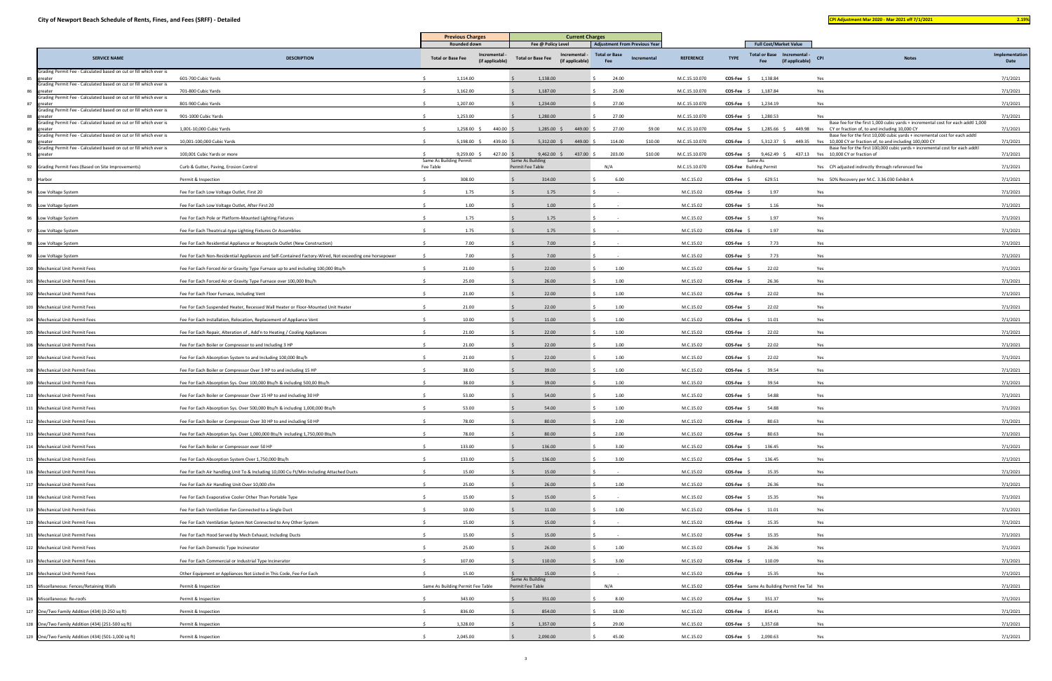## City of Newport Beach Schedule of Rents, Fines, and Fees (SRFF) - Detailed

**CPI Adjustment Mar 2020 - Mar 2021 eff 7/1/2021** **2.19%**

| | SERVICE NAME | DESCRIPTION | Previous Charges (Rounded down): Total or Base Fee | Previous Charges (Rounded down): Incremental - (if applicable) | Current Charges (Fee @ Policy Level): Total or Base Fee | Current Charges (Fee @ Policy Level): Incremental - (if applicable) | Adjustment From Previous Year: Total or Base Fee | Adjustment From Previous Year: Incremental | REFERENCE | TYPE | Full Cost/Market Value: Total or Base Fee | Full Cost/Market Value: Incremental - (if applicable) | CPI | Notes | Implementation Date |
|---|---|---|---|---|---|---|---|---|---|---|---|---|---|---|---|
| 85 | Grading Permit Fee - Calculated based on cut or fill which ever is greater | 601-700 Cubic Yards | $ 1,114.00 | | $ 1,138.00 | | $ 24.00 | | M.C.15.10.070 | COS-Fee | $ 1,138.84 | | Yes | | 7/1/2021 |
| 86 | Grading Permit Fee - Calculated based on cut or fill which ever is greater | 701-800 Cubic Yards | $ 1,162.00 | | $ 1,187.00 | | $ 25.00 | | M.C.15.10.070 | COS-Fee | $ 1,187.84 | | Yes | | 7/1/2021 |
| 87 | Grading Permit Fee - Calculated based on cut or fill which ever is greater | 801-900 Cubic Yards | $ 1,207.00 | | $ 1,234.00 | | $ 27.00 | | M.C.15.10.070 | COS-Fee | $ 1,234.19 | | Yes | | 7/1/2021 |
| 88 | Grading Permit Fee - Calculated based on cut or fill which ever is greater | 901-1000 Cubic Yards | $ 1,253.00 | | $ 1,280.00 | | $ 27.00 | | M.C.15.10.070 | COS-Fee | $ 1,280.53 | | Yes | | 7/1/2021 |
| 89 | Grading Permit Fee - Calculated based on cut or fill which ever is greater | 1,001-10,000 Cubic Yards | $ 1,258.00 | $ 440.00 | $ 1,285.00 | $ 449.00 | $ 27.00 | $9.00 | M.C.15.10.070 | COS-Fee | $ 1,285.66 | $ 449.98 | Yes | Base fee for the first 1,000 cubic yards + incremental cost for each addtl 1,000 CY or fraction of, to and including 10,000 CY | 7/1/2021 |
| 90 | Grading Permit Fee - Calculated based on cut or fill which ever is greater | 10,001-100,000 Cubic Yards | $ 5,198.00 | $ 439.00 | $ 5,312.00 | $ 449.00 | $ 114.00 | $10.00 | M.C.15.10.070 | COS-Fee | $ 5,312.37 | $ 449.35 | Yes | Base fee for the first 10,000 cubic yards + incremental cost for each addtl 10,000 CY or fraction of, to and including 100,000 CY | 7/1/2021 |
| 91 | Grading Permit Fee - Calculated based on cut or fill which ever is greater | 100,001 Cubic Yards or more | $ 9,259.00 | $ 427.00 | $ 9,462.00 | $ 437.00 | $ 203.00 | $10.00 | M.C.15.10.070 | COS-Fee | $ 9,462.49 | $ 437.13 | Yes | Base fee for the first 100,000 cubic yards + incremental cost for each addtl 10,000 CY or fraction of | 7/1/2021 |
| 92 | Grading Permit Fees (Based on Site Improvements) | Curb & Gutter, Paving, Erosion Control | Same As Building Permit Fee Table | | Same As Building Permit Fee Table | | N/A | | M.C.15.10.070 | COS-Fee | Same As Building Permit | | Yes | CPI adjusted indirectly through referenced fee | 7/1/2021 |
| 93 | Harbor | Permit & Inspection | $ 308.00 | | $ 314.00 | | $ 6.00 | | M.C.15.02 | COS-Fee | $ 629.51 | | Yes | 50% Recovery per M.C. 3.36.030 Exhibit A | 7/1/2021 |
| 94 | Low Voltage System | Fee For Each Low Voltage Outlet, First 20 | $ 1.75 | | $ 1.75 | | $ - | | M.C.15.02 | COS-Fee | $ 1.97 | | Yes | | 7/1/2021 |
| 95 | Low Voltage System | Fee For Each Low Voltage Outlet, After First 20 | $ 1.00 | | $ 1.00 | | $ - | | M.C.15.02 | COS-Fee | $ 1.16 | | Yes | | 7/1/2021 |
| 96 | Low Voltage System | Fee For Each Pole or Platform-Mounted Lighting Fixtures | $ 1.75 | | $ 1.75 | | $ - | | M.C.15.02 | COS-Fee | $ 1.97 | | Yes | | 7/1/2021 |
| 97 | Low Voltage System | Fee For Each Theatrical-type Lighting Fixtures Or Assemblies | $ 1.75 | | $ 1.75 | | $ - | | M.C.15.02 | COS-Fee | $ 1.97 | | Yes | | 7/1/2021 |
| 98 | Low Voltage System | Fee For Each Residential Appliance or Receptacle Outlet (New Construction) | $ 7.00 | | $ 7.00 | | $ - | | M.C.15.02 | COS-Fee | $ 7.73 | | Yes | | 7/1/2021 |
| 99 | Low Voltage System | Fee For Each Non-Residential Appliances and Self-Contained Factory-Wired, Not exceeding one horsepower | $ 7.00 | | $ 7.00 | | $ - | | M.C.15.02 | COS-Fee | $ 7.73 | | Yes | | 7/1/2021 |
| 100 | Mechanical Unit Permit Fees | Fee For Each Forced Air or Gravity Type Furnace up to and including 100,000 Btu/h | $ 21.00 | | $ 22.00 | | $ 1.00 | | M.C.15.02 | COS-Fee | $ 22.02 | | Yes | | 7/1/2021 |
| 101 | Mechanical Unit Permit Fees | Fee For Each Forced Air or Gravity Type Furnace over 100,000 Btu/h | $ 25.00 | | $ 26.00 | | $ 1.00 | | M.C.15.02 | COS-Fee | $ 26.36 | | Yes | | 7/1/2021 |
| 102 | Mechanical Unit Permit Fees | Fee For Each Floor Furnace, Including Vent | $ 21.00 | | $ 22.00 | | $ 1.00 | | M.C.15.02 | COS-Fee | $ 22.02 | | Yes | | 7/1/2021 |
| 103 | Mechanical Unit Permit Fees | Fee For Each Suspended Heater, Recessed Wall Heater or Floor-Mounted Unit Heater | $ 21.00 | | $ 22.00 | | $ 1.00 | | M.C.15.02 | COS-Fee | $ 22.02 | | Yes | | 7/1/2021 |
| 104 | Mechanical Unit Permit Fees | Fee For Each Installation, Relocation, Replacement of Appliance Vent | $ 10.00 | | $ 11.00 | | $ 1.00 | | M.C.15.02 | COS-Fee | $ 11.01 | | Yes | | 7/1/2021 |
| 105 | Mechanical Unit Permit Fees | Fee For Each Repair, Alteration of , Add'n to Heating / Cooling Appliances | $ 21.00 | | $ 22.00 | | $ 1.00 | | M.C.15.02 | COS-Fee | $ 22.02 | | Yes | | 7/1/2021 |
| 106 | Mechanical Unit Permit Fees | Fee For Each Boiler or Compressor to and Including 3 HP | $ 21.00 | | $ 22.00 | | $ 1.00 | | M.C.15.02 | COS-Fee | $ 22.02 | | Yes | | 7/1/2021 |
| 107 | Mechanical Unit Permit Fees | Fee For Each Absorption System to and Including 100,000 Btu/h | $ 21.00 | | $ 22.00 | | $ 1.00 | | M.C.15.02 | COS-Fee | $ 22.02 | | Yes | | 7/1/2021 |
| 108 | Mechanical Unit Permit Fees | Fee For Each Boiler or Compressor Over 3 HP to and including 15 HP | $ 38.00 | | $ 39.00 | | $ 1.00 | | M.C.15.02 | COS-Fee | $ 39.54 | | Yes | | 7/1/2021 |
| 109 | Mechanical Unit Permit Fees | Fee For Each Absorption Sys. Over 100,000 Btu/h & including 500,00 Btu/h | $ 38.00 | | $ 39.00 | | $ 1.00 | | M.C.15.02 | COS-Fee | $ 39.54 | | Yes | | 7/1/2021 |
| 110 | Mechanical Unit Permit Fees | Fee For Each Boiler or Compressor Over 15 HP to and including 30 HP | $ 53.00 | | $ 54.00 | | $ 1.00 | | M.C.15.02 | COS-Fee | $ 54.88 | | Yes | | 7/1/2021 |
| 111 | Mechanical Unit Permit Fees | Fee For Each Absorption Sys. Over 500,000 Btu/h & including 1,000,000 Btu/h | $ 53.00 | | $ 54.00 | | $ 1.00 | | M.C.15.02 | COS-Fee | $ 54.88 | | Yes | | 7/1/2021 |
| 112 | Mechanical Unit Permit Fees | Fee For Each Boiler or Compressor Over 30 HP to and including 50 HP | $ 78.00 | | $ 80.00 | | $ 2.00 | | M.C.15.02 | COS-Fee | $ 80.63 | | Yes | | 7/1/2021 |
| 113 | Mechanical Unit Permit Fees | Fee For Each Absorption Sys. Over 1,000,000 Btu/h including 1,750,000 Btu/h | $ 78.00 | | $ 80.00 | | $ 2.00 | | M.C.15.02 | COS-Fee | $ 80.63 | | Yes | | 7/1/2021 |
| 114 | Mechanical Unit Permit Fees | Fee For Each Boiler or Compressor over 50 HP | $ 133.00 | | $ 136.00 | | $ 3.00 | | M.C.15.02 | COS-Fee | $ 136.45 | | Yes | | 7/1/2021 |
| 115 | Mechanical Unit Permit Fees | Fee For Each Absorption System Over 1,750,000 Btu/h | $ 133.00 | | $ 136.00 | | $ 3.00 | | M.C.15.02 | COS-Fee | $ 136.45 | | Yes | | 7/1/2021 |
| 116 | Mechanical Unit Permit Fees | Fee For Each Air handling Unit To & Including 10,000 Cu Ft/Min Including Attached Ducts | $ 15.00 | | $ 15.00 | | $ - | | M.C.15.02 | COS-Fee | $ 15.35 | | Yes | | 7/1/2021 |
| 117 | Mechanical Unit Permit Fees | Fee For Each Air Handling Unit Over 10,000 cfm | $ 25.00 | | $ 26.00 | | $ 1.00 | | M.C.15.02 | COS-Fee | $ 26.36 | | Yes | | 7/1/2021 |
| 118 | Mechanical Unit Permit Fees | Fee For Each Evaporative Cooler Other Than Portable Type | $ 15.00 | | $ 15.00 | | $ - | | M.C.15.02 | COS-Fee | $ 15.35 | | Yes | | 7/1/2021 |
| 119 | Mechanical Unit Permit Fees | Fee For Each Ventilation Fan Connected to a Single Duct | $ 10.00 | | $ 11.00 | | $ 1.00 | | M.C.15.02 | COS-Fee | $ 11.01 | | Yes | | 7/1/2021 |
| 120 | Mechanical Unit Permit Fees | Fee For Each Ventilation System Not Connected to Any Other System | $ 15.00 | | $ 15.00 | | $ - | | M.C.15.02 | COS-Fee | $ 15.35 | | Yes | | 7/1/2021 |
| 121 | Mechanical Unit Permit Fees | Fee For Each Hood Served by Mech Exhaust, Including Ducts | $ 15.00 | | $ 15.00 | | $ - | | M.C.15.02 | COS-Fee | $ 15.35 | | Yes | | 7/1/2021 |
| 122 | Mechanical Unit Permit Fees | Fee For Each Domestic Type Incinerator | $ 25.00 | | $ 26.00 | | $ 1.00 | | M.C.15.02 | COS-Fee | $ 26.36 | | Yes | | 7/1/2021 |
| 123 | Mechanical Unit Permit Fees | Fee For Each Commercial or Industrial Type Incinerator | $ 107.00 | | $ 110.00 | | $ 3.00 | | M.C.15.02 | COS-Fee | $ 110.09 | | Yes | | 7/1/2021 |
| 124 | Mechanical Unit Permit Fees | Other Equipment or Appliances Not Listed in This Code, Fee For Each | $ 15.00 | | $ 15.00 | | $ - | | M.C.15.02 | COS-Fee | $ 15.35 | | Yes | | 7/1/2021 |
| 125 | Miscellaneous: Fences/Retaining Walls | Permit & Inspection | Same As Building Permit Fee Table | | Same As Building Permit Fee Table | | N/A | | M.C.15.02 | COS-Fee | Same As Building Permit Fee Tal | | Yes | | 7/1/2021 |
| 126 | Miscellaneous: Re-roofs | Permit & Inspection | $ 343.00 | | $ 351.00 | | $ 8.00 | | M.C.15.02 | COS-Fee | $ 351.37 | | Yes | | 7/1/2021 |
| 127 | One/Two Family Addition (434) (0-250 sq ft) | Permit & Inspection | $ 836.00 | | $ 854.00 | | $ 18.00 | | M.C.15.02 | COS-Fee | $ 854.41 | | Yes | | 7/1/2021 |
| 128 | One/Two Family Addition (434) (251-500 sq ft) | Permit & Inspection | $ 1,328.00 | | $ 1,357.00 | | $ 29.00 | | M.C.15.02 | COS-Fee | $ 1,357.68 | | Yes | | 7/1/2021 |
| 129 | One/Two Family Addition (434) (501-1,000 sq ft) | Permit & Inspection | $ 2,045.00 | | $ 2,090.00 | | $ 45.00 | | M.C.15.02 | COS-Fee | $ 2,090.63 | | Yes | | 7/1/2021 |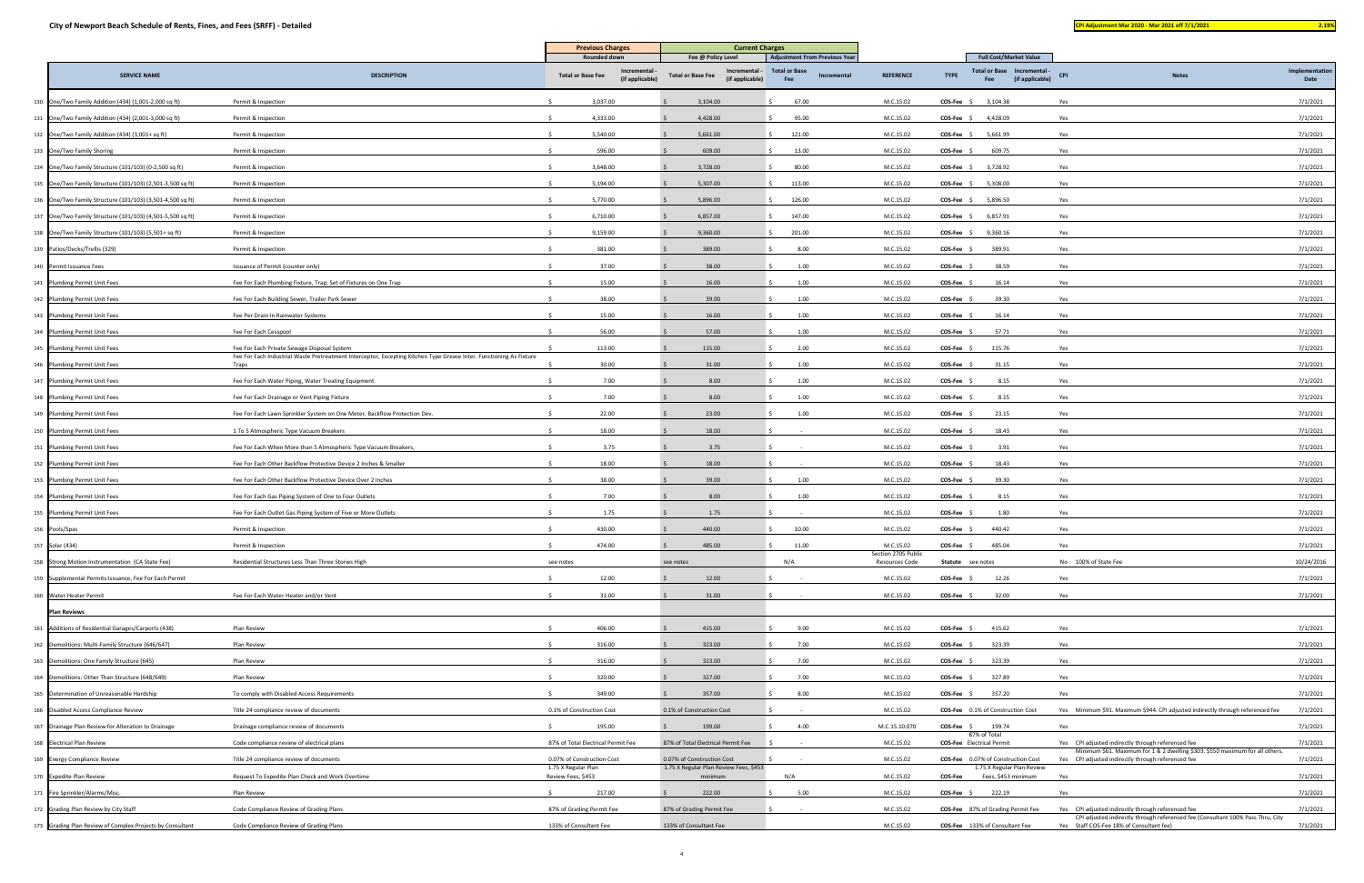# City of Newport Beach Schedule of Rents, Fines, and Fees (SRFF) - Detailed

**CPI Adjustment Mar 2020 - Mar 2021 eff 7/1/2021** 2.19%

| | SERVICE NAME | DESCRIPTION | Previous Charges Rounded down Total or Base Fee | Previous Charges Incremental - (if applicable) | Current Charges Fee @ Policy Level Total or Base Fee | Current Charges Incremental - (if applicable) | Adjustment From Previous Year Total or Base Fee | Adjustment From Previous Year Incremental | REFERENCE | TYPE | Full Cost/Market Value Total or Base Fee | Full Cost/Market Value Incremental - (if applicable) | CPI | Notes | Implementation Date |
|---|---|---|---|---|---|---|---|---|---|---|---|---|---|---|---|
| 130 | One/Two Family Addition (434) (1,001-2,000 sq ft) | Permit & Inspection | $ 3,037.00 | | $ 3,104.00 | | $ 67.00 | | M.C.15.02 | COS-Fee | $ 3,104.38 | | Yes | | 7/1/2021 |
| 131 | One/Two Family Addition (434) (2,001-3,000 sq ft) | Permit & Inspection | $ 4,333.00 | | $ 4,428.00 | | $ 95.00 | | M.C.15.02 | COS-Fee | $ 4,428.09 | | Yes | | 7/1/2021 |
| 132 | One/Two Family Addition (434) (3,001+ sq ft) | Permit & Inspection | $ 5,540.00 | | $ 5,661.00 | | $ 121.00 | | M.C.15.02 | COS-Fee | $ 5,661.99 | | Yes | | 7/1/2021 |
| 133 | One/Two Family Shoring | Permit & Inspection | $ 596.00 | | $ 609.00 | | $ 13.00 | | M.C.15.02 | COS-Fee | $ 609.75 | | Yes | | 7/1/2021 |
| 134 | One/Two Family Structure (101/103) (0-2,500 sq ft) | Permit & Inspection | $ 3,648.00 | | $ 3,728.00 | | $ 80.00 | | M.C.15.02 | COS-Fee | $ 3,728.92 | | Yes | | 7/1/2021 |
| 135 | One/Two Family Structure (101/103) (2,501-3,500 sq ft) | Permit & Inspection | $ 5,194.00 | | $ 5,307.00 | | $ 113.00 | | M.C.15.02 | COS-Fee | $ 5,308.00 | | Yes | | 7/1/2021 |
| 136 | One/Two Family Structure (101/103) (3,501-4,500 sq ft) | Permit & Inspection | $ 5,770.00 | | $ 5,896.00 | | $ 126.00 | | M.C.15.02 | COS-Fee | $ 5,896.50 | | Yes | | 7/1/2021 |
| 137 | One/Two Family Structure (101/103) (4,501-5,500 sq ft) | Permit & Inspection | $ 6,710.00 | | $ 6,857.00 | | $ 147.00 | | M.C.15.02 | COS-Fee | $ 6,857.91 | | Yes | | 7/1/2021 |
| 138 | One/Two Family Structure (101/103) (5,501+ sq ft) | Permit & Inspection | $ 9,159.00 | | $ 9,360.00 | | $ 201.00 | | M.C.15.02 | COS-Fee | $ 9,360.16 | | Yes | | 7/1/2021 |
| 139 | Patios/Decks/Trellis (329) | Permit & Inspection | $ 381.00 | | $ 389.00 | | $ 8.00 | | M.C.15.02 | COS-Fee | $ 389.91 | | Yes | | 7/1/2021 |
| 140 | Permit Issuance Fees | Issuance of Permit (counter only) | $ 37.00 | | $ 38.00 | | $ 1.00 | | M.C.15.02 | COS-Fee | $ 38.59 | | Yes | | 7/1/2021 |
| 141 | Plumbing Permit Unit Fees | Fee For Each Plumbing Fixture, Trap, Set of Fixtures on One Trap | $ 15.00 | | $ 16.00 | | $ 1.00 | | M.C.15.02 | COS-Fee | $ 16.14 | | Yes | | 7/1/2021 |
| 142 | Plumbing Permit Unit Fees | Fee For Each Building Sewer, Trailer Park Sewer | $ 38.00 | | $ 39.00 | | $ 1.00 | | M.C.15.02 | COS-Fee | $ 39.30 | | Yes | | 7/1/2021 |
| 143 | Plumbing Permit Unit Fees | Fee Per Drain In Rainwater Systems | $ 15.00 | | $ 16.00 | | $ 1.00 | | M.C.15.02 | COS-Fee | $ 16.14 | | Yes | | 7/1/2021 |
| 144 | Plumbing Permit Unit Fees | Fee For Each Cesspool | $ 56.00 | | $ 57.00 | | $ 1.00 | | M.C.15.02 | COS-Fee | $ 57.71 | | Yes | | 7/1/2021 |
| 145 | Plumbing Permit Unit Fees | Fee For Each Private Sewage Disposal System | $ 113.00 | | $ 115.00 | | $ 2.00 | | M.C.15.02 | COS-Fee | $ 115.76 | | Yes | | 7/1/2021 |
| 146 | Plumbing Permit Unit Fees | Fee For Each Industrial Waste Pretreatment Interceptor, Excepting Kitchen Type Grease Inter. Functioning As Fixture Traps | $ 30.00 | | $ 31.00 | | $ 1.00 | | M.C.15.02 | COS-Fee | $ 31.15 | | Yes | | 7/1/2021 |
| 147 | Plumbing Permit Unit Fees | Fee For Each Water Piping, Water Treating Equipment | $ 7.00 | | $ 8.00 | | $ 1.00 | | M.C.15.02 | COS-Fee | $ 8.15 | | Yes | | 7/1/2021 |
| 148 | Plumbing Permit Unit Fees | Fee For Each Drainage or Vent Piping Fixture | $ 7.00 | | $ 8.00 | | $ 1.00 | | M.C.15.02 | COS-Fee | $ 8.15 | | Yes | | 7/1/2021 |
| 149 | Plumbing Permit Unit Fees | Fee For Each Lawn Sprinkler System on One Meter, Backflow Protection Dev. | $ 22.00 | | $ 23.00 | | $ 1.00 | | M.C.15.02 | COS-Fee | $ 23.15 | | Yes | | 7/1/2021 |
| 150 | Plumbing Permit Unit Fees | 1 To 5 Atmospheric Type Vacuum Breakers | $ 18.00 | | $ 18.00 | | $ - | | M.C.15.02 | COS-Fee | $ 18.43 | | Yes | | 7/1/2021 |
| 151 | Plumbing Permit Unit Fees | Fee For Each When More than 5 Atmospheric Type Vacuum Breakers, | $ 3.75 | | $ 3.75 | | $ - | | M.C.15.02 | COS-Fee | $ 3.91 | | Yes | | 7/1/2021 |
| 152 | Plumbing Permit Unit Fees | Fee For Each Other Backflow Protective Device 2 Inches & Smaller | $ 18.00 | | $ 18.00 | | $ - | | M.C.15.02 | COS-Fee | $ 18.43 | | Yes | | 7/1/2021 |
| 153 | Plumbing Permit Unit Fees | Fee For Each Other Backflow Protective Device Over 2 Inches | $ 38.00 | | $ 39.00 | | $ 1.00 | | M.C.15.02 | COS-Fee | $ 39.30 | | Yes | | 7/1/2021 |
| 154 | Plumbing Permit Unit Fees | Fee For Each Gas Piping System of One to Four Outlets | $ 7.00 | | $ 8.00 | | $ 1.00 | | M.C.15.02 | COS-Fee | $ 8.15 | | Yes | | 7/1/2021 |
| 155 | Plumbing Permit Unit Fees | Fee For Each Outlet Gas Piping System of Five or More Outlets | $ 1.75 | | $ 1.75 | | $ - | | M.C.15.02 | COS-Fee | $ 1.80 | | Yes | | 7/1/2021 |
| 156 | Pools/Spas | Permit & Inspection | $ 430.00 | | $ 440.00 | | $ 10.00 | | M.C.15.02 | COS-Fee | $ 440.42 | | Yes | | 7/1/2021 |
| 157 | Solar (434) | Permit & Inspection | $ 474.00 | | $ 485.00 | | $ 11.00 | | M.C.15.02 | COS-Fee | $ 485.04 | | Yes | | 7/1/2021 |
| 158 | Strong Motion Instrumentation (CA State Fee) | Residential Structures Less Than Three Stories High | see notes | | see notes | | N/A | | Section 2705 Public Resources Code | Statute | see notes | | No | 100% of State Fee | 10/24/2016 |
| 159 | Supplemental Permits Issuance, Fee For Each Permit | | $ 12.00 | | $ 12.00 | | $ - | | M.C.15.02 | COS-Fee | $ 12.26 | | Yes | | 7/1/2021 |
| 160 | Water Heater Permit | Fee For Each Water Heater and/or Vent | $ 31.00 | | $ 31.00 | | $ - | | M.C.15.02 | COS-Fee | $ 32.00 | | Yes | | 7/1/2021 |
| | **Plan Reviews** | | | | | | | | | | | | | | |
| 161 | Additions of Residential Garages/Carports (438) | Plan Review | $ 406.00 | | $ 415.00 | | $ 9.00 | | M.C.15.02 | COS-Fee | $ 415.62 | | Yes | | 7/1/2021 |
| 162 | Demolitions: Multi-Family Structure (646/647) | Plan Review | $ 316.00 | | $ 323.00 | | $ 7.00 | | M.C.15.02 | COS-Fee | $ 323.39 | | Yes | | 7/1/2021 |
| 163 | Demolitions: One Family Structure (645) | Plan Review | $ 316.00 | | $ 323.00 | | $ 7.00 | | M.C.15.02 | COS-Fee | $ 323.39 | | Yes | | 7/1/2021 |
| 164 | Demolitions: Other Than Structure (648/649) | Plan Review | $ 320.00 | | $ 327.00 | | $ 7.00 | | M.C.15.02 | COS-Fee | $ 327.89 | | Yes | | 7/1/2021 |
| 165 | Determination of Unreasonable Hardship | To comply with Disabled Access Requirements | $ 349.00 | | $ 357.00 | | $ 8.00 | | M.C.15.02 | COS-Fee | $ 357.20 | | Yes | | 7/1/2021 |
| 166 | Disabled Access Compliance Review | Title 24 compliance review of documents | 0.1% of Construction Cost | | 0.1% of Construction Cost | | $ - | | M.C.15.02 | COS-Fee | 0.1% of Construction Cost | | Yes | Minimum $91. Maximum $944. CPI adjusted indirectly through referenced fee | 7/1/2021 |
| 167 | Drainage Plan Review for Alteration to Drainage | Drainage compliance review of documents | $ 195.00 | | $ 199.00 | | $ 4.00 | | M.C.15.10.070 | COS-Fee | $ 199.74 | | Yes | | 7/1/2021 |
| 168 | Electrical Plan Review | Code compliance review of electrical plans | 87% of Total Electrical Permit Fee | | 87% of Total Electrical Permit Fee | | $ - | | M.C.15.02 | COS-Fee | 87% of Total Electrical Permit | | Yes | CPI adjusted indirectly through referenced fee | 7/1/2021 |
| 169 | Energy Compliance Review | Title 24 compliance review of documents | 0.07% of Construction Cost | | 0.07% of Construction Cost | | $ - | | M.C.15.02 | COS-Fee | 0.07% of Construction Cost | | Yes | Minimum $61. Maximum for 1 & 2 dwelling $303. $550 maximum for all others. CPI adjusted indirectly through referenced fee | 7/1/2021 |
| 170 | Expedite Plan Review | Request To Expedite Plan Check and Work Overtime | 1.75 X Regular Plan Review Fees, $453 | | 1.75 X Regular Plan Review Fees, $453 minimum | | N/A | | M.C.15.02 | COS-Fee | 1.75 X Regular Plan Review Fees, $453 minimum | | Yes | | 7/1/2021 |
| 171 | Fire Sprinkler/Alarms/Misc. | Plan Review | $ 217.00 | | $ 222.00 | | $ 5.00 | | M.C.15.02 | COS-Fee | $ 222.19 | | Yes | | 7/1/2021 |
| 172 | Grading Plan Review by City Staff | Code Compliance Review of Grading Plans | 87% of Grading Permit Fee | | 87% of Grading Permit Fee | | $ - | | M.C.15.02 | COS-Fee | 87% of Grading Permit Fee | | Yes | CPI adjusted indirectly through referenced fee | 7/1/2021 |
| 173 | Grading Plan Review of Complex Projects by Consultant | Code Compliance Review of Grading Plans | 133% of Consultant Fee | | 133% of Consultant Fee | | | | M.C.15.02 | COS-Fee | 133% of Consultant Fee | | Yes | CPI adjusted indirectly through referenced fee (Consultant 100% Pass Thru, City Staff COS-Fee 18% of Consultant fee) | 7/1/2021 |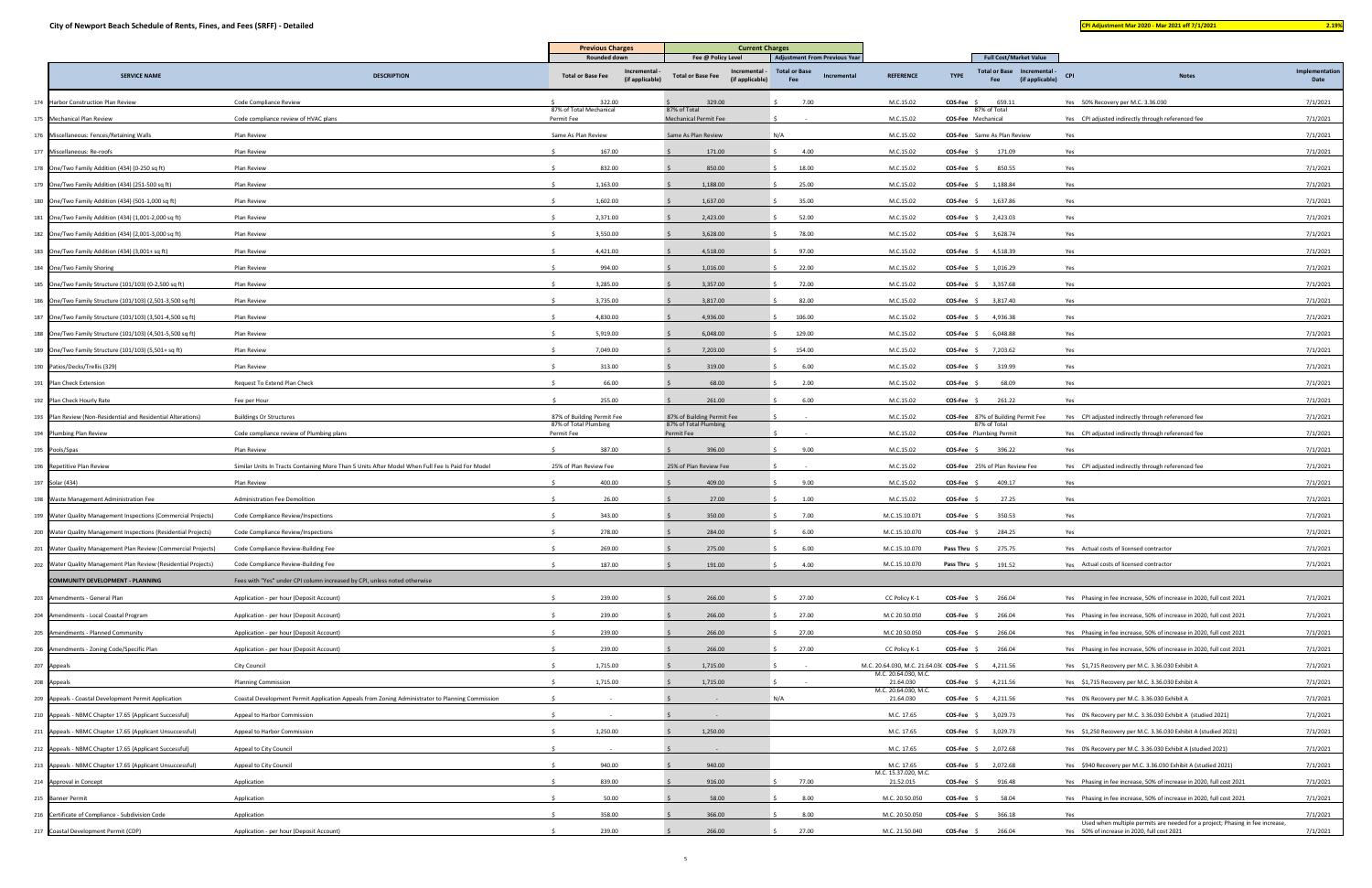City of Newport Beach Schedule of Rents, Fines, and Fees (SRFF) - Detailed

CPI Adjustment Mar 2020 - Mar 2021 eff 7/1/2021 | 2.19%

| | SERVICE NAME | DESCRIPTION | Previous Charges Rounded down Total or Base Fee | Previous Charges Incremental - (if applicable) | Current Charges Fee @ Policy Level Total or Base Fee | Current Charges Incremental - (if applicable) | Adjustment From Previous Year Total or Base Fee | Adjustment From Previous Year Incremental | REFERENCE | TYPE | Full Cost/Market Value Total or Base Fee | Full Cost/Market Value Incremental - (if applicable) | CPI | Notes | Implementation Date |
|---|---|---|---|---|---|---|---|---|---|---|---|---|---|---|---|
| 174 | Harbor Construction Plan Review | Code Compliance Review | $ 322.00 | | $ 329.00 | | $ 7.00 | | M.C.15.02 | COS-Fee | $ 659.11 | | Yes | 50% Recovery per M.C. 3.36.030 | 7/1/2021 |
| 175 | Mechanical Plan Review | Code compliance review of HVAC plans | 87% of Total Mechanical Permit Fee | | 87% of Total Mechanical Permit Fee | | $ - | | M.C.15.02 | COS-Fee | 87% of Total Mechanical | | Yes | CPI adjusted indirectly through referenced fee | 7/1/2021 |
| 176 | Miscellaneous: Fences/Retaining Walls | Plan Review | Same As Plan Review | | Same As Plan Review | | N/A | | M.C.15.02 | COS-Fee | Same As Plan Review | | Yes | | 7/1/2021 |
| 177 | Miscellaneous: Re-roofs | Plan Review | $ 167.00 | | $ 171.00 | | $ 4.00 | | M.C.15.02 | COS-Fee | $ 171.09 | | Yes | | 7/1/2021 |
| 178 | One/Two Family Addition (434) (0-250 sq ft) | Plan Review | $ 832.00 | | $ 850.00 | | $ 18.00 | | M.C.15.02 | COS-Fee | $ 850.55 | | Yes | | 7/1/2021 |
| 179 | One/Two Family Addition (434) (251-500 sq ft) | Plan Review | $ 1,163.00 | | $ 1,188.00 | | $ 25.00 | | M.C.15.02 | COS-Fee | $ 1,188.84 | | Yes | | 7/1/2021 |
| 180 | One/Two Family Addition (434) (501-1,000 sq ft) | Plan Review | $ 1,602.00 | | $ 1,637.00 | | $ 35.00 | | M.C.15.02 | COS-Fee | $ 1,637.86 | | Yes | | 7/1/2021 |
| 181 | One/Two Family Addition (434) (1,001-2,000 sq ft) | Plan Review | $ 2,371.00 | | $ 2,423.00 | | $ 52.00 | | M.C.15.02 | COS-Fee | $ 2,423.03 | | Yes | | 7/1/2021 |
| 182 | One/Two Family Addition (434) (2,001-3,000 sq ft) | Plan Review | $ 3,550.00 | | $ 3,628.00 | | $ 78.00 | | M.C.15.02 | COS-Fee | $ 3,628.74 | | Yes | | 7/1/2021 |
| 183 | One/Two Family Addition (434) (3,001+ sq ft) | Plan Review | $ 4,421.00 | | $ 4,518.00 | | $ 97.00 | | M.C.15.02 | COS-Fee | $ 4,518.39 | | Yes | | 7/1/2021 |
| 184 | One/Two Family Shoring | Plan Review | $ 994.00 | | $ 1,016.00 | | $ 22.00 | | M.C.15.02 | COS-Fee | $ 1,016.29 | | Yes | | 7/1/2021 |
| 185 | One/Two Family Structure (101/103) (0-2,500 sq ft) | Plan Review | $ 3,285.00 | | $ 3,357.00 | | $ 72.00 | | M.C.15.02 | COS-Fee | $ 3,357.68 | | Yes | | 7/1/2021 |
| 186 | One/Two Family Structure (101/103) (2,501-3,500 sq ft) | Plan Review | $ 3,735.00 | | $ 3,817.00 | | $ 82.00 | | M.C.15.02 | COS-Fee | $ 3,817.40 | | Yes | | 7/1/2021 |
| 187 | One/Two Family Structure (101/103) (3,501-4,500 sq ft) | Plan Review | $ 4,830.00 | | $ 4,936.00 | | $ 106.00 | | M.C.15.02 | COS-Fee | $ 4,936.38 | | Yes | | 7/1/2021 |
| 188 | One/Two Family Structure (101/103) (4,501-5,500 sq ft) | Plan Review | $ 5,919.00 | | $ 6,048.00 | | $ 129.00 | | M.C.15.02 | COS-Fee | $ 6,048.88 | | Yes | | 7/1/2021 |
| 189 | One/Two Family Structure (101/103) (5,501+ sq ft) | Plan Review | $ 7,049.00 | | $ 7,203.00 | | $ 154.00 | | M.C.15.02 | COS-Fee | $ 7,203.62 | | Yes | | 7/1/2021 |
| 190 | Patios/Decks/Trellis (329) | Plan Review | $ 313.00 | | $ 319.00 | | $ 6.00 | | M.C.15.02 | COS-Fee | $ 319.99 | | Yes | | 7/1/2021 |
| 191 | Plan Check Extension | Request To Extend Plan Check | $ 66.00 | | $ 68.00 | | $ 2.00 | | M.C.15.02 | COS-Fee | $ 68.09 | | Yes | | 7/1/2021 |
| 192 | Plan Check Hourly Rate | Fee per Hour | $ 255.00 | | $ 261.00 | | $ 6.00 | | M.C.15.02 | COS-Fee | $ 261.22 | | Yes | | 7/1/2021 |
| 193 | Plan Review (Non-Residential and Residential Alterations) | Buildings Or Structures | 87% of Building Permit Fee | | 87% of Building Permit Fee | | $ - | | M.C.15.02 | COS-Fee | 87% of Building Permit Fee | | Yes | CPI adjusted indirectly through referenced fee | 7/1/2021 |
| 194 | Plumbing Plan Review | Code compliance review of Plumbing plans | 87% of Total Plumbing Permit Fee | | 87% of Total Plumbing Permit Fee | | $ - | | M.C.15.02 | COS-Fee | 87% of Total Plumbing Permit | | Yes | CPI adjusted indirectly through referenced fee | 7/1/2021 |
| 195 | Pools/Spas | Plan Review | $ 387.00 | | $ 396.00 | | $ 9.00 | | M.C.15.02 | COS-Fee | $ 396.22 | | Yes | | 7/1/2021 |
| 196 | Repetitive Plan Review | Similar Units In Tracts Containing More Than 5 Units After Model When Full Fee Is Paid For Model | 25% of Plan Review Fee | | 25% of Plan Review Fee | | $ - | | M.C.15.02 | COS-Fee | 25% of Plan Review Fee | | Yes | CPI adjusted indirectly through referenced fee | 7/1/2021 |
| 197 | Solar (434) | Plan Review | $ 400.00 | | $ 409.00 | | $ 9.00 | | M.C.15.02 | COS-Fee | $ 409.17 | | Yes | | 7/1/2021 |
| 198 | Waste Management Administration Fee | Administration Fee Demolition | $ 26.00 | | $ 27.00 | | $ 1.00 | | M.C.15.02 | COS-Fee | $ 27.25 | | Yes | | 7/1/2021 |
| 199 | Water Quality Management Inspections (Commercial Projects) | Code Compliance Review/Inspections | $ 343.00 | | $ 350.00 | | $ 7.00 | | M.C.15.10.071 | COS-Fee | $ 350.53 | | Yes | | 7/1/2021 |
| 200 | Water Quality Management Inspections (Residential Projects) | Code Compliance Review/Inspections | $ 278.00 | | $ 284.00 | | $ 6.00 | | M.C.15.10.070 | COS-Fee | $ 284.25 | | Yes | | 7/1/2021 |
| 201 | Water Quality Management Plan Review (Commercial Projects) | Code Compliance Review-Building Fee | $ 269.00 | | $ 275.00 | | $ 6.00 | | M.C.15.10.070 | Pass Thru | $ 275.75 | | Yes | Actual costs of licensed contractor | 7/1/2021 |
| 202 | Water Quality Management Plan Review (Residential Projects) | Code Compliance Review-Building Fee | $ 187.00 | | $ 191.00 | | $ 4.00 | | M.C.15.10.070 | Pass Thru | $ 191.52 | | Yes | Actual costs of licensed contractor | 7/1/2021 |
| | **COMMUNITY DEVELOPMENT - PLANNING** | Fees with "Yes" under CPI column increased by CPI, unless noted otherwise | | | | | | | | | | | | | |
| 203 | Amendments - General Plan | Application - per hour (Deposit Account) | $ 239.00 | | $ 266.00 | | $ 27.00 | | CC Policy K-1 | COS-Fee | $ 266.04 | | Yes | Phasing in fee increase, 50% of increase in 2020, full cost 2021 | 7/1/2021 |
| 204 | Amendments - Local Coastal Program | Application - per hour (Deposit Account) | $ 239.00 | | $ 266.00 | | $ 27.00 | | M.C 20.50.050 | COS-Fee | $ 266.04 | | Yes | Phasing in fee increase, 50% of increase in 2020, full cost 2021 | 7/1/2021 |
| 205 | Amendments - Planned Community | Application - per hour (Deposit Account) | $ 239.00 | | $ 266.00 | | $ 27.00 | | M.C 20.50.050 | COS-Fee | $ 266.04 | | Yes | Phasing in fee increase, 50% of increase in 2020, full cost 2021 | 7/1/2021 |
| 206 | Amendments - Zoning Code/Specific Plan | Application - per hour (Deposit Account) | $ 239.00 | | $ 266.00 | | $ 27.00 | | CC Policy K-1 | COS-Fee | $ 266.04 | | Yes | Phasing in fee increase, 50% of increase in 2020, full cost 2021 | 7/1/2021 |
| 207 | Appeals | City Council | $ 1,715.00 | | $ 1,715.00 | | $ - | | M.C. 20.64.030, M.C. 21.64.030 | COS-Fee | $ 4,211.56 | | Yes | $1,715 Recovery per M.C. 3.36.030 Exhibit A | 7/1/2021 |
| 208 | Appeals | Planning Commission | $ 1,715.00 | | $ 1,715.00 | | $ - | | M.C. 20.64.030, M.C. 21.64.030 | COS-Fee | $ 4,211.56 | | Yes | $1,715 Recovery per M.C. 3.36.030 Exhibit A | 7/1/2021 |
| 209 | Appeals - Coastal Development Permit Application | Coastal Development Permit Application Appeals from Zoning Administrator to Planning Commission | $ - | | $ - | | N/A | | M.C. 20.64.030, M.C. 21.64.030 | COS-Fee | $ 4,211.56 | | Yes | 0% Recovery per M.C. 3.36.030 Exhibit A | 7/1/2021 |
| 210 | Appeals - NBMC Chapter 17.65 (Applicant Successful) | Appeal to Harbor Commission | $ - | | $ - | | | | M.C. 17.65 | COS-Fee | $ 3,029.73 | | Yes | 0% Recovery per M.C. 3.36.030 Exhibit A (studied 2021) | 7/1/2021 |
| 211 | Appeals - NBMC Chapter 17.65 (Applicant Unsuccessful) | Appeal to Harbor Commission | $ 1,250.00 | | $ 1,250.00 | | | | M.C. 17.65 | COS-Fee | $ 3,029.73 | | Yes | $1,250 Recovery per M.C. 3.36.030 Exhibit A (studied 2021) | 7/1/2021 |
| 212 | Appeals - NBMC Chapter 17.65 (Applicant Successful) | Appeal to City Council | $ - | | $ - | | | | M.C. 17.65 | COS-Fee | $ 2,072.68 | | Yes | 0% Recovery per M.C. 3.36.030 Exhibit A (studied 2021) | 7/1/2021 |
| 213 | Appeals - NBMC Chapter 17.65 (Applicant Unsuccessful) | Appeal to City Council | $ 940.00 | | $ 940.00 | | | | M.C. 17.65 | COS-Fee | $ 2,072.68 | | Yes | $940 Recovery per M.C. 3.36.030 Exhibit A (studied 2021) | 7/1/2021 |
| 214 | Approval in Concept | Application | $ 839.00 | | $ 916.00 | | $ 77.00 | | M.C. 15.37.020, M.C. 21.52.015 | COS-Fee | $ 916.48 | | Yes | Phasing in fee increase, 50% of increase in 2020, full cost 2021 | 7/1/2021 |
| 215 | Banner Permit | Application | $ 50.00 | | $ 58.00 | | $ 8.00 | | M.C. 20.50.050 | COS-Fee | $ 58.04 | | Yes | Phasing in fee increase, 50% of increase in 2020, full cost 2021 | 7/1/2021 |
| 216 | Certificate of Compliance - Subdivision Code | Application | $ 358.00 | | $ 366.00 | | $ 8.00 | | M.C. 20.50.050 | COS-Fee | $ 366.18 | | Yes | | 7/1/2021 |
| 217 | Coastal Development Permit (CDP) | Application - per hour (Deposit Account) | $ 239.00 | | $ 266.00 | | $ 27.00 | | M.C. 21.50.040 | COS-Fee | $ 266.04 | | Yes | Used when multiple permits are needed for a project; Phasing in fee increase, 50% of increase in 2020, full cost 2021 | 7/1/2021 |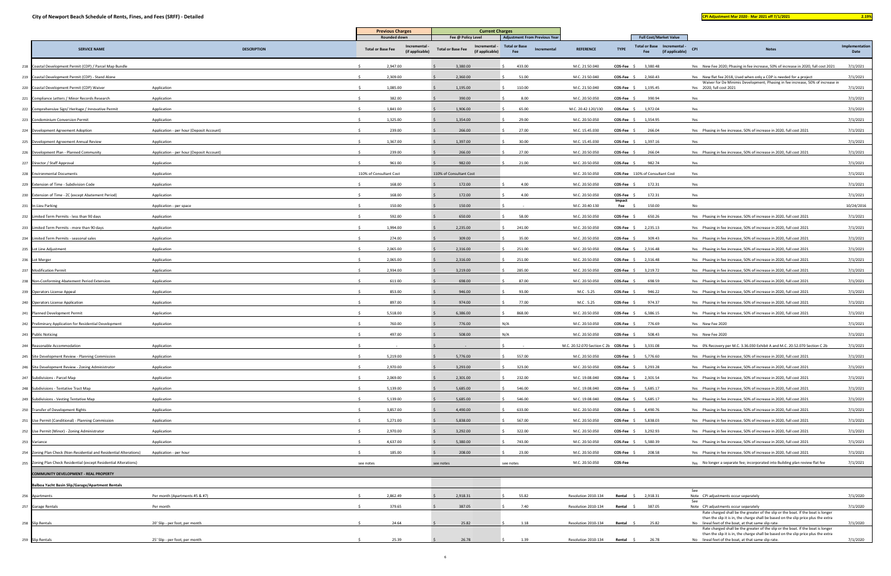**City of Newport Beach Schedule of Rents, Fines, and Fees (SRFF) - Detailed**

**CPI Adjustment Mar 2020 - Mar 2021 eff 7/1/2021** **2.19%**

| | SERVICE NAME | DESCRIPTION | Previous Charges Rounded down: Total or Base Fee | Previous Charges Rounded down: Incremental - (if applicable) | Current Charges Fee @ Policy Level: Total or Base Fee | Current Charges Fee @ Policy Level: Incremental - (if applicable) | Adjustment From Previous Year: Total or Base Fee | Adjustment From Previous Year: Incremental | REFERENCE | TYPE | Full Cost/Market Value: Total or Base Fee | Full Cost/Market Value: Incremental - (if applicable) | CPI | Notes | Implementation Date |
|---|---|---|---|---|---|---|---|---|---|---|---|---|---|---|---|
| 218 | Coastal Development Permit (CDP) / Parcel Map Bundle | | $ 2,947.00 | | $ 3,380.00 | | $ 433.00 | | M.C. 21.50.040 | COS-Fee | $ 3,380.48 | | Yes | New Fee 2020; Phasing in fee increase, 50% of increase in 2020, full cost 2021 | 7/1/2021 |
| 219 | Coastal Development Permit (CDP) - Stand Alone | | $ 2,309.00 | | $ 2,360.00 | | $ 51.00 | | M.C. 21.50.040 | COS-Fee | $ 2,360.43 | | Yes | New flat fee 2018, Used when only a CDP is needed for a project | 7/1/2021 |
| 220 | Coastal Development Permit (CDP) Waiver | Application | $ 1,085.00 | | $ 1,195.00 | | $ 110.00 | | M.C. 21.50.040 | COS-Fee | $ 1,195.45 | | Yes | Waiver for De Minimis Development; Phasing in fee increase, 50% of increase in 2020, full cost 2021 | 7/1/2021 |
| 221 | Compliance Letters / Minor Records Research | Application | $ 382.00 | | $ 390.00 | | $ 8.00 | | M.C. 20.50.050 | COS-Fee | $ 390.94 | | Yes | | 7/1/2021 |
| 222 | Comprehensive Sign/ Heritage / Innovative Permit | Application | $ 1,841.00 | | $ 1,906.00 | | $ 65.00 | | M.C. 20.42.120/130 | COS-Fee | $ 1,972.04 | | Yes | | 7/1/2021 |
| 223 | Condominium Conversion Permit | Application | $ 1,325.00 | | $ 1,354.00 | | $ 29.00 | | M.C. 20.50.050 | COS-Fee | $ 1,354.95 | | Yes | | 7/1/2021 |
| 224 | Development Agreement Adoption | Application - per hour (Deposit Account) | $ 239.00 | | $ 266.00 | | $ 27.00 | | M.C. 15.45.030 | COS-Fee | $ 266.04 | | Yes | Phasing in fee increase, 50% of increase in 2020, full cost 2021 | 7/1/2021 |
| 225 | Development Agreement Annual Review | Application | $ 1,367.00 | | $ 1,397.00 | | $ 30.00 | | M.C. 15.45.030 | COS-Fee | $ 1,397.16 | | Yes | | 7/1/2021 |
| 226 | Development Plan - Planned Community | Application - per hour (Deposit Account) | $ 239.00 | | $ 266.00 | | $ 27.00 | | M.C. 20.50.050 | COS-Fee | $ 266.04 | | Yes | Phasing in fee increase, 50% of increase in 2020, full cost 2021 | 7/1/2021 |
| 227 | Director / Staff Approval | Application | $ 961.00 | | $ 982.00 | | $ 21.00 | | M.C. 20.50.050 | COS-Fee | $ 982.74 | | Yes | | 7/1/2021 |
| 228 | Environmental Documents | Application | 110% of Consultant Cost | | 110% of Consultant Cost | | | | M.C. 20.50.050 | COS-Fee | 110% of Consultant Cost | | Yes | | 7/1/2021 |
| 229 | Extension of Time - Subdivision Code | Application | $ 168.00 | | $ 172.00 | | $ 4.00 | | M.C. 20.50.050 | COS-Fee | $ 172.31 | | Yes | | 7/1/2021 |
| 230 | Extension of Time - ZC (except Abatement Period) | Application | $ 168.00 | | $ 172.00 | | $ 4.00 | | M.C. 20.50.050 | COS-Fee | $ 172.31 | | Yes | | 7/1/2021 |
| 231 | In-Lieu Parking | Application - per space | $ 150.00 | | $ 150.00 | | $ - | | M.C. 20.40.130 | Impact Fee | $ 150.00 | | No | | 10/24/2016 |
| 232 | Limited Term Permits - less than 90 days | Application | $ 592.00 | | $ 650.00 | | $ 58.00 | | M.C. 20.50.050 | COS-Fee | $ 650.26 | | Yes | Phasing in fee increase, 50% of increase in 2020, full cost 2021 | 7/1/2021 |
| 233 | Limited Term Permits - more than 90 days | Application | $ 1,994.00 | | $ 2,235.00 | | $ 241.00 | | M.C. 20.50.050 | COS-Fee | $ 2,235.13 | | Yes | Phasing in fee increase, 50% of increase in 2020, full cost 2021 | 7/1/2021 |
| 234 | Limited Term Permits - seasonal sales | Application | $ 274.00 | | $ 309.00 | | $ 35.00 | | M.C. 20.50.050 | COS-Fee | $ 309.43 | | Yes | Phasing in fee increase, 50% of increase in 2020, full cost 2021 | 7/1/2021 |
| 235 | Lot Line Adjustment | Application | $ 2,065.00 | | $ 2,316.00 | | $ 251.00 | | M.C. 20.50.050 | COS-Fee | $ 2,316.48 | | Yes | Phasing in fee increase, 50% of increase in 2020, full cost 2021 | 7/1/2021 |
| 236 | Lot Merger | Application | $ 2,065.00 | | $ 2,316.00 | | $ 251.00 | | M.C. 20.50.050 | COS-Fee | $ 2,316.48 | | Yes | Phasing in fee increase, 50% of increase in 2020, full cost 2021 | 7/1/2021 |
| 237 | Modification Permit | Application | $ 2,934.00 | | $ 3,219.00 | | $ 285.00 | | M.C. 20.50.050 | COS-Fee | $ 3,219.72 | | Yes | Phasing in fee increase, 50% of increase in 2020, full cost 2021 | 7/1/2021 |
| 238 | Non-Conforming Abatement Period Extension | Application | $ 611.00 | | $ 698.00 | | $ 87.00 | | M.C. 20.50.050 | COS-Fee | $ 698.59 | | Yes | Phasing in fee increase, 50% of increase in 2020, full cost 2021 | 7/1/2021 |
| 239 | Operators License Appeal | Application | $ 853.00 | | $ 946.00 | | $ 93.00 | | M.C . 5.25 | COS-Fee | $ 946.22 | | Yes | Phasing in fee increase, 50% of increase in 2020, full cost 2021 | 7/1/2021 |
| 240 | Operators License Application | Application | $ 897.00 | | $ 974.00 | | $ 77.00 | | M.C . 5.25 | COS-Fee | $ 974.37 | | Yes | Phasing in fee increase, 50% of increase in 2020, full cost 2021 | 7/1/2021 |
| 241 | Planned Development Permit | Application | $ 5,518.00 | | $ 6,386.00 | | $ 868.00 | | M.C. 20.50.050 | COS-Fee | $ 6,386.15 | | Yes | Phasing in fee increase, 50% of increase in 2020, full cost 2021 | 7/1/2021 |
| 242 | Preliminary Application for Residential Development | Application | $ 760.00 | | $ 776.00 | | N/A | | M.C. 20.50.050 | COS-Fee | $ 776.69 | | Yes | New Fee 2020 | 7/1/2021 |
| 243 | Public Noticing | | $ 497.00 | | $ 508.00 | | N/A | | M.C. 20.50.050 | COS-Fee | $ 508.43 | | Yes | New Fee 2020 | 7/1/2021 |
| 244 | Reasonable Accommodation | Application | $ - | | $ - | | $ - | | M.C. 20.52.070 Section C 2b | COS-Fee | $ 3,331.08 | | Yes | 0% Recovery per M.C. 3.36.030 Exhibit A and M.C. 20.52.070 Section C 2b | 7/1/2021 |
| 245 | Site Development Review - Planning Commission | Application | $ 5,219.00 | | $ 5,776.00 | | $ 557.00 | | M.C. 20.50.050 | COS-Fee | $ 5,776.60 | | Yes | Phasing in fee increase, 50% of increase in 2020, full cost 2021 | 7/1/2021 |
| 246 | Site Development Review - Zoning Administrator | Application | $ 2,970.00 | | $ 3,293.00 | | $ 323.00 | | M.C. 20.50.050 | COS-Fee | $ 3,293.28 | | Yes | Phasing in fee increase, 50% of increase in 2020, full cost 2021 | 7/1/2021 |
| 247 | Subdivisions - Parcel Map | Application | $ 2,069.00 | | $ 2,301.00 | | $ 232.00 | | M.C. 19.08.040 | COS-Fee | $ 2,301.54 | | Yes | Phasing in fee increase, 50% of increase in 2020, full cost 2021 | 7/1/2021 |
| 248 | Subdivisions - Tentative Tract Map | Application | $ 5,139.00 | | $ 5,685.00 | | $ 546.00 | | M.C. 19.08.040 | COS-Fee | $ 5,685.17 | | Yes | Phasing in fee increase, 50% of increase in 2020, full cost 2021 | 7/1/2021 |
| 249 | Subdivisions - Vesting Tentative Map | Application | $ 5,139.00 | | $ 5,685.00 | | $ 546.00 | | M.C. 19.08.040 | COS-Fee | $ 5,685.17 | | Yes | Phasing in fee increase, 50% of increase in 2020, full cost 2021 | 7/1/2021 |
| 250 | Transfer of Development Rights | Application | $ 3,857.00 | | $ 4,490.00 | | $ 633.00 | | M.C. 20.50.050 | COS-Fee | $ 4,490.76 | | Yes | Phasing in fee increase, 50% of increase in 2020, full cost 2021 | 7/1/2021 |
| 251 | Use Permit (Conditional) - Planning Commission | Application | $ 5,271.00 | | $ 5,838.00 | | $ 567.00 | | M.C. 20.50.050 | COS-Fee | $ 5,838.03 | | Yes | Phasing in fee increase, 50% of increase in 2020, full cost 2021 | 7/1/2021 |
| 252 | Use Permit (Minor) - Zoning Administrator | Application | $ 2,970.00 | | $ 3,292.00 | | $ 322.00 | | M.C. 20.50.050 | COS-Fee | $ 3,292.93 | | Yes | Phasing in fee increase, 50% of increase in 2020, full cost 2021 | 7/1/2021 |
| 253 | Variance | Application | $ 4,637.00 | | $ 5,380.00 | | $ 743.00 | | M.C. 20.50.050 | COS-Fee | $ 5,380.39 | | Yes | Phasing in fee increase, 50% of increase in 2020, full cost 2021 | 7/1/2021 |
| 254 | Zoning Plan Check (Non-Residential and Residential Alterations) | Application - per hour | $ 185.00 | | $ 208.00 | | $ 23.00 | | M.C. 20.50.050 | COS-Fee | $ 208.58 | | Yes | Phasing in fee increase, 50% of increase in 2020, full cost 2021 | 7/1/2021 |
| 255 | Zoning Plan Check Residential (except Residential Alterations) | | see notes | | see notes | | see notes | | M.C. 20.50.050 | COS-Fee | | | Yes | No longer a separate fee; incorporated into Building plan review flat fee | 7/1/2021 |
| | **COMMUNITY DEVELOPMENT - REAL PROPERTY** | | | | | | | | | | | | | | |
| | **Balboa Yacht Basin Slip/Garage/Apartment Rentals** | | | | | | | | | | | | | | |
| 256 | Apartments | Per month (Apartments #5 & #7) | $ 2,862.49 | | $ 2,918.31 | | $ 55.82 | | Resolution 2010-134 | Rental | $ 2,918.31 | | See Note | CPI adjustments occur separately | 7/1/2020 |
| 257 | Garage Rentals | Per month | $ 379.65 | | $ 387.05 | | $ 7.40 | | Resolution 2010-134 | Rental | $ 387.05 | | See Note | CPI adjustments occur separately | 7/1/2020 |
| 258 | Slip Rentals | 20' Slip - per foot, per month | $ 24.64 | | $ 25.82 | | $ 1.18 | | Resolution 2010-134 | Rental | $ 25.82 | | No | Rate charged shall be the greater of the slip or the boat. If the boat is longer than the slip it is in, the charge shall be based on the slip price plus the extra lineal feet of the boat, at that same slip rate. | 7/1/2020 |
| 259 | Slip Rentals | 25' Slip - per foot, per month | $ 25.39 | | $ 26.78 | | $ 1.39 | | Resolution 2010-134 | Rental | $ 26.78 | | No | Rate charged shall be the greater of the slip or the boat. If the boat is longer than the slip it is in, the charge shall be based on the slip price plus the extra lineal feet of the boat, at that same slip rate. | 7/1/2020 |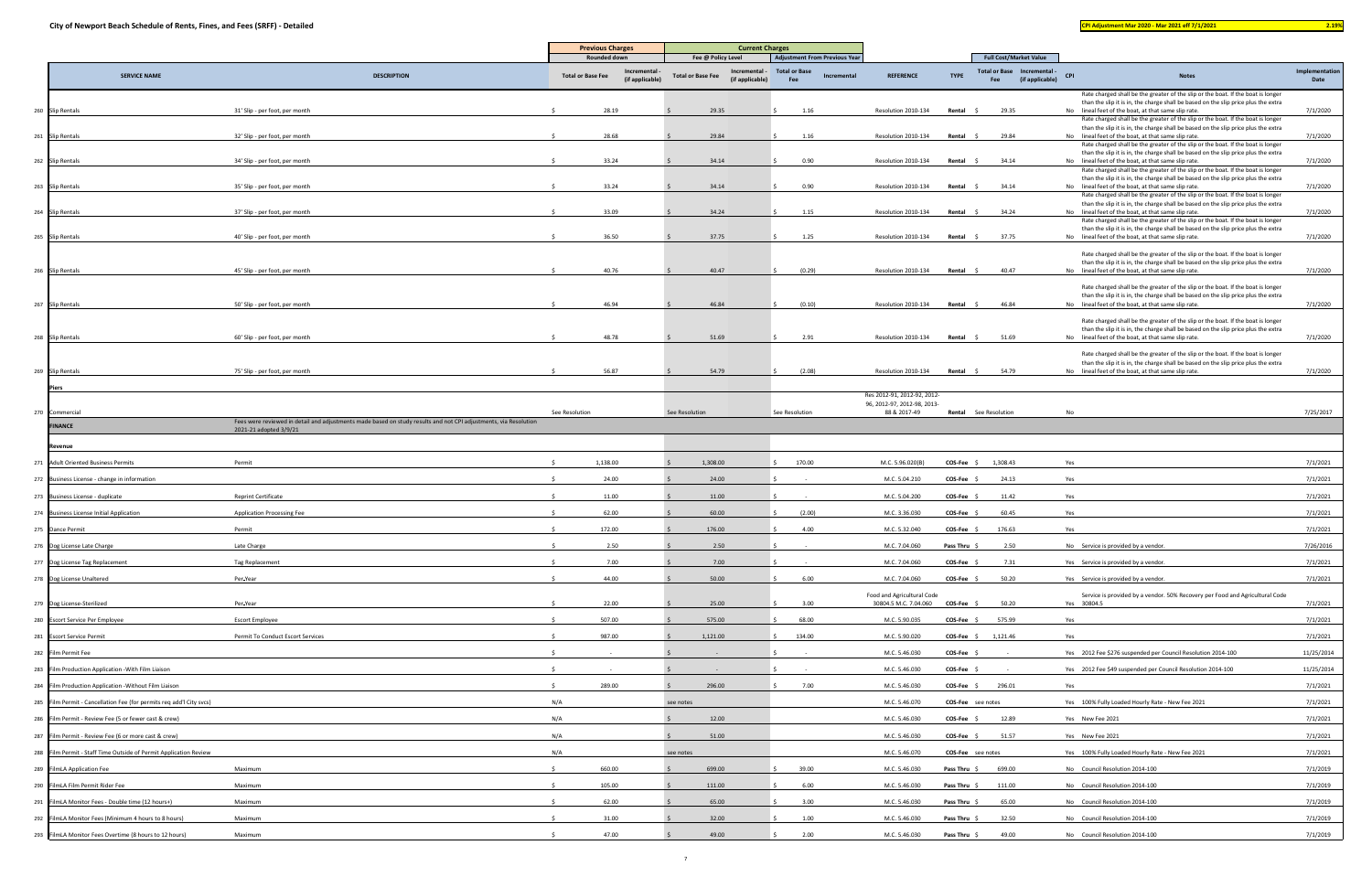# City of Newport Beach Schedule of Rents, Fines, and Fees (SRFF) - Detailed

**CPI Adjustment Mar 2020 - Mar 2021 eff 7/1/2021 — 2.19%**

| | SERVICE NAME | DESCRIPTION | Previous Charges (Rounded down) Total or Base Fee | Previous Charges Incremental - (if applicable) | Current Charges Fee @ Policy Level Total or Base Fee | Current Charges Fee @ Policy Level Incremental - (if applicable) | Adjustment From Previous Year Total or Base Fee | Adjustment From Previous Year Incremental | REFERENCE | TYPE | Full Cost/Market Value Total or Base Fee | Full Cost/Market Value Incremental - (if applicable) | CPI | Notes | Implementation Date |
|---|---|---|---|---|---|---|---|---|---|---|---|---|---|---|---|
| 260 | Slip Rentals | 31' Slip - per foot, per month | $ 28.19 | | $ 29.35 | | $ 1.16 | | Resolution 2010-134 | Rental | $ 29.35 | | No | Rate charged shall be the greater of the slip or the boat. If the boat is longer than the slip it is in, the charge shall be based on the slip price plus the extra lineal feet of the boat, at that same slip rate. | 7/1/2020 |
| 261 | Slip Rentals | 32' Slip - per foot, per month | $ 28.68 | | $ 29.84 | | $ 1.16 | | Resolution 2010-134 | Rental | $ 29.84 | | No | Rate charged shall be the greater of the slip or the boat. If the boat is longer than the slip it is in, the charge shall be based on the slip price plus the extra lineal feet of the boat, at that same slip rate. | 7/1/2020 |
| 262 | Slip Rentals | 34' Slip - per foot, per month | $ 33.24 | | $ 34.14 | | $ 0.90 | | Resolution 2010-134 | Rental | $ 34.14 | | No | Rate charged shall be the greater of the slip or the boat. If the boat is longer than the slip it is in, the charge shall be based on the slip price plus the extra lineal feet of the boat, at that same slip rate. | 7/1/2020 |
| 263 | Slip Rentals | 35' Slip - per foot, per month | $ 33.24 | | $ 34.14 | | $ 0.90 | | Resolution 2010-134 | Rental | $ 34.14 | | No | Rate charged shall be the greater of the slip or the boat. If the boat is longer than the slip it is in, the charge shall be based on the slip price plus the extra lineal feet of the boat, at that same slip rate. | 7/1/2020 |
| 264 | Slip Rentals | 37' Slip - per foot, per month | $ 33.09 | | $ 34.24 | | $ 1.15 | | Resolution 2010-134 | Rental | $ 34.24 | | No | Rate charged shall be the greater of the slip or the boat. If the boat is longer than the slip it is in, the charge shall be based on the slip price plus the extra lineal feet of the boat, at that same slip rate. | 7/1/2020 |
| 265 | Slip Rentals | 40' Slip - per foot, per month | $ 36.50 | | $ 37.75 | | $ 1.25 | | Resolution 2010-134 | Rental | $ 37.75 | | No | Rate charged shall be the greater of the slip or the boat. If the boat is longer than the slip it is in, the charge shall be based on the slip price plus the extra lineal feet of the boat, at that same slip rate. | 7/1/2020 |
| 266 | Slip Rentals | 45' Slip - per foot, per month | $ 40.76 | | $ 40.47 | | $ (0.29) | | Resolution 2010-134 | Rental | $ 40.47 | | No | Rate charged shall be the greater of the slip or the boat. If the boat is longer than the slip it is in, the charge shall be based on the slip price plus the extra lineal feet of the boat, at that same slip rate. | 7/1/2020 |
| 267 | Slip Rentals | 50' Slip - per foot, per month | $ 46.94 | | $ 46.84 | | $ (0.10) | | Resolution 2010-134 | Rental | $ 46.84 | | No | Rate charged shall be the greater of the slip or the boat. If the boat is longer than the slip it is in, the charge shall be based on the slip price plus the extra lineal feet of the boat, at that same slip rate. | 7/1/2020 |
| 268 | Slip Rentals | 60' Slip - per foot, per month | $ 48.78 | | $ 51.69 | | $ 2.91 | | Resolution 2010-134 | Rental | $ 51.69 | | No | Rate charged shall be the greater of the slip or the boat. If the boat is longer than the slip it is in, the charge shall be based on the slip price plus the extra lineal feet of the boat, at that same slip rate. | 7/1/2020 |
| 269 | Slip Rentals | 75' Slip - per foot, per month | $ 56.87 | | $ 54.79 | | $ (2.08) | | Resolution 2010-134 | Rental | $ 54.79 | | No | Rate charged shall be the greater of the slip or the boat. If the boat is longer than the slip it is in, the charge shall be based on the slip price plus the extra lineal feet of the boat, at that same slip rate. | 7/1/2020 |
| | **Piers** | | | | | | | | | | | | | | |
| 270 | Commercial | | See Resolution | | See Resolution | | See Resolution | | Res 2012-91, 2012-92, 2012-96, 2012-97, 2012-98, 2013-88 & 2017-49 | Rental | See Resolution | | No | | 7/25/2017 |
| | **FINANCE** | Fees were reviewed in detail and adjustments made based on study results and not CPI adjustments, via Resolution 2021-21 adopted 3/9/21 | | | | | | | | | | | | | |
| | **Revenue** | | | | | | | | | | | | | | |
| 271 | Adult Oriented Business Permits | Permit | $ 1,138.00 | | $ 1,308.00 | | $ 170.00 | | M.C. 5.96.020(B) | COS-Fee | $ 1,308.43 | | Yes | | 7/1/2021 |
| 272 | Business License - change in information | | $ 24.00 | | $ 24.00 | | $ - | | M.C. 5.04.210 | COS-Fee | $ 24.13 | | Yes | | 7/1/2021 |
| 273 | Business License - duplicate | Reprint Certificate | $ 11.00 | | $ 11.00 | | $ - | | M.C. 5.04.200 | COS-Fee | $ 11.42 | | Yes | | 7/1/2021 |
| 274 | Business License Initial Application | Application Processing Fee | $ 62.00 | | $ 60.00 | | $ (2.00) | | M.C. 3.36.030 | COS-Fee | $ 60.45 | | Yes | | 7/1/2021 |
| 275 | Dance Permit | Permit | $ 172.00 | | $ 176.00 | | $ 4.00 | | M.C. 5.32.040 | COS-Fee | $ 176.63 | | Yes | | 7/1/2021 |
| 276 | Dog License Late Charge | Late Charge | $ 2.50 | | $ 2.50 | | $ - | | M.C. 7.04.060 | Pass Thru | $ 2.50 | | No | Service is provided by a vendor. | 7/26/2016 |
| 277 | Dog License Tag Replacement | Tag Replacement | $ 7.00 | | $ 7.00 | | $ - | | M.C. 7.04.060 | COS-Fee | $ 7.31 | | Yes | Service is provided by a vendor. | 7/1/2021 |
| 278 | Dog License Unaltered | Per Year | $ 44.00 | | $ 50.00 | | $ 6.00 | | M.C. 7.04.060 | COS-Fee | $ 50.20 | | Yes | Service is provided by a vendor. | 7/1/2021 |
| 279 | Dog License-Sterilized | Per Year | $ 22.00 | | $ 25.00 | | $ 3.00 | | Food and Agricultural Code 30804.5 M.C. 7.04.060 | COS-Fee | $ 50.20 | | Yes | Service is provided by a vendor. 50% Recovery per Food and Agricultural Code 30804.5 | 7/1/2021 |
| 280 | Escort Service Per Employee | Escort Employee | $ 507.00 | | $ 575.00 | | $ 68.00 | | M.C. 5.90.035 | COS-Fee | $ 575.99 | | Yes | | 7/1/2021 |
| 281 | Escort Service Permit | Permit To Conduct Escort Services | $ 987.00 | | $ 1,121.00 | | $ 134.00 | | M.C. 5.90.020 | COS-Fee | $ 1,121.46 | | Yes | | 7/1/2021 |
| 282 | Film Permit Fee | | $ - | | $ - | | $ - | | M.C. 5.46.030 | COS-Fee | $ - | | Yes | 2012 Fee $276 suspended per Council Resolution 2014-100 | 11/25/2014 |
| 283 | Film Production Application -With Film Liaison | | $ - | | $ - | | $ - | | M.C. 5.46.030 | COS-Fee | $ - | | Yes | 2012 Fee $49 suspended per Council Resolution 2014-100 | 11/25/2014 |
| 284 | Film Production Application -Without Film Liaison | | $ 289.00 | | $ 296.00 | | $ 7.00 | | M.C. 5.46.030 | COS-Fee | $ 296.01 | | Yes | | 7/1/2021 |
| 285 | Film Permit - Cancellation Fee (for permits req add'l City svcs) | | N/A | | see notes | | | | M.C. 5.46.070 | COS-Fee | see notes | | Yes | 100% Fully Loaded Hourly Rate - New Fee 2021 | 7/1/2021 |
| 286 | Film Permit - Review Fee (5 or fewer cast & crew) | | N/A | | $ 12.00 | | | | M.C. 5.46.030 | COS-Fee | $ 12.89 | | Yes | New Fee 2021 | 7/1/2021 |
| 287 | Film Permit - Review Fee (6 or more cast & crew) | | N/A | | $ 51.00 | | | | M.C. 5.46.030 | COS-Fee | $ 51.57 | | Yes | New Fee 2021 | 7/1/2021 |
| 288 | Film Permit - Staff Time Outside of Permit Application Review | | N/A | | see notes | | | | M.C. 5.46.070 | COS-Fee | see notes | | Yes | 100% Fully Loaded Hourly Rate - New Fee 2021 | 7/1/2021 |
| 289 | FilmLA Application Fee | Maximum | $ 660.00 | | $ 699.00 | | $ 39.00 | | M.C. 5.46.030 | Pass Thru | $ 699.00 | | No | Council Resolution 2014-100 | 7/1/2019 |
| 290 | FilmLA Film Permit Rider Fee | Maximum | $ 105.00 | | $ 111.00 | | $ 6.00 | | M.C. 5.46.030 | Pass Thru | $ 111.00 | | No | Council Resolution 2014-100 | 7/1/2019 |
| 291 | FilmLA Monitor Fees - Double time (12 hours+) | Maximum | $ 62.00 | | $ 65.00 | | $ 3.00 | | M.C. 5.46.030 | Pass Thru | $ 65.00 | | No | Council Resolution 2014-100 | 7/1/2019 |
| 292 | FilmLA Monitor Fees (Minimum 4 hours to 8 hours) | Maximum | $ 31.00 | | $ 32.00 | | $ 1.00 | | M.C. 5.46.030 | Pass Thru | $ 32.50 | | No | Council Resolution 2014-100 | 7/1/2019 |
| 293 | FilmLA Monitor Fees Overtime (8 hours to 12 hours) | Maximum | $ 47.00 | | $ 49.00 | | $ 2.00 | | M.C. 5.46.030 | Pass Thru | $ 49.00 | | No | Council Resolution 2014-100 | 7/1/2019 |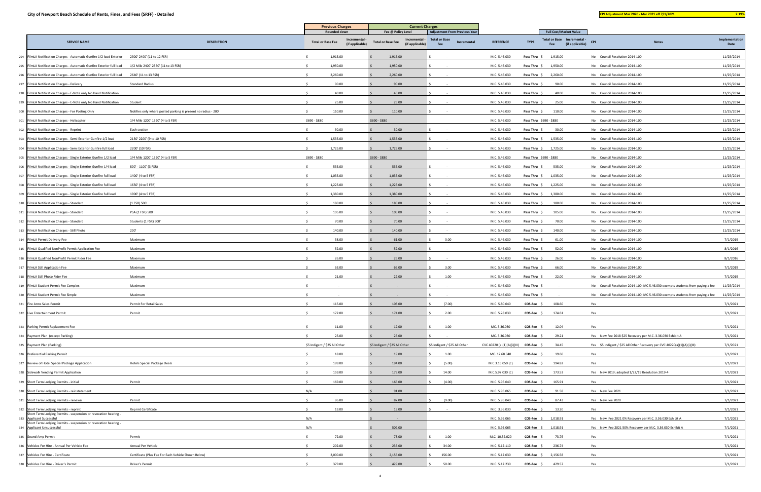# City of Newport Beach Schedule of Rents, Fines, and Fees (SRFF) - Detailed

**CPI Adjustment Mar 2020 - Mar 2021 eff 7/1/2021 — 2.19%**

| | SERVICE NAME | DESCRIPTION | Previous Charges (Rounded down): Total or Base Fee | Previous Charges (Rounded down): Incremental - (if applicable) | Current Charges (Fee @ Policy Level): Total or Base Fee | Current Charges (Fee @ Policy Level): Incremental - (if applicable) | Adjustment From Previous Year: Total or Base Fee | Adjustment From Previous Year: Incremental | REFERENCE | TYPE | Full Cost/Market Value: Total or Base Fee | Full Cost/Market Value: Incremental - (if applicable) | CPI | Notes | Implementation Date |
|---|---|---|---|---|---|---|---|---|---|---|---|---|---|---|---|
| 294 | FilmLA Notification Charges - Automatic Gunfire 1/2 load Exterior | 2300' 2400' (11 to 12 FSR) | $ 1,915.00 | | $ 1,915.00 | | $ - | | M.C. 5.46.030 | Pass Thru | $ 1,915.00 | | No | Council Resolution 2014-100 | 11/25/2014 |
| 295 | FilmLA Notification Charges - Automatic Gunfire Exterior full load | 1/2 Mile 2400' 2550' (11 to 13 FSR) | $ 1,950.00 | | $ 1,950.00 | | $ - | | M.C. 5.46.030 | Pass Thru | $ 1,950.00 | | No | Council Resolution 2014-100 | 11/25/2014 |
| 296 | FilmLA Notification Charges - Automatic Gunfire Exterior full load | 2640' (11 to 13 FSR) | $ 2,260.00 | | $ 2,260.00 | | $ - | | M.C. 5.46.030 | Pass Thru | $ 2,260.00 | | No | Council Resolution 2014-100 | 11/25/2014 |
| 297 | FilmLA Notification Charges - Delivery | Standard Radius | $ 90.00 | | $ 90.00 | | $ - | | M.C. 5.46.030 | Pass Thru | $ 90.00 | | No | Council Resolution 2014-100 | 11/25/2014 |
| 298 | FilmLA Notification Charges - E-Note only No Hand Notification | | $ 40.00 | | $ 40.00 | | $ - | | M.C. 5.46.030 | Pass Thru | $ 40.00 | | No | Council Resolution 2014-100 | 11/25/2014 |
| 299 | FilmLA Notification Charges - E-Note only No Hand Notification | Student | $ 25.00 | | $ 25.00 | | $ - | | M.C. 5.46.030 | Pass Thru | $ 25.00 | | No | Council Resolution 2014-100 | 11/25/2014 |
| 300 | FilmLA Notification Charges - For Posting Only | Notifies only where posted parking is present no radius - 200' | $ 110.00 | | $ 110.00 | | $ - | | M.C. 5.46.030 | Pass Thru | $ 110.00 | | No | Council Resolution 2014-100 | 11/25/2014 |
| 301 | FilmLA Notification Charges - Helicopter | 1/4 Mile 1200' 1320' (4 to 5 FSR) | $690 - $880 | | $690 - $880 | | | | M.C. 5.46.030 | Pass Thru | $690 - $880 | | No | Council Resolution 2014-100 | 11/25/2014 |
| 302 | FilmLA Notification Charges - Reprint | Each section | $ 30.00 | | $ 30.00 | | $ - | | M.C. 5.46.030 | Pass Thru | $ 30.00 | | No | Council Resolution 2014-100 | 11/25/2014 |
| 303 | FilmLA Notification Charges - Semi Exterior Gunfire 1/2 load | 2150' 2200' (9 to 10 FSR) | $ 1,535.00 | | $ 1,535.00 | | $ - | | M.C. 5.46.030 | Pass Thru | $ 1,535.00 | | No | Council Resolution 2014-100 | 11/25/2014 |
| 304 | FilmLA Notification Charges - Semi Exterior Gunfire full load | 2200' (10 FSR) | $ 1,725.00 | | $ 1,725.00 | | $ - | | M.C. 5.46.030 | Pass Thru | $ 1,725.00 | | No | Council Resolution 2014-100 | 11/25/2014 |
| 305 | FilmLA Notification Charges - Single Exterior Gunfire 1/2 load | 1/4 Mile 1200' 1320' (4 to 5 FSR) | $690 - $880 | | $690 - $880 | | | | M.C. 5.46.030 | Pass Thru | $690 - $880 | | No | Council Resolution 2014-100 | 11/25/2014 |
| 306 | FilmLA Notification Charges - Single Exterior Gunfire 1/4 load | 800' - 1100' (3 FSR) | $ 535.00 | | $ 535.00 | | $ - | | M.C. 5.46.030 | Pass Thru | $ 535.00 | | No | Council Resolution 2014-100 | 11/25/2014 |
| 307 | FilmLA Notification Charges - Single Exterior Gunfire full load | 1400' (4 to 5 FSR) | $ 1,035.00 | | $ 1,035.00 | | $ - | | M.C. 5.46.030 | Pass Thru | $ 1,035.00 | | No | Council Resolution 2014-100 | 11/25/2014 |
| 308 | FilmLA Notification Charges - Single Exterior Gunfire full load | 1650' (4 to 5 FSR) | $ 1,225.00 | | $ 1,225.00 | | $ - | | M.C. 5.46.030 | Pass Thru | $ 1,225.00 | | No | Council Resolution 2014-100 | 11/25/2014 |
| 309 | FilmLA Notification Charges - Single Exterior Gunfire full load | 1900' (4 to 5 FSR) | $ 1,380.00 | | $ 1,380.00 | | $ - | | M.C. 5.46.030 | Pass Thru | $ 1,380.00 | | No | Council Resolution 2014-100 | 11/25/2014 |
| 310 | FilmLA Notification Charges - Standard | (1 FSR) 500' | $ 180.00 | | $ 180.00 | | $ - | | M.C. 5.46.030 | Pass Thru | $ 180.00 | | No | Council Resolution 2014-100 | 11/25/2014 |
| 311 | FilmLA Notification Charges - Standard | PSA (1 FSR) 500' | $ 105.00 | | $ 105.00 | | $ - | | M.C. 5.46.030 | Pass Thru | $ 105.00 | | No | Council Resolution 2014-100 | 11/25/2014 |
| 312 | FilmLA Notification Charges - Standard | Students (1 FSR) 500' | $ 70.00 | | $ 70.00 | | $ - | | M.C. 5.46.030 | Pass Thru | $ 70.00 | | No | Council Resolution 2014-100 | 11/25/2014 |
| 313 | FilmLA Notification Charges - Still Photo | 200' | $ 140.00 | | $ 140.00 | | $ - | | M.C. 5.46.030 | Pass Thru | $ 140.00 | | No | Council Resolution 2014-100 | 11/25/2014 |
| 314 | FilmLA Permit Delivery Fee | Maximum | $ 58.00 | | $ 61.00 | | $ 3.00 | | M.C. 5.46.030 | Pass Thru | $ 61.00 | | No | Council Resolution 2014-100 | 7/1/2019 |
| 315 | FilmLA Qualified NonProfit Permit Application Fee | Maximum | $ 52.00 | | $ 52.00 | | $ - | | M.C. 5.46.030 | Pass Thru | $ 52.00 | | No | Council Resolution 2014-100 | 8/1/2016 |
| 316 | FilmLA Qualified NonProfit Permit Rider Fee | Maximum | $ 26.00 | | $ 26.00 | | $ - | | M.C. 5.46.030 | Pass Thru | $ 26.00 | | No | Council Resolution 2014-100 | 8/1/2016 |
| 317 | FilmLA Still Application Fee | Maximum | $ 63.00 | | $ 66.00 | | $ 3.00 | | M.C. 5.46.030 | Pass Thru | $ 66.00 | | No | Council Resolution 2014-100 | 7/1/2019 |
| 318 | FilmLA Still Photo Rider Fee | Maximum | $ 21.00 | | $ 22.00 | | $ 1.00 | | M.C. 5.46.030 | Pass Thru | $ 22.00 | | No | Council Resolution 2014-100 | 7/1/2019 |
| 319 | FilmLA Student Permit Fee Complex | Maximum | $ - | | $ - | | $ - | | M.C. 5.46.030 | Pass Thru | $ - | | No | Council Resolution 2014-100; MC 5.46.030 exempts students from paying a fee | 11/25/2014 |
| 320 | FilmLA Student Permit Fee Simple | Maximum | $ - | | $ - | | $ - | | M.C. 5.46.030 | Pass Thru | $ - | | No | Council Resolution 2014-100; MC 5.46.030 exempts students from paying a fee | 11/25/2014 |
| 321 | Fire Arms Sales Permit | Permit For Retail Sales | $ 115.00 | | $ 108.00 | | $ (7.00) | | M.C. 5.80.040 | COS-Fee | $ 108.60 | | Yes | | 7/1/2021 |
| 322 | Live Entertainment Permit | Permit | $ 172.00 | | $ 174.00 | | $ 2.00 | | M.C. 5.28.030 | COS-Fee | $ 174.61 | | Yes | | 7/1/2021 |
| 323 | Parking Permit Replacement Fee | | $ 11.00 | | $ 12.00 | | $ 1.00 | | MC. 3.36.030 | COS-Fee | $ 12.04 | | Yes | | 7/1/2021 |
| 324 | Payment Plan (except Parking) | | $ 25.00 | | $ 25.00 | | $ - | | MC. 3.36.030 | COS-Fee | $ 29.21 | | Yes | New Fee 2018 $25 Recovery per M.C. 3.36.030 Exhibit A | 7/1/2021 |
| 325 | Payment Plan (Parking) | | $5 Indigent / $25 All Other | | $5 Indigent / $25 All Other | | $5 Indigent / $25 All Other | | CVC 40220 (a)(1)(A)(i)(III) | COS-Fee | $ 34.45 | | Yes | $5 Indigent / $25 All Other Recovery per CVC 40220(a)(1)(A)(i)(III) | 7/1/2021 |
| 326 | Preferential Parking Permit | | $ 18.00 | | $ 19.00 | | $ 1.00 | | MC. 12.68.040 | COS-Fee | $ 19.60 | | Yes | | 7/1/2021 |
| 327 | Review of Hotel Special Package Application | Hotels Special Package Deals | $ 199.00 | | $ 194.00 | | $ (5.00) | | M.C.3.16.050 (C) | COS-Fee | $ 194.82 | | Yes | | 7/1/2021 |
| 328 | Sidewalk Vending Permit Application | | $ 159.00 | | $ 173.00 | | $ 14.00 | | M.C.5.97.030 (C) | COS-Fee | $ 173.53 | | Yes | New 2019; adopted 1/22/19 Resolution 2019-4 | 7/1/2021 |
| 329 | Short Term Lodging Permits - initial | Permit | $ 169.00 | | $ 165.00 | | $ (4.00) | | M.C. 5.95.040 | COS-Fee | $ 165.91 | | Yes | | 7/1/2021 |
| 330 | Short Term Lodging Permits - reinstatement | | N/A | | $ 91.00 | | | | M.C. 5.95.065 | COS-Fee | $ 91.58 | | Yes | New Fee 2021 | 7/1/2021 |
| 331 | Short Term Lodging Permits - renewal | Permit | $ 96.00 | | $ 87.00 | | $ (9.00) | | M.C. 5.95.040 | COS-Fee | $ 87.43 | | Yes | New Fee 2020 | 7/1/2021 |
| 332 | Short Term Lodging Permits - reprint | Reprint Certificate | $ 13.00 | | $ 13.00 | | $ - | | M.C. 3.36.030 | COS-Fee | $ 13.20 | | Yes | | 7/1/2021 |
| 333 | Short Term Lodging Permits - suspension or revocation hearing - Applicant Successful | | N/A | | $ - | | | | M.C. 5.95.065 | COS-Fee | $ 1,018.91 | | Yes | New Fee 2021 0% Recovery per M.C. 3.36.030 Exhibit A | 7/1/2021 |
| 334 | Short Term Lodging Permits - suspension or revocation hearing - Applicant Unsuccessful | | N/A | | $ 509.00 | | | | M.C. 5.95.065 | COS-Fee | $ 1,018.91 | | Yes | New Fee 2021 50% Recovery per M.C. 3.36.030 Exhibit A | 7/1/2021 |
| 335 | Sound Amp Permit | Permit | $ 72.00 | | $ 73.00 | | $ 1.00 | | M.C. 10.32.020 | COS-Fee | $ 73.76 | | Yes | | 7/1/2021 |
| 336 | Vehicles For Hire - Annual Per Vehicle Fee | Annual Per Vehicle | $ 202.00 | | $ 236.00 | | $ 34.00 | | M.C. 5.12.110 | COS-Fee | $ 236.74 | | Yes | | 7/1/2021 |
| 337 | Vehicles For Hire - Certificate | Certificate (Plus Fee For Each Vehicle Shown Below) | $ 2,000.00 | | $ 2,156.00 | | $ 156.00 | | M.C. 5.12.030 | COS-Fee | $ 2,156.58 | | Yes | | 7/1/2021 |
| 338 | Vehicles For Hire - Driver's Permit | Driver's Permit | $ 379.00 | | $ 429.00 | | $ 50.00 | | M.C. 5.12.230 | COS-Fee | $ 429.57 | | Yes | | 7/1/2021 |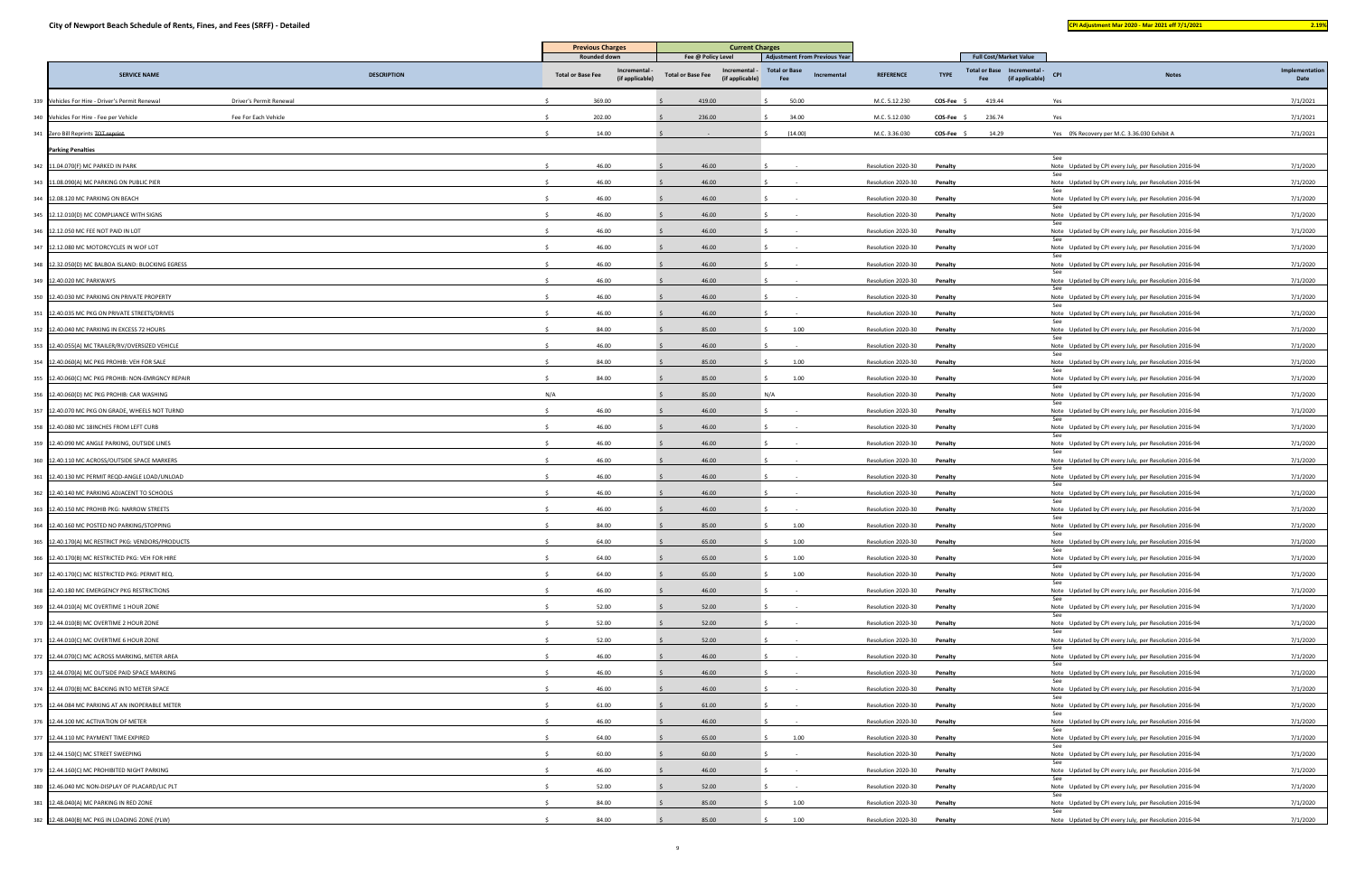# City of Newport Beach Schedule of Rents, Fines, and Fees (SRFF) - Detailed

**CPI Adjustment Mar 2020 - Mar 2021 eff 7/1/2021** 2.19%

| | SERVICE NAME | DESCRIPTION | Previous Charges Rounded down | | Current Charges Fee @ Policy Level | | Adjustment From Previous Year | | REFERENCE | TYPE | Full Cost/Market Value | | CPI | Notes | Implementation Date |
|---|---|---|---|---|---|---|---|---|---|---|---|---|---|---|---|
| | | | Total or Base Fee | Incremental - (if applicable) | Total or Base Fee | Incremental - (if applicable) | Total or Base Fee | Incremental | | | Total or Base Fee | Incremental - (if applicable) | | | |
| 339 | Vehicles For Hire - Driver's Permit Renewal | Driver's Permit Renewal | $ 369.00 | | $ 419.00 | | $ 50.00 | | M.C. 5.12.230 | COS-Fee | $ 419.44 | | Yes | | 7/1/2021 |
| 340 | Vehicles For Hire - Fee per Vehicle | Fee For Each Vehicle | $ 202.00 | | $ 236.00 | | $ 34.00 | | M.C. 5.12.030 | COS-Fee | $ 236.74 | | Yes | | 7/1/2021 |
| 341 | Zero Bill Reprints ~~TOT reprint~~ | | $ 14.00 | | $ - | | $ (14.00) | | M.C. 3.36.030 | COS-Fee | $ 14.29 | | Yes | 0% Recovery per M.C. 3.36.030 Exhibit A | 7/1/2021 |
| | **Parking Penalties** | | | | | | | | | | | | | | |
| 342 | 11.04.070(F) MC PARKED IN PARK | | $ 46.00 | | $ 46.00 | | $ - | | Resolution 2020-30 | Penalty | | | See Note | Updated by CPI every July, per Resolution 2016-94 | 7/1/2020 |
| 343 | 11.08.090(A) MC PARKING ON PUBLIC PIER | | $ 46.00 | | $ 46.00 | | $ - | | Resolution 2020-30 | Penalty | | | See Note | Updated by CPI every July, per Resolution 2016-94 | 7/1/2020 |
| 344 | 12.08.120 MC PARKING ON BEACH | | $ 46.00 | | $ 46.00 | | $ - | | Resolution 2020-30 | Penalty | | | See Note | Updated by CPI every July, per Resolution 2016-94 | 7/1/2020 |
| 345 | 12.12.010(D) MC COMPLIANCE WITH SIGNS | | $ 46.00 | | $ 46.00 | | $ - | | Resolution 2020-30 | Penalty | | | See Note | Updated by CPI every July, per Resolution 2016-94 | 7/1/2020 |
| 346 | 12.12.050 MC FEE NOT PAID IN LOT | | $ 46.00 | | $ 46.00 | | $ - | | Resolution 2020-30 | Penalty | | | See Note | Updated by CPI every July, per Resolution 2016-94 | 7/1/2020 |
| 347 | 12.12.080 MC MOTORCYCLES IN WOF LOT | | $ 46.00 | | $ 46.00 | | $ - | | Resolution 2020-30 | Penalty | | | See Note | Updated by CPI every July, per Resolution 2016-94 | 7/1/2020 |
| 348 | 12.32.050(D) MC BALBOA ISLAND: BLOCKING EGRESS | | $ 46.00 | | $ 46.00 | | $ - | | Resolution 2020-30 | Penalty | | | See Note | Updated by CPI every July, per Resolution 2016-94 | 7/1/2020 |
| 349 | 12.40.020 MC PARKWAYS | | $ 46.00 | | $ 46.00 | | $ - | | Resolution 2020-30 | Penalty | | | See Note | Updated by CPI every July, per Resolution 2016-94 | 7/1/2020 |
| 350 | 12.40.030 MC PARKING ON PRIVATE PROPERTY | | $ 46.00 | | $ 46.00 | | $ - | | Resolution 2020-30 | Penalty | | | See Note | Updated by CPI every July, per Resolution 2016-94 | 7/1/2020 |
| 351 | 12.40.035 MC PKG ON PRIVATE STREETS/DRIVES | | $ 46.00 | | $ 46.00 | | $ - | | Resolution 2020-30 | Penalty | | | See Note | Updated by CPI every July, per Resolution 2016-94 | 7/1/2020 |
| 352 | 12.40.040 MC PARKING IN EXCESS 72 HOURS | | $ 84.00 | | $ 85.00 | | $ 1.00 | | Resolution 2020-30 | Penalty | | | See Note | Updated by CPI every July, per Resolution 2016-94 | 7/1/2020 |
| 353 | 12.40.055(A) MC TRAILER/RV/OVERSIZED VEHICLE | | $ 46.00 | | $ 46.00 | | $ - | | Resolution 2020-30 | Penalty | | | See Note | Updated by CPI every July, per Resolution 2016-94 | 7/1/2020 |
| 354 | 12.40.060(A) MC PKG PROHIB: VEH FOR SALE | | $ 84.00 | | $ 85.00 | | $ 1.00 | | Resolution 2020-30 | Penalty | | | See Note | Updated by CPI every July, per Resolution 2016-94 | 7/1/2020 |
| 355 | 12.40.060(C) MC PKG PROHIB: NON-EMRGNCY REPAIR | | $ 84.00 | | $ 85.00 | | $ 1.00 | | Resolution 2020-30 | Penalty | | | See Note | Updated by CPI every July, per Resolution 2016-94 | 7/1/2020 |
| 356 | 12.40.060(D) MC PKG PROHIB: CAR WASHING | | N/A | | $ 85.00 | | N/A | | Resolution 2020-30 | Penalty | | | See Note | Updated by CPI every July, per Resolution 2016-94 | 7/1/2020 |
| 357 | 12.40.070 MC PKG ON GRADE, WHEELS NOT TURND | | $ 46.00 | | $ 46.00 | | $ - | | Resolution 2020-30 | Penalty | | | See Note | Updated by CPI every July, per Resolution 2016-94 | 7/1/2020 |
| 358 | 12.40.080 MC 18INCHES FROM LEFT CURB | | $ 46.00 | | $ 46.00 | | $ - | | Resolution 2020-30 | Penalty | | | See Note | Updated by CPI every July, per Resolution 2016-94 | 7/1/2020 |
| 359 | 12.40.090 MC ANGLE PARKING, OUTSIDE LINES | | $ 46.00 | | $ 46.00 | | $ - | | Resolution 2020-30 | Penalty | | | See Note | Updated by CPI every July, per Resolution 2016-94 | 7/1/2020 |
| 360 | 12.40.110 MC ACROSS/OUTSIDE SPACE MARKERS | | $ 46.00 | | $ 46.00 | | $ - | | Resolution 2020-30 | Penalty | | | See Note | Updated by CPI every July, per Resolution 2016-94 | 7/1/2020 |
| 361 | 12.40.130 MC PERMIT REQD-ANGLE LOAD/UNLOAD | | $ 46.00 | | $ 46.00 | | $ - | | Resolution 2020-30 | Penalty | | | See Note | Updated by CPI every July, per Resolution 2016-94 | 7/1/2020 |
| 362 | 12.40.140 MC PARKING ADJACENT TO SCHOOLS | | $ 46.00 | | $ 46.00 | | $ - | | Resolution 2020-30 | Penalty | | | See Note | Updated by CPI every July, per Resolution 2016-94 | 7/1/2020 |
| 363 | 12.40.150 MC PROHIB PKG: NARROW STREETS | | $ 46.00 | | $ 46.00 | | $ - | | Resolution 2020-30 | Penalty | | | See Note | Updated by CPI every July, per Resolution 2016-94 | 7/1/2020 |
| 364 | 12.40.160 MC POSTED NO PARKING/STOPPING | | $ 84.00 | | $ 85.00 | | $ 1.00 | | Resolution 2020-30 | Penalty | | | See Note | Updated by CPI every July, per Resolution 2016-94 | 7/1/2020 |
| 365 | 12.40.170(A) MC RESTRICT PKG: VENDORS/PRODUCTS | | $ 64.00 | | $ 65.00 | | $ 1.00 | | Resolution 2020-30 | Penalty | | | See Note | Updated by CPI every July, per Resolution 2016-94 | 7/1/2020 |
| 366 | 12.40.170(B) MC RESTRICTED PKG: VEH FOR HIRE | | $ 64.00 | | $ 65.00 | | $ 1.00 | | Resolution 2020-30 | Penalty | | | See Note | Updated by CPI every July, per Resolution 2016-94 | 7/1/2020 |
| 367 | 12.40.170(C) MC RESTRICTED PKG: PERMIT REQ. | | $ 64.00 | | $ 65.00 | | $ 1.00 | | Resolution 2020-30 | Penalty | | | See Note | Updated by CPI every July, per Resolution 2016-94 | 7/1/2020 |
| 368 | 12.40.180 MC EMERGENCY PKG RESTRICTIONS | | $ 46.00 | | $ 46.00 | | $ - | | Resolution 2020-30 | Penalty | | | See Note | Updated by CPI every July, per Resolution 2016-94 | 7/1/2020 |
| 369 | 12.44.010(A) MC OVERTIME 1 HOUR ZONE | | $ 52.00 | | $ 52.00 | | $ - | | Resolution 2020-30 | Penalty | | | See Note | Updated by CPI every July, per Resolution 2016-94 | 7/1/2020 |
| 370 | 12.44.010(B) MC OVERTIME 2 HOUR ZONE | | $ 52.00 | | $ 52.00 | | $ - | | Resolution 2020-30 | Penalty | | | See Note | Updated by CPI every July, per Resolution 2016-94 | 7/1/2020 |
| 371 | 12.44.010(C) MC OVERTIME 6 HOUR ZONE | | $ 52.00 | | $ 52.00 | | $ - | | Resolution 2020-30 | Penalty | | | See Note | Updated by CPI every July, per Resolution 2016-94 | 7/1/2020 |
| 372 | 12.44.070(C) MC ACROSS MARKING, METER AREA | | $ 46.00 | | $ 46.00 | | $ - | | Resolution 2020-30 | Penalty | | | See Note | Updated by CPI every July, per Resolution 2016-94 | 7/1/2020 |
| 373 | 12.44.070(A) MC OUTSIDE PAID SPACE MARKING | | $ 46.00 | | $ 46.00 | | $ - | | Resolution 2020-30 | Penalty | | | See Note | Updated by CPI every July, per Resolution 2016-94 | 7/1/2020 |
| 374 | 12.44.070(B) MC BACKING INTO METER SPACE | | $ 46.00 | | $ 46.00 | | $ - | | Resolution 2020-30 | Penalty | | | See Note | Updated by CPI every July, per Resolution 2016-94 | 7/1/2020 |
| 375 | 12.44.084 MC PARKING AT AN INOPERABLE METER | | $ 61.00 | | $ 61.00 | | $ - | | Resolution 2020-30 | Penalty | | | See Note | Updated by CPI every July, per Resolution 2016-94 | 7/1/2020 |
| 376 | 12.44.100 MC ACTIVATION OF METER | | $ 46.00 | | $ 46.00 | | $ - | | Resolution 2020-30 | Penalty | | | See Note | Updated by CPI every July, per Resolution 2016-94 | 7/1/2020 |
| 377 | 12.44.110 MC PAYMENT TIME EXPIRED | | $ 64.00 | | $ 65.00 | | $ 1.00 | | Resolution 2020-30 | Penalty | | | See Note | Updated by CPI every July, per Resolution 2016-94 | 7/1/2020 |
| 378 | 12.44.150(C) MC STREET SWEEPING | | $ 60.00 | | $ 60.00 | | $ - | | Resolution 2020-30 | Penalty | | | See Note | Updated by CPI every July, per Resolution 2016-94 | 7/1/2020 |
| 379 | 12.44.160(C) MC PROHIBITED NIGHT PARKING | | $ 46.00 | | $ 46.00 | | $ - | | Resolution 2020-30 | Penalty | | | See Note | Updated by CPI every July, per Resolution 2016-94 | 7/1/2020 |
| 380 | 12.46.040 MC NON-DISPLAY OF PLACARD/LIC PLT | | $ 52.00 | | $ 52.00 | | $ - | | Resolution 2020-30 | Penalty | | | See Note | Updated by CPI every July, per Resolution 2016-94 | 7/1/2020 |
| 381 | 12.48.040(A) MC PARKING IN RED ZONE | | $ 84.00 | | $ 85.00 | | $ 1.00 | | Resolution 2020-30 | Penalty | | | See Note | Updated by CPI every July, per Resolution 2016-94 | 7/1/2020 |
| 382 | 12.48.040(B) MC PKG IN LOADING ZONE (YLW) | | $ 84.00 | | $ 85.00 | | $ 1.00 | | Resolution 2020-30 | Penalty | | | See Note | Updated by CPI every July, per Resolution 2016-94 | 7/1/2020 |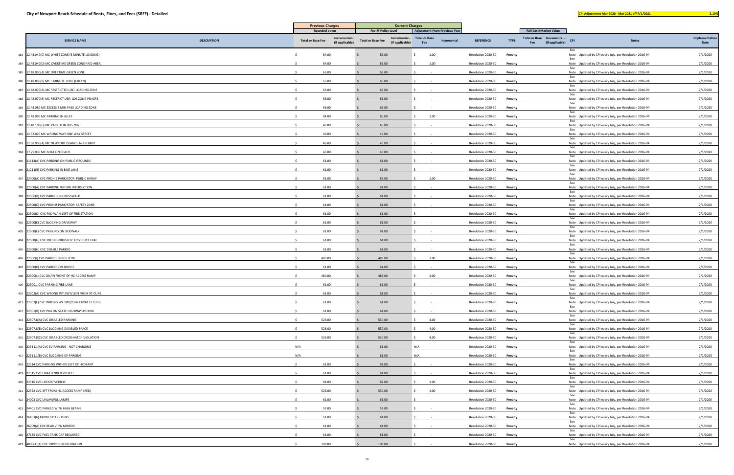# City of Newport Beach Schedule of Rents, Fines, and Fees (SRFF) - Detailed

**CPI Adjustment Mar 2020 - Mar 2021 eff 7/1/2021** **2.19%**

| | SERVICE NAME | DESCRIPTION | Previous Charges Rounded down: Total or Base Fee | Previous Charges Rounded down: Incremental - (if applicable) | Current Charges Fee @ Policy Level: Total or Base Fee | Current Charges Fee @ Policy Level: Incremental - (if applicable) | Adjustment From Previous Year: Total or Base Fee | Adjustment From Previous Year: Incremental | REFERENCE | TYPE | Full Cost/Market Value: Total or Base Fee | Full Cost/Market Value: Incremental - (if applicable) | CPI | Notes | Implementation Date |
|---|---|---|---|---|---|---|---|---|---|---|---|---|---|---|---|
| 383 | 12.48.040(C) MC WHITE ZONE (3 MINUTE LOADING) | | $ 84.00 | | $ 85.00 | | $ 1.00 | | Resolution 2020-30 | Penalty | | | See Note | Updated by CPI every July, per Resolution 2016-94 | 7/1/2020 |
| 384 | 12.48.040(D) MC OVERTIME GREEN ZONE PAID AREA | | $ 84.00 | | $ 85.00 | | $ 1.00 | | Resolution 2020-30 | Penalty | | | See Note | Updated by CPI every July, per Resolution 2016-94 | 7/1/2020 |
| 385 | 12.48.050(A) MC OVERTIME GREEN ZONE | | $ 66.00 | | $ 66.00 | | $ - | | Resolution 2020-30 | Penalty | | | See Note | Updated by CPI every July, per Resolution 2016-94 | 7/1/2020 |
| 386 | 12.48.050(B) MC 5 MINUTE ZONE (GREEN) | | $ 66.00 | | $ 66.00 | | $ - | | Resolution 2020-30 | Penalty | | | See Note | Updated by CPI every July, per Resolution 2016-94 | 7/1/2020 |
| 387 | 12.48.070(A) MC RESTRICTED USE: LOADING ZONE | | $ 66.00 | | $ 66.00 | | $ - | | Resolution 2020-30 | Penalty | | | See Note | Updated by CPI every July, per Resolution 2016-94 | 7/1/2020 |
| 388 | 12.48.070(B) MC RESTRICT USE: LDG ZONE-PSNGRS | | $ 66.00 | | $ 66.00 | | $ - | | Resolution 2020-30 | Penalty | | | See Note | Updated by CPI every July, per Resolution 2016-94 | 7/1/2020 |
| 389 | 12.48.080 MC EXCESS 3 MIN PASS LOADING ZONE | | $ 66.00 | | $ 66.00 | | $ - | | Resolution 2020-30 | Penalty | | | See Note | Updated by CPI every July, per Resolution 2016-94 | 7/1/2020 |
| 390 | 12.48.090 MC PARKING IN ALLEY | | $ 84.00 | | $ 85.00 | | $ 1.00 | | Resolution 2020-30 | Penalty | | | See Note | Updated by CPI every July, per Resolution 2016-94 | 7/1/2020 |
| 391 | 12.48.100(G) MC PARKED IN BUS ZONE | | $ 46.00 | | $ 46.00 | | $ - | | Resolution 2020-30 | Penalty | | | See Note | Updated by CPI every July, per Resolution 2016-94 | 7/1/2020 |
| 392 | 12.52.020 MC WRONG WAY ONE WAY STREET | | $ 46.00 | | $ 46.00 | | $ - | | Resolution 2020-30 | Penalty | | | See Note | Updated by CPI every July, per Resolution 2016-94 | 7/1/2020 |
| 393 | 12.68.050(A) MC NEWPORT ISLAND - NO PERMIT | | $ 46.00 | | $ 46.00 | | $ - | | Resolution 2020-30 | Penalty | | | See Note | Updated by CPI every July, per Resolution 2016-94 | 7/1/2020 |
| 394 | 17.25.030 MC BOAT ON BEACH | | $ 46.00 | | $ 46.00 | | $ - | | Resolution 2020-30 | Penalty | | | See Note | Updated by CPI every July, per Resolution 2016-94 | 7/1/2020 |
| 395 | 21113(A) CVC PARKING ON PUBLIC GROUNDS | | $ 61.00 | | $ 61.00 | | $ - | | Resolution 2020-30 | Penalty | | | See Note | Updated by CPI every July, per Resolution 2016-94 | 7/1/2020 |
| 396 | 21211(B) CVC PARKING IN BIKE LANE | | $ 61.00 | | $ 61.00 | | $ - | | Resolution 2020-30 | Penalty | | | See Note | Updated by CPI every July, per Resolution 2016-94 | 7/1/2020 |
| 397 | 22400(A) CVC PROHIB PARK/STOP: PUBLIC HIWAY | | $ 81.00 | | $ 82.00 | | $ 1.00 | | Resolution 2020-30 | Penalty | | | See Note | Updated by CPI every July, per Resolution 2016-94 | 7/1/2020 |
| 398 | 22500(A) CVC PARKING WITHIN INTERSECTION | | $ 61.00 | | $ 61.00 | | $ - | | Resolution 2020-30 | Penalty | | | See Note | Updated by CPI every July, per Resolution 2016-94 | 7/1/2020 |
| 399 | 22500(B) CVC PARKED IN CROSSWALK | | $ 61.00 | | $ 61.00 | | $ - | | Resolution 2020-30 | Penalty | | | See Note | Updated by CPI every July, per Resolution 2016-94 | 7/1/2020 |
| 400 | 22500(C) CVC PROHIB PARK/STOP: SAFETY ZONE | | $ 61.00 | | $ 61.00 | | $ - | | Resolution 2020-30 | Penalty | | | See Note | Updated by CPI every July, per Resolution 2016-94 | 7/1/2020 |
| 401 | 22500(D) CVC PKD W/IN 15FT OF FIRE STATION | | $ 61.00 | | $ 61.00 | | $ - | | Resolution 2020-30 | Penalty | | | See Note | Updated by CPI every July, per Resolution 2016-94 | 7/1/2020 |
| 402 | 22500(E) CVC BLOCKING DRIVEWAY | | $ 61.00 | | $ 61.00 | | $ - | | Resolution 2020-30 | Penalty | | | See Note | Updated by CPI every July, per Resolution 2016-94 | 7/1/2020 |
| 403 | 22500(F) CVC PARKING ON SIDEWALK | | $ 61.00 | | $ 61.00 | | $ - | | Resolution 2020-30 | Penalty | | | See Note | Updated by CPI every July, per Resolution 2016-94 | 7/1/2020 |
| 404 | 22500(G) CVC PROHIB PRK/STOP: OBSTRUCT TRAF | | $ 61.00 | | $ 61.00 | | $ - | | Resolution 2020-30 | Penalty | | | See Note | Updated by CPI every July, per Resolution 2016-94 | 7/1/2020 |
| 405 | 22500(H) CVC DOUBLE PARKED | | $ 61.00 | | $ 61.00 | | $ - | | Resolution 2020-30 | Penalty | | | See Note | Updated by CPI every July, per Resolution 2016-94 | 7/1/2020 |
| 406 | 22500(I) CVC PARKED IN BUS ZONE | | $ 480.00 | | $ 483.00 | | $ 3.00 | | Resolution 2020-30 | Penalty | | | See Note | Updated by CPI every July, per Resolution 2016-94 | 7/1/2020 |
| 407 | 22500(K) CVC PARKED ON BRIDGE | | $ 61.00 | | $ 61.00 | | $ - | | Resolution 2020-30 | Penalty | | | See Note | Updated by CPI every July, per Resolution 2016-94 | 7/1/2020 |
| 408 | 22500(L) CVC ON/IN FRONT OF HC ACCESS RAMP | | $ 480.00 | | $ 483.00 | | $ 3.00 | | Resolution 2020-30 | Penalty | | | See Note | Updated by CPI every July, per Resolution 2016-94 | 7/1/2020 |
| 409 | 22500.1 CVC PARKING FIRE LANE | | $ 61.00 | | $ 61.00 | | $ - | | Resolution 2020-30 | Penalty | | | See Note | Updated by CPI every July, per Resolution 2016-94 | 7/1/2020 |
| 410 | 22502(A) CVC WRONG WY 2WY/18IN FROM RT CURB | | $ 61.00 | | $ 61.00 | | $ - | | Resolution 2020-30 | Penalty | | | See Note | Updated by CPI every July, per Resolution 2016-94 | 7/1/2020 |
| 411 | 22502(E) CVC WRONG WY 1WY/18IN FROM LT CURB | | $ 61.00 | | $ 61.00 | | $ - | | Resolution 2020-30 | Penalty | | | See Note | Updated by CPI every July, per Resolution 2016-94 | 7/1/2020 |
| 412 | 22505(B) CVC PKG ON STATE HIGHWAY-PROHIB | | $ 61.00 | | $ 61.00 | | $ - | | Resolution 2020-30 | Penalty | | | See Note | Updated by CPI every July, per Resolution 2016-94 | 7/1/2020 |
| 413 | 22507.8(A) CVC DISABLED PARKING | | $ 526.00 | | $ 530.00 | | $ 4.00 | | Resolution 2020-30 | Penalty | | | See Note | Updated by CPI every July, per Resolution 2016-94 | 7/1/2020 |
| 414 | 22507.8(B) CVC BLOCKING DISABLED SPACE | | $ 526.00 | | $ 530.00 | | $ 4.00 | | Resolution 2020-30 | Penalty | | | See Note | Updated by CPI every July, per Resolution 2016-94 | 7/1/2020 |
| 415 | 22507.8(C) CVC DISABLED CROSSHATCH VIOLATION | | $ 526.00 | | $ 530.00 | | $ 4.00 | | Resolution 2020-30 | Penalty | | | See Note | Updated by CPI every July, per Resolution 2016-94 | 7/1/2020 |
| 416 | 22511.1(A) CVC EV PARKING - NOT CHARGING | | N/A | | $ 61.00 | | N/A | | Resolution 2020-30 | Penalty | | | See Note | Updated by CPI every July, per Resolution 2016-94 | 7/1/2020 |
| 417 | 22511.1(B) CVC BLOCKING EV PARKING | | N/A | | $ 61.00 | | N/A | | Resolution 2020-30 | Penalty | | | See Note | Updated by CPI every July, per Resolution 2016-94 | 7/1/2020 |
| 418 | 22514 CVC PARKING WITHIN 15FT OF HYDRANT | | $ 61.00 | | $ 61.00 | | $ - | | Resolution 2020-30 | Penalty | | | See Note | Updated by CPI every July, per Resolution 2016-94 | 7/1/2020 |
| 419 | 22515 CVC UNATTENDED VEHICLE | | $ 61.00 | | $ 61.00 | | $ - | | Resolution 2020-30 | Penalty | | | See Note | Updated by CPI every July, per Resolution 2016-94 | 7/1/2020 |
| 420 | 22516 CVC LOCKED VEHICLE | | $ 81.00 | | $ 82.00 | | $ 1.00 | | Resolution 2020-30 | Penalty | | | See Note | Updated by CPI every July, per Resolution 2016-94 | 7/1/2020 |
| 421 | 22522 CVC 3FT FROM HC ACCESS RAMP (RED) | | $ 526.00 | | $ 530.00 | | $ 4.00 | | Resolution 2020-30 | Penalty | | | See Note | Updated by CPI every July, per Resolution 2016-94 | 7/1/2020 |
| 422 | 24003 CVC UNLAWFUL LAMPS | | $ 61.00 | | $ 61.00 | | $ - | | Resolution 2020-30 | Penalty | | | See Note | Updated by CPI every July, per Resolution 2016-94 | 7/1/2020 |
| 423 | 24401 CVC PARKED WITH HIGH BEAMS | | $ 57.00 | | $ 57.00 | | $ - | | Resolution 2020-30 | Penalty | | | See Note | Updated by CPI every July, per Resolution 2016-94 | 7/1/2020 |
| 424 | 26101(b) MODIFIED LIGHTING | | $ 61.00 | | $ 61.00 | | $ - | | Resolution 2020-30 | Penalty | | | See Note | Updated by CPI every July, per Resolution 2016-94 | 7/1/2020 |
| 425 | 26709(A) CVC REAR VIEW MIRROR | | $ 61.00 | | $ 61.00 | | $ - | | Resolution 2020-30 | Penalty | | | See Note | Updated by CPI every July, per Resolution 2016-94 | 7/1/2020 |
| 426 | 27155 CVC FUEL TANK CAP REQUIRED | | $ 61.00 | | $ 61.00 | | $ - | | Resolution 2020-30 | Penalty | | | See Note | Updated by CPI every July, per Resolution 2016-94 | 7/1/2020 |
| 427 | 4000(A)(1) CVC EXPIRED REGISTRATION | | $ 108.00 | | $ 108.00 | | $ - | | Resolution 2020-30 | Penalty | | | See Note | Updated by CPI every July, per Resolution 2016-94 | 7/1/2020 |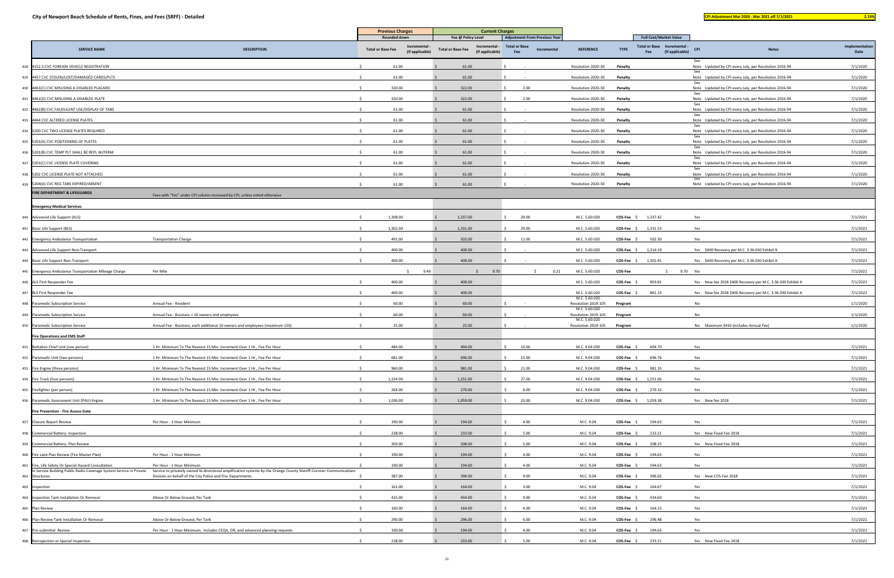# City of Newport Beach Schedule of Rents, Fines, and Fees (SRFF) - Detailed

**CPI Adjustment Mar 2020 - Mar 2021 eff 7/1/2021** **2.19%**

| | SERVICE NAME | DESCRIPTION | Previous Charges Rounded down: Total or Base Fee | Previous Charges Rounded down: Incremental - (if applicable) | Current Charges Fee @ Policy Level: Total or Base Fee | Current Charges Fee @ Policy Level: Incremental - (if applicable) | Adjustment From Previous Year: Total or Base Fee | Adjustment From Previous Year: Incremental | REFERENCE | TYPE | Full Cost/Market Value: Total or Base Fee | Full Cost/Market Value: Incremental - (if applicable) | CPI | Notes | Implementation Date |
|---|---|---|---|---|---|---|---|---|---|---|---|---|---|---|---|
| 428 | 4152.5 CVC FOREIGN VEHICLE REGISTRATION | | $ 61.00 | | $ 61.00 | | $ - | | Resolution 2020-30 | Penalty | | | See Note | Updated by CPI every July, per Resolution 2016-94 | 7/1/2020 |
| 429 | 4457 CVC STOLEN/LOST/DAMAGED CARDS/PLTS | | $ 61.00 | | $ 61.00 | | $ - | | Resolution 2020-30 | Penalty | | | See Note | Updated by CPI every July, per Resolution 2016-94 | 7/1/2020 |
| 430 | 4461(C) CVC MISUSING A DISABLED PLACARD | | $ 320.00 | | $ 322.00 | | $ 2.00 | | Resolution 2020-30 | Penalty | | | See Note | Updated by CPI every July, per Resolution 2016-94 | 7/1/2020 |
| 431 | 4461(D) CVC MISUSING A DISABLED PLATE | | $ 320.00 | | $ 322.00 | | $ 2.00 | | Resolution 2020-30 | Penalty | | | See Note | Updated by CPI every July, per Resolution 2016-94 | 7/1/2020 |
| 432 | 4462(B) CVC FAUDULENT USE/DISPLAY OF TABS | | $ 61.00 | | $ 61.00 | | $ - | | Resolution 2020-30 | Penalty | | | See Note | Updated by CPI every July, per Resolution 2016-94 | 7/1/2020 |
| 433 | 4464 CVC ALTERED LICENSE PLATES | | $ 61.00 | | $ 61.00 | | $ - | | Resolution 2020-30 | Penalty | | | See Note | Updated by CPI every July, per Resolution 2016-94 | 7/1/2020 |
| 434 | 5200 CVC TWO LICENSE PLATES REQUIRED | | $ 61.00 | | $ 61.00 | | $ - | | Resolution 2020-30 | Penalty | | | See Note | Updated by CPI every July, per Resolution 2016-94 | 7/1/2020 |
| 435 | 5201(A) CVC POSITIONING OF PLATES | | $ 61.00 | | $ 61.00 | | $ - | | Resolution 2020-30 | Penalty | | | See Note | Updated by CPI every July, per Resolution 2016-94 | 7/1/2020 |
| 436 | 5201(B) CVC TEMP PLT SHALL BE REPL W/PERM | | $ 61.00 | | $ 61.00 | | $ - | | Resolution 2020-30 | Penalty | | | See Note | Updated by CPI every July, per Resolution 2016-94 | 7/1/2020 |
| 437 | 5201(C) CVC LICENSE PLATE COVERING | | $ 61.00 | | $ 61.00 | | $ - | | Resolution 2020-30 | Penalty | | | See Note | Updated by CPI every July, per Resolution 2016-94 | 7/1/2020 |
| 438 | 5202 CVC LICENSE PLATE NOT ATTACHED | | $ 61.00 | | $ 61.00 | | $ - | | Resolution 2020-30 | Penalty | | | See Note | Updated by CPI every July, per Resolution 2016-94 | 7/1/2020 |
| 439 | 5204(A) CVC REG TABS EXPIRED/ABSENT | | $ 61.00 | | $ 61.00 | | $ - | | Resolution 2020-30 | Penalty | | | See Note | Updated by CPI every July, per Resolution 2016-94 | 7/1/2020 |
| | **FIRE DEPARTMENT & LIFEGUARDS** | Fees with "Yes" under CPI column increased by CPI, unless noted otherwise | | | | | | | | | | | | | |
| | **Emergency Medical Services** | | | | | | | | | | | | | | |
| 440 | Advanced Life Support (ALS) | | $ 1,308.00 | | $ 1,337.00 | | $ 29.00 | | M.C. 5.60.020 | COS-Fee | $ 1,337.42 | | Yes | | 7/1/2021 |
| 441 | Basic Life Support (BLS) | | $ 1,302.00 | | $ 1,331.00 | | $ 29.00 | | M.C. 5.60.020 | COS-Fee | $ 1,331.53 | | Yes | | 7/1/2021 |
| 442 | Emergency Ambulance Transportation | Transportation Charge | $ 491.00 | | $ 502.00 | | $ 11.00 | | M.C. 5.60.020 | COS-Fee | $ 502.30 | | Yes | | 7/1/2021 |
| 443 | Advanced Life Support Non-Transport | | $ 400.00 | | $ 400.00 | | $ - | | M.C. 5.60.020 | COS-Fee | $ 1,314.19 | | Yes | $400 Recovery per M.C. 3.36.030 Exhibit A | 7/1/2021 |
| 444 | Basic Life Support Non-Transport | | $ 400.00 | | $ 400.00 | | $ - | | M.C. 5.60.020 | COS-Fee | $ 1,302.41 | | Yes | $400 Recovery per M.C. 3.36.030 Exhibit A | 7/1/2021 |
| 445 | Emergency Ambulance Transportation Mileage Charge | Per Mile | | $ 9.49 | | $ 9.70 | | $ 0.21 | M.C. 5.60.020 | COS-Fee | | $ 9.70 | Yes | | 7/1/2021 |
| 446 | ALS First Responder Fee | | $ 400.00 | | $ 400.00 | | | | M.C. 5.60.020 | COS-Fee | $ 903.81 | | Yes | New fee 2018 $400 Recovery per M.C. 3.36.030 Exhibit A | 7/1/2021 |
| 447 | BLS First Responder Fee | | $ 400.00 | | $ 400.00 | | | | M.C. 5.60.020 | COS-Fee | $ 861.13 | | Yes | New fee 2018 $400 Recovery per M.C. 3.36.030 Exhibit A | 7/1/2021 |
| 448 | Paramedic Subscription Service | Annual Fee - Resident | $ 60.00 | | $ 60.00 | | $ - | | M.C. 5.60.020 Resolution 2019-105 | Program | | | No | | 1/1/2020 |
| 449 | Paramedic Subscription Service | Annual Fee - Business + 10 owners and employees | $ 60.00 | | $ 60.00 | | $ - | | M.C. 5.60.020 Resolution 2019-105 | Program | | | No | | 1/1/2020 |
| 450 | Paramedic Subscription Service | Annual Fee - Business, each additional 10 owners and employees (maximum 150) | $ 25.00 | | $ 25.00 | | $ - | | M.C. 5.60.020 Resolution 2019-105 | Program | | | No | Maximum $410 (includes Annual Fee) | 1/1/2020 |
| | **Fire Operations and EMS Staff** | | | | | | | | | | | | | | |
| 451 | Battalion Chief Unit (one person) | 1 Hr. Minimum To The Nearest 15 Min. Increment Over 1 Hr., Fee Per Hour | $ 484.00 | | $ 494.00 | | $ 10.00 | | M.C. 9.04.030 | COS-Fee | $ 494.70 | | Yes | | 7/1/2021 |
| 452 | Paramedic Unit (two persons) | 1 Hr. Minimum To The Nearest 15 Min. Increment Over 1 Hr., Fee Per Hour | $ 681.00 | | $ 696.00 | | $ 15.00 | | M.C. 9.04.030 | COS-Fee | $ 696.76 | | Yes | | 7/1/2021 |
| 453 | Fire Engine (three persons) | 1 Hr. Minimum To The Nearest 15 Min. Increment Over 1 Hr., Fee Per Hour | $ 960.00 | | $ 981.00 | | $ 21.00 | | M.C. 9.04.030 | COS-Fee | $ 981.33 | | Yes | | 7/1/2021 |
| 454 | Fire Truck (four persons) | 1 Hr. Minimum To The Nearest 15 Min. Increment Over 1 Hr., Fee Per Hour | $ 1,224.00 | | $ 1,251.00 | | $ 27.00 | | M.C. 9.04.030 | COS-Fee | $ 1,251.66 | | Yes | | 7/1/2021 |
| 455 | Firefighter (per person) | 1 Hr. Minimum To The Nearest 15 Min. Increment Over 1 Hr., Fee Per Hour | $ 264.00 | | $ 270.00 | | $ 6.00 | | M.C. 9.04.030 | COS-Fee | $ 270.32 | | Yes | | 7/1/2021 |
| 456 | Paramedic Assessment Unit (PAU) Engine | 1 Hr. Minimum To The Nearest 15 Min. Increment Over 1 Hr., Fee Per Hour | $ 1,036.00 | | $ 1,059.00 | | $ 23.00 | | M.C. 9.04.030 | COS-Fee | $ 1,059.38 | | Yes | New fee 2018 | 7/1/2021 |
| | **Fire Prevention - Fire Access Gate** | | | | | | | | | | | | | | |
| 457 | Closure Report Review | Per Hour - 1 Hour Minimum | $ 190.00 | | $ 194.00 | | $ 4.00 | | M.C. 9.04 | COS-Fee | $ 194.63 | | Yes | | 7/1/2021 |
| 458 | Commercial Battery: Inspection | | $ 228.00 | | $ 233.00 | | $ 5.00 | | M.C. 9.04 | COS-Fee | $ 233.21 | | Yes | New Fixed Fee 2018 | 7/1/2021 |
| 459 | Commercial Battery: Plan Review | | $ 203.00 | | $ 208.00 | | $ 5.00 | | M.C. 9.04 | COS-Fee | $ 208.25 | | Yes | New Fixed Fee 2018 | 7/1/2021 |
| 460 | Fire Lane Plan Review (Fire Master Plan) | Per Hour - 1 Hour Minimum | $ 190.00 | | $ 194.00 | | $ 4.00 | | M.C. 9.04 | COS-Fee | $ 194.63 | | Yes | | 7/1/2021 |
| 461 | Fire, Life Safety Or Special Hazard Consultation | Per Hour - 1 Hour Minimum | $ 190.00 | | $ 194.00 | | $ 4.00 | | M.C. 9.04 | COS-Fee | $ 194.63 | | Yes | | 7/1/2021 |
| 462 | In Service Building Public Radio Coverage System Service in Private Structures | Service to privately owned bi-directional amplification systems by the Orange County Sheriff-Coroner Communications Division on behalf of the City Police and Fire Departments. | $ 387.00 | | $ 396.00 | | $ 9.00 | | M.C. 9.04 | COS-Fee | $ 396.02 | | Yes | New COS-Fee 2018 | 7/1/2021 |
| 463 | Inspection | | $ 161.00 | | $ 164.00 | | $ 3.00 | | M.C. 9.04 | COS-Fee | $ 164.67 | | Yes | | 7/1/2021 |
| 464 | Inspection Tank Installation Or Removal | Above Or Below Ground, Per Tank | $ 425.00 | | $ 434.00 | | $ 9.00 | | M.C. 9.04 | COS-Fee | $ 434.60 | | Yes | | 7/1/2021 |
| 465 | Plan Review | | $ 160.00 | | $ 164.00 | | $ 4.00 | | M.C. 9.04 | COS-Fee | $ 164.15 | | Yes | | 7/1/2021 |
| 466 | Plan Review Tank Installation Or Removal | Above Or Below Ground, Per Tank | $ 290.00 | | $ 296.00 | | $ 6.00 | | M.C. 9.04 | COS-Fee | $ 296.48 | | Yes | | 7/1/2021 |
| 467 | Pre-submittal Review | Per Hour - 1 Hour Minimum; includes CEQA, EIR, and advanced planning requests | $ 190.00 | | $ 194.00 | | $ 4.00 | | M.C. 9.04 | COS-Fee | $ 194.63 | | Yes | | 7/1/2021 |
| 468 | Reinspection or Special Inspection | | $ 228.00 | | $ 233.00 | | $ 5.00 | | M.C. 9.04 | COS-Fee | $ 233.21 | | Yes | New Fixed Fee 2018 | 7/1/2021 |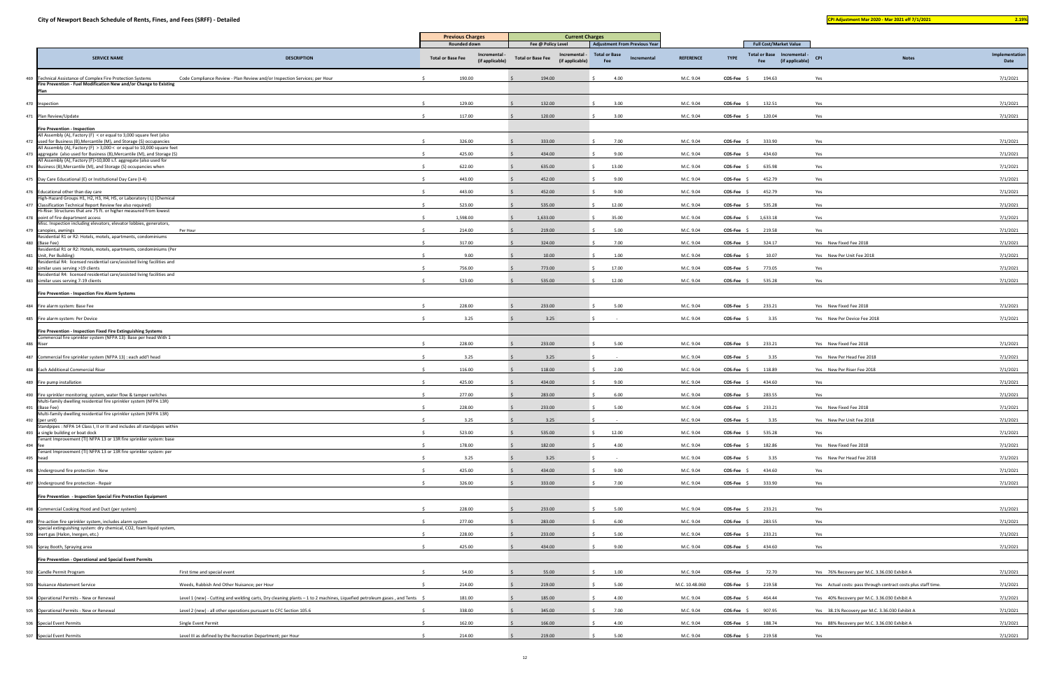# City of Newport Beach Schedule of Rents, Fines, and Fees (SRFF) - Detailed

**CPI Adjustment Mar 2020 - Mar 2021 eff 7/1/2021** 2.19%

| | SERVICE NAME | DESCRIPTION | Previous Charges (Rounded down) Total or Base Fee | Previous Charges Incremental - (if applicable) | Current Charges (Fee @ Policy Level) Total or Base Fee | Current Charges Incremental - (if applicable) | Adjustment From Previous Year Total or Base Fee | Adjustment From Previous Year Incremental | REFERENCE | TYPE | Full Cost/Market Value Total or Base Fee | Full Cost/Market Value Incremental - (if applicable) | CPI | Notes | Implementation Date |
|---|---|---|---|---|---|---|---|---|---|---|---|---|---|---|---|
| 469 | Technical Assistance of Complex Fire Protection Systems | Code Compliance Review - Plan Review and/or Inspection Services; per Hour | $ 190.00 | | $ 194.00 | | $ 4.00 | | M.C. 9.04 | COS-Fee | $ 194.63 | | Yes | | 7/1/2021 |
| | **Fire Prevention - Fuel Modification New and/or Change to Existing Plan** | | | | | | | | | | | | | | |
| 470 | Inspection | | $ 129.00 | | $ 132.00 | | $ 3.00 | | M.C. 9.04 | COS-Fee | $ 132.51 | | Yes | | 7/1/2021 |
| 471 | Plan Review/Update | | $ 117.00 | | $ 120.00 | | $ 3.00 | | M.C. 9.04 | COS-Fee | $ 120.04 | | Yes | | 7/1/2021 |
| | **Fire Prevention - Inspection** | | | | | | | | | | | | | | |
| 472 | All Assembly (A), Factory (F) < or equal to 3,000 square feet (also used for Business (B),Mercantile (M), and Storage (S) occupancies | | $ 326.00 | | $ 333.00 | | $ 7.00 | | M.C. 9.04 | COS-Fee | $ 333.90 | | Yes | | 7/1/2021 |
| 473 | All Assembly (A), Factory (F) > 3,000 < or equal to 10,000 square feet aggregate (also used for Business (B),Mercantile (M), and Storage (S) | | $ 425.00 | | $ 434.00 | | $ 9.00 | | M.C. 9.04 | COS-Fee | $ 434.60 | | Yes | | 7/1/2021 |
| 474 | All Assembly (A), Factory (F)>10,000 s.f. aggregate (also used for Business (B),Mercantile (M), and Storage (S) occupancies when | | $ 622.00 | | $ 635.00 | | $ 13.00 | | M.C. 9.04 | COS-Fee | $ 635.98 | | Yes | | 7/1/2021 |
| 475 | Day Care Educational (E) or Institutional Day Care (I-4) | | $ 443.00 | | $ 452.00 | | $ 9.00 | | M.C. 9.04 | COS-Fee | $ 452.79 | | Yes | | 7/1/2021 |
| 476 | Educational other than day care | | $ 443.00 | | $ 452.00 | | $ 9.00 | | M.C. 9.04 | COS-Fee | $ 452.79 | | Yes | | 7/1/2021 |
| 477 | High-Hazard Groups H1, H2, H3, H4, H5, or Laboratory ( L) (Chemical Classification Technical Report Review fee also required) | | $ 523.00 | | $ 535.00 | | $ 12.00 | | M.C. 9.04 | COS-Fee | $ 535.28 | | Yes | | 7/1/2021 |
| 478 | Hi-Rise: Structures that are 75 ft. or higher measured from lowest point of fire department access | | $ 1,598.00 | | $ 1,633.00 | | $ 35.00 | | M.C. 9.04 | COS-Fee | $ 1,633.18 | | Yes | | 7/1/2021 |
| 479 | Misc. Inspection including elevators, elevator lobbies, generators, canopies, awnings | Per Hour | $ 214.00 | | $ 219.00 | | $ 5.00 | | M.C. 9.04 | COS-Fee | $ 219.58 | | Yes | | 7/1/2021 |
| 480 | Residential R1 or R2: Hotels, motels, apartments, condominiums (Base Fee) | | $ 317.00 | | $ 324.00 | | $ 7.00 | | M.C. 9.04 | COS-Fee | $ 324.17 | | Yes | New Fixed Fee 2018 | 7/1/2021 |
| 481 | Residential R1 or R2: Hotels, motels, apartments, condominiums (Per Unit, Per Building) | | $ 9.00 | | $ 10.00 | | $ 1.00 | | M.C. 9.04 | COS-Fee | $ 10.07 | | Yes | New Per Unit Fee 2018 | 7/1/2021 |
| 482 | Residential R4: licensed residential care/assisted living facilities and similar uses serving >19 clients | | $ 756.00 | | $ 773.00 | | $ 17.00 | | M.C. 9.04 | COS-Fee | $ 773.05 | | Yes | | 7/1/2021 |
| 483 | Residential R4: licensed residential care/assisted living facilities and similar uses serving 7-19 clients | | $ 523.00 | | $ 535.00 | | $ 12.00 | | M.C. 9.04 | COS-Fee | $ 535.28 | | Yes | | 7/1/2021 |
| | **Fire Prevention - Inspection Fire Alarm Systems** | | | | | | | | | | | | | | |
| 484 | Fire alarm system: Base Fee | | $ 228.00 | | $ 233.00 | | $ 5.00 | | M.C. 9.04 | COS-Fee | $ 233.21 | | Yes | New Fixed Fee 2018 | 7/1/2021 |
| 485 | Fire alarm system: Per Device | | $ 3.25 | | $ 3.25 | | $ - | | M.C. 9.04 | COS-Fee | $ 3.35 | | Yes | New Per Device Fee 2018 | 7/1/2021 |
| | **Fire Prevention - Inspection Fixed Fire Extinguishing Systems** | | | | | | | | | | | | | | |
| 486 | Commercial fire sprinkler system (NFPA 13): Base per head With 1 Riser | | $ 228.00 | | $ 233.00 | | $ 5.00 | | M.C. 9.04 | COS-Fee | $ 233.21 | | Yes | New Fixed Fee 2018 | 7/1/2021 |
| 487 | Commercial fire sprinkler system (NFPA 13) : each add'l head | | $ 3.25 | | $ 3.25 | | $ - | | M.C. 9.04 | COS-Fee | $ 3.35 | | Yes | New Per Head Fee 2018 | 7/1/2021 |
| 488 | Each Additional Commercial Riser | | $ 116.00 | | $ 118.00 | | $ 2.00 | | M.C. 9.04 | COS-Fee | $ 118.89 | | Yes | New Per Riser Fee 2018 | 7/1/2021 |
| 489 | Fire pump installation | | $ 425.00 | | $ 434.00 | | $ 9.00 | | M.C. 9.04 | COS-Fee | $ 434.60 | | Yes | | 7/1/2021 |
| 490 | Fire sprinkler monitoring system, water flow & tamper switches | | $ 277.00 | | $ 283.00 | | $ 6.00 | | M.C. 9.04 | COS-Fee | $ 283.55 | | Yes | | 7/1/2021 |
| 491 | Multi-family dwelling residential fire sprinkler system (NFPA 13R) (Base Fee) | | $ 228.00 | | $ 233.00 | | $ 5.00 | | M.C. 9.04 | COS-Fee | $ 233.21 | | Yes | New Fixed Fee 2018 | 7/1/2021 |
| 492 | Multi-family dwelling residential fire sprinkler system (NFPA 13R) (per unit) | | $ 3.25 | | $ 3.25 | | $ - | | M.C. 9.04 | COS-Fee | $ 3.35 | | Yes | New Per Unit Fee 2018 | 7/1/2021 |
| 493 | Standpipes : NFPA 14 Class I, II or III and includes all standpipes within a single building or boat dock | | $ 523.00 | | $ 535.00 | | $ 12.00 | | M.C. 9.04 | COS-Fee | $ 535.28 | | Yes | | 7/1/2021 |
| 494 | Tenant Improvement (TI) NFPA 13 or 13R fire sprinkler system: base fee | | $ 178.00 | | $ 182.00 | | $ 4.00 | | M.C. 9.04 | COS-Fee | $ 182.86 | | Yes | New Fixed Fee 2018 | 7/1/2021 |
| 495 | Tenant Improvement (TI) NFPA 13 or 13R fire sprinkler system: per head | | $ 3.25 | | $ 3.25 | | $ - | | M.C. 9.04 | COS-Fee | $ 3.35 | | Yes | New Per Head Fee 2018 | 7/1/2021 |
| 496 | Underground fire protection - New | | $ 425.00 | | $ 434.00 | | $ 9.00 | | M.C. 9.04 | COS-Fee | $ 434.60 | | Yes | | 7/1/2021 |
| 497 | Underground fire protection - Repair | | $ 326.00 | | $ 333.00 | | $ 7.00 | | M.C. 9.04 | COS-Fee | $ 333.90 | | Yes | | 7/1/2021 |
| | **Fire Prevention - Inspection Special Fire Protection Equipment** | | | | | | | | | | | | | | |
| 498 | Commercial Cooking Hood and Duct (per system) | | $ 228.00 | | $ 233.00 | | $ 5.00 | | M.C. 9.04 | COS-Fee | $ 233.21 | | Yes | | 7/1/2021 |
| 499 | Pre-action fire sprinkler system, includes alarm system | | $ 277.00 | | $ 283.00 | | $ 6.00 | | M.C. 9.04 | COS-Fee | $ 283.55 | | Yes | | 7/1/2021 |
| 500 | Special extinguishing system: dry chemical, CO2, foam liquid system, inert gas (Halon, Inergen, etc.) | | $ 228.00 | | $ 233.00 | | $ 5.00 | | M.C. 9.04 | COS-Fee | $ 233.21 | | Yes | | 7/1/2021 |
| 501 | Spray Booth, Spraying area | | $ 425.00 | | $ 434.00 | | $ 9.00 | | M.C. 9.04 | COS-Fee | $ 434.60 | | Yes | | 7/1/2021 |
| | **Fire Prevention - Operational and Special Event Permits** | | | | | | | | | | | | | | |
| 502 | Candle Permit Program | First time and special event | $ 54.00 | | $ 55.00 | | $ 1.00 | | M.C. 9.04 | COS-Fee | $ 72.70 | | Yes | 76% Recovery per M.C. 3.36.030 Exhibit A | 7/1/2021 |
| 503 | Nuisance Abatement Service | Weeds, Rubbish And Other Nuisance; per Hour | $ 214.00 | | $ 219.00 | | $ 5.00 | | M.C. 10.48.060 | COS-Fee | $ 219.58 | | Yes | Actual costs: pass through contract costs plus staff time. | 7/1/2021 |
| 504 | Operational Permits - New or Renewal | Level 1 (new) - Cutting and welding carts, Dry cleaning plants – 1 to 2 machines, Liquefied petroleum gases , and Tents | $ 181.00 | | $ 185.00 | | $ 4.00 | | M.C. 9.04 | COS-Fee | $ 464.44 | | Yes | 40% Recovery per M.C. 3.36.030 Exhibit A | 7/1/2021 |
| 505 | Operational Permits - New or Renewal | Level 2 (new) - all other operations pursuant to CFC Section 105.6 | $ 338.00 | | $ 345.00 | | $ 7.00 | | M.C. 9.04 | COS-Fee | $ 907.95 | | Yes | 38.1% Recovery per M.C. 3.36.030 Exhibit A | 7/1/2021 |
| 506 | Special Event Permits | Single Event Permit | $ 162.00 | | $ 166.00 | | $ 4.00 | | M.C. 9.04 | COS-Fee | $ 188.74 | | Yes | 88% Recovery per M.C. 3.36.030 Exhibit A | 7/1/2021 |
| 507 | Special Event Permits | Level III as defined by the Recreation Department; per Hour | $ 214.00 | | $ 219.00 | | $ 5.00 | | M.C. 9.04 | COS-Fee | $ 219.58 | | Yes | | 7/1/2021 |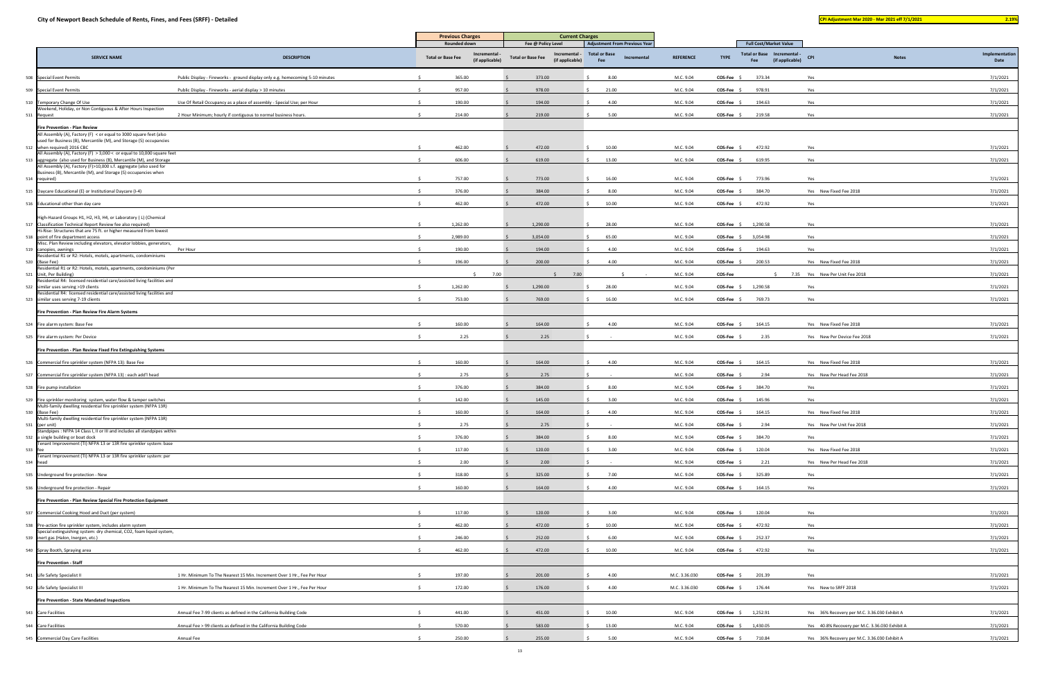# City of Newport Beach Schedule of Rents, Fines, and Fees (SRFF) - Detailed

**CPI Adjustment Mar 2020 - Mar 2021 eff 7/1/2021** **2.19%**

| | SERVICE NAME | DESCRIPTION | Previous Charges (Rounded down): Total or Base Fee | Previous Charges (Rounded down): Incremental - (if applicable) | Current Charges (Fee @ Policy Level): Total or Base Fee | Current Charges (Fee @ Policy Level): Incremental - (if applicable) | Adjustment From Previous Year: Total or Base Fee | Adjustment From Previous Year: Incremental | REFERENCE | TYPE | Full Cost/Market Value: Total or Base Fee | Full Cost/Market Value: Incremental - (if applicable) | CPI | Notes | Implementation Date |
|---|---|---|---|---|---|---|---|---|---|---|---|---|---|---|---|
| 508 | Special Event Permits | Public Display - Fireworks - ground display only e.g. homecoming 5-10 minutes | $ 365.00 | | $ 373.00 | | $ 8.00 | | M.C. 9.04 | COS-Fee | $ 373.34 | | Yes | | 7/1/2021 |
| 509 | Special Event Permits | Public Display - Fireworks - aerial display > 10 minutes | $ 957.00 | | $ 978.00 | | $ 21.00 | | M.C. 9.04 | COS-Fee | $ 978.91 | | Yes | | 7/1/2021 |
| 510 | Temporary Change Of Use | Use Of Retail Occupancy as a place of assembly - Special Use; per Hour | $ 190.00 | | $ 194.00 | | $ 4.00 | | M.C. 9.04 | COS-Fee | $ 194.63 | | Yes | | 7/1/2021 |
| 511 | Weekend, Holiday, or Non Contiguous & After Hours Inspection Request | 2 Hour Minimum; hourly if contiguous to normal business hours. | $ 214.00 | | $ 219.00 | | $ 5.00 | | M.C. 9.04 | COS-Fee | $ 219.58 | | Yes | | 7/1/2021 |
| | **Fire Prevention - Plan Review** | | | | | | | | | | | | | | |
| 512 | All Assembly (A), Factory (F) < or equal to 3000 square feet (also used for Business (B), Mercantile (M), and Storage (S) occupancies when required) 2016 CBC | | $ 462.00 | | $ 472.00 | | $ 10.00 | | M.C. 9.04 | COS-Fee | $ 472.92 | | Yes | | 7/1/2021 |
| 513 | All Assembly (A), Factory (F) > 3,000 < or equal to 10,000 square feet aggregate (also used for Business (B), Mercantile (M), and Storage | | $ 606.00 | | $ 619.00 | | $ 13.00 | | M.C. 9.04 | COS-Fee | $ 619.95 | | Yes | | 7/1/2021 |
| 514 | All Assembly (A), Factory (F)>10,000 s.f. aggregate (also used for Business (B), Mercantile (M), and Storage (S) occupancies when required) | | $ 757.00 | | $ 773.00 | | $ 16.00 | | M.C. 9.04 | COS-Fee | $ 773.96 | | Yes | | 7/1/2021 |
| 515 | Daycare Educational (E) or Institutional Daycare (I-4) | | $ 376.00 | | $ 384.00 | | $ 8.00 | | M.C. 9.04 | COS-Fee | $ 384.70 | | Yes | New Fixed Fee 2018 | 7/1/2021 |
| 516 | Educational other than day care | | $ 462.00 | | $ 472.00 | | $ 10.00 | | M.C. 9.04 | COS-Fee | $ 472.92 | | Yes | | 7/1/2021 |
| 517 | High-Hazard Groups H1, H2, H3, H4, or Laboratory ( L) (Chemical Classification Technical Report Review fee also required) | | $ 1,262.00 | | $ 1,290.00 | | $ 28.00 | | M.C. 9.04 | COS-Fee | $ 1,290.58 | | Yes | | 7/1/2021 |
| 518 | Hi-Rise: Structures that are 75 ft. or higher measured from lowest point of fire department access | | $ 2,989.00 | | $ 3,054.00 | | $ 65.00 | | M.C. 9.04 | COS-Fee | $ 3,054.98 | | Yes | | 7/1/2021 |
| 519 | Misc. Plan Review including elevators, elevator lobbies, generators, canopies, awnings | Per Hour | $ 190.00 | | $ 194.00 | | $ 4.00 | | M.C. 9.04 | COS-Fee | $ 194.63 | | Yes | | 7/1/2021 |
| 520 | Residential R1 or R2: Hotels, motels, apartments, condominiums (Base Fee) | | $ 196.00 | | $ 200.00 | | $ 4.00 | | M.C. 9.04 | COS-Fee | $ 200.53 | | Yes | New Fixed Fee 2018 | 7/1/2021 |
| 521 | Residential R1 or R2: Hotels, motels, apartments, condominiums (Per Unit, Per Building) | | | $ 7.00 | | $ 7.00 | | $ - | M.C. 9.04 | COS-Fee | | $ 7.35 | Yes | New Per Unit Fee 2018 | 7/1/2021 |
| 522 | Residential R4: licensed residential care/assisted living facilities and similar uses serving >19 clients | | $ 1,262.00 | | $ 1,290.00 | | $ 28.00 | | M.C. 9.04 | COS-Fee | $ 1,290.58 | | Yes | | 7/1/2021 |
| 523 | Residential R4: licensed residential care/assisted living facilities and similar uses serving 7-19 clients | | $ 753.00 | | $ 769.00 | | $ 16.00 | | M.C. 9.04 | COS-Fee | $ 769.73 | | Yes | | 7/1/2021 |
| | **Fire Prevention - Plan Review Fire Alarm Systems** | | | | | | | | | | | | | | |
| 524 | Fire alarm system: Base Fee | | $ 160.00 | | $ 164.00 | | $ 4.00 | | M.C. 9.04 | COS-Fee | $ 164.15 | | Yes | New Fixed Fee 2018 | 7/1/2021 |
| 525 | Fire alarm system: Per Device | | $ 2.25 | | $ 2.25 | | $ - | | M.C. 9.04 | COS-Fee | $ 2.35 | | Yes | New Per Device Fee 2018 | 7/1/2021 |
| | **Fire Prevention - Plan Review Fixed Fire Extinguishing Systems** | | | | | | | | | | | | | | |
| 526 | Commercial fire sprinkler system (NFPA 13): Base Fee | | $ 160.00 | | $ 164.00 | | $ 4.00 | | M.C. 9.04 | COS-Fee | $ 164.15 | | Yes | New Fixed Fee 2018 | 7/1/2021 |
| 527 | Commercial fire sprinkler system (NFPA 13) : each add'l head | | $ 2.75 | | $ 2.75 | | $ - | | M.C. 9.04 | COS-Fee | $ 2.94 | | Yes | New Per Head Fee 2018 | 7/1/2021 |
| 528 | Fire pump installation | | $ 376.00 | | $ 384.00 | | $ 8.00 | | M.C. 9.04 | COS-Fee | $ 384.70 | | Yes | | 7/1/2021 |
| 529 | Fire sprinkler monitoring system, water flow & tamper switches | | $ 142.00 | | $ 145.00 | | $ 3.00 | | M.C. 9.04 | COS-Fee | $ 145.96 | | Yes | | 7/1/2021 |
| 530 | Multi-family dwelling residential fire sprinkler system (NFPA 13R) (Base Fee) | | $ 160.00 | | $ 164.00 | | $ 4.00 | | M.C. 9.04 | COS-Fee | $ 164.15 | | Yes | New Fixed Fee 2018 | 7/1/2021 |
| 531 | Multi-family dwelling residential fire sprinkler system (NFPA 13R) (per unit) | | $ 2.75 | | $ 2.75 | | $ - | | M.C. 9.04 | COS-Fee | $ 2.94 | | Yes | New Per Unit Fee 2018 | 7/1/2021 |
| 532 | Standpipes : NFPA 14 Class I, II or III and includes all standpipes within a single building or boat dock | | $ 376.00 | | $ 384.00 | | $ 8.00 | | M.C. 9.04 | COS-Fee | $ 384.70 | | Yes | | 7/1/2021 |
| 533 | Tenant Improvement (TI) NFPA 13 or 13R fire sprinkler system: base fee | | $ 117.00 | | $ 120.00 | | $ 3.00 | | M.C. 9.04 | COS-Fee | $ 120.04 | | Yes | New Fixed Fee 2018 | 7/1/2021 |
| 534 | Tenant Improvement (TI) NFPA 13 or 13R fire sprinkler system: per head | | $ 2.00 | | $ 2.00 | | $ - | | M.C. 9.04 | COS-Fee | $ 2.21 | | Yes | New Per Head Fee 2018 | 7/1/2021 |
| 535 | Underground fire protection - New | | $ 318.00 | | $ 325.00 | | $ 7.00 | | M.C. 9.04 | COS-Fee | $ 325.89 | | Yes | | 7/1/2021 |
| 536 | Underground fire protection - Repair | | $ 160.00 | | $ 164.00 | | $ 4.00 | | M.C. 9.04 | COS-Fee | $ 164.15 | | Yes | | 7/1/2021 |
| | **Fire Prevention - Plan Review Special Fire Protection Equipment** | | | | | | | | | | | | | | |
| 537 | Commercial Cooking Hood and Duct (per system) | | $ 117.00 | | $ 120.00 | | $ 3.00 | | M.C. 9.04 | COS-Fee | $ 120.04 | | Yes | | 7/1/2021 |
| 538 | Pre-action fire sprinkler system, includes alarm system | | $ 462.00 | | $ 472.00 | | $ 10.00 | | M.C. 9.04 | COS-Fee | $ 472.92 | | Yes | | 7/1/2021 |
| 539 | Special extinguishing system: dry chemical, CO2, foam liquid system, inert gas (Halon, Inergen, etc.) | | $ 246.00 | | $ 252.00 | | $ 6.00 | | M.C. 9.04 | COS-Fee | $ 252.37 | | Yes | | 7/1/2021 |
| 540 | Spray Booth, Spraying area | | $ 462.00 | | $ 472.00 | | $ 10.00 | | M.C. 9.04 | COS-Fee | $ 472.92 | | Yes | | 7/1/2021 |
| | **Fire Prevention - Staff** | | | | | | | | | | | | | | |
| 541 | Life Safety Specialist II | 1 Hr. Minimum To The Nearest 15 Min. Increment Over 1 Hr., Fee Per Hour | $ 197.00 | | $ 201.00 | | $ 4.00 | | M.C. 3.36.030 | COS-Fee | $ 201.39 | | Yes | | 7/1/2021 |
| 542 | Life Safety Specialist III | 1 Hr. Minimum To The Nearest 15 Min. Increment Over 1 Hr., Fee Per Hour | $ 172.00 | | $ 176.00 | | $ 4.00 | | M.C. 3.36.030 | COS-Fee | $ 176.44 | | Yes | New to SRFF 2018 | 7/1/2021 |
| | **Fire Prevention - State Mandated Inspections** | | | | | | | | | | | | | | |
| 543 | Care Facilities | Annual Fee 7-99 clients as defined in the California Building Code | $ 441.00 | | $ 451.00 | | $ 10.00 | | M.C. 9.04 | COS-Fee | $ 1,252.91 | | Yes | 36% Recovery per M.C. 3.36.030 Exhibit A | 7/1/2021 |
| 544 | Care Facilities | Annual Fee > 99 clients as defined in the California Building Code | $ 570.00 | | $ 583.00 | | $ 13.00 | | M.C. 9.04 | COS-Fee | $ 1,430.05 | | Yes | 40.8% Recovery per M.C. 3.36.030 Exhibit A | 7/1/2021 |
| 545 | Commercial Day Care Facilities | Annual Fee | $ 250.00 | | $ 255.00 | | $ 5.00 | | M.C. 9.04 | COS-Fee | $ 710.84 | | Yes | 36% Recovery per M.C. 3.36.030 Exhibit A | 7/1/2021 |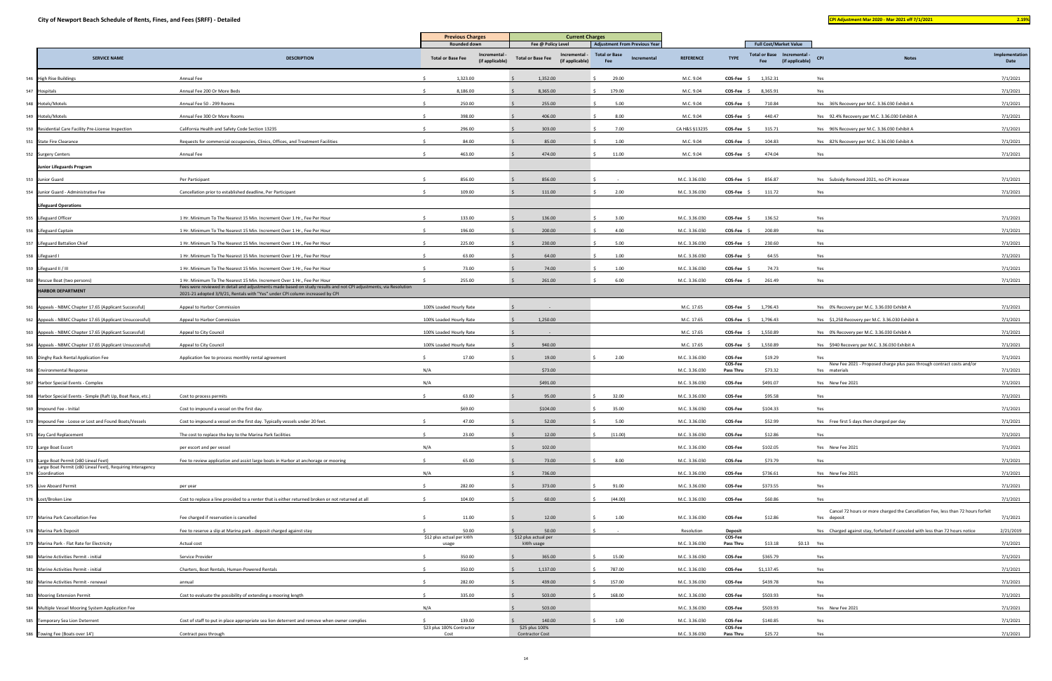# City of Newport Beach Schedule of Rents, Fines, and Fees (SRFF) - Detailed

CPI Adjustment Mar 2020 - Mar 2021 eff 7/1/2021 | 2.19%

| # | SERVICE NAME | DESCRIPTION | Previous Charges (Rounded down) Total or Base Fee | Previous Charges Incremental - (if applicable) | Current Charges Fee @ Policy Level Total or Base Fee | Current Charges Incremental - (if applicable) | Adjustment From Previous Year Total or Base Fee | Adjustment From Previous Year Incremental | REFERENCE | TYPE | Full Cost/Market Value Total or Base Fee | Full Cost/Market Value Incremental - (if applicable) | CPI | Notes | Implementation Date |
|---|---|---|---|---|---|---|---|---|---|---|---|---|---|---|---|
| 546 | High Rise Buildings | Annual Fee | $ 1,323.00 | | $ 1,352.00 | | $ 29.00 | | M.C. 9.04 | COS-Fee | $ 1,352.31 | | Yes | | 7/1/2021 |
| 547 | Hospitals | Annual Fee 200 Or More Beds | $ 8,186.00 | | $ 8,365.00 | | $ 179.00 | | M.C. 9.04 | COS-Fee | $ 8,365.91 | | Yes | | 7/1/2021 |
| 548 | Hotels/Motels | Annual Fee 50 - 299 Rooms | $ 250.00 | | $ 255.00 | | $ 5.00 | | M.C. 9.04 | COS-Fee | $ 710.84 | | Yes | 36% Recovery per M.C. 3.36.030 Exhibit A | 7/1/2021 |
| 549 | Hotels/Motels | Annual Fee 300 Or More Rooms | $ 398.00 | | $ 406.00 | | $ 8.00 | | M.C. 9.04 | COS-Fee | $ 440.47 | | Yes | 92.4% Recovery per M.C. 3.36.030 Exhibit A | 7/1/2021 |
| 550 | Residential Care Facility Pre-License Inspection | California Health and Safety Code Section 13235 | $ 296.00 | | $ 303.00 | | $ 7.00 | | CA H&S §13235 | COS-Fee | $ 315.71 | | Yes | 96% Recovery per M.C. 3.36.030 Exhibit A | 7/1/2021 |
| 551 | State Fire Clearance | Requests for commercial occupancies, Clinics, Offices, and Treatment Facilities | $ 84.00 | | $ 85.00 | | $ 1.00 | | M.C. 9.04 | COS-Fee | $ 104.83 | | Yes | 82% Recovery per M.C. 3.36.030 Exhibit A | 7/1/2021 |
| 552 | Surgery Centers | Annual Fee | $ 463.00 | | $ 474.00 | | $ 11.00 | | M.C. 9.04 | COS-Fee | $ 474.04 | | Yes | | 7/1/2021 |
| | **Junior Lifeguards Program** | | | | | | | | | | | | | | |
| 553 | Junior Guard | Per Participant | $ 856.00 | | $ 856.00 | | $ - | | M.C. 3.36.030 | COS-Fee | $ 856.87 | | Yes | Subsidy Removed 2021, no CPI increase | 7/1/2021 |
| 554 | Junior Guard - Administrative Fee | Cancellation prior to established deadline, Per Participant | $ 109.00 | | $ 111.00 | | $ 2.00 | | M.C. 3.36.030 | COS-Fee | $ 111.72 | | Yes | | 7/1/2021 |
| | **Lifeguard Operations** | | | | | | | | | | | | | | |
| 555 | Lifeguard Officer | 1 Hr. Minimum To The Nearest 15 Min. Increment Over 1 Hr., Fee Per Hour | $ 133.00 | | $ 136.00 | | $ 3.00 | | M.C. 3.36.030 | COS-Fee | $ 136.52 | | Yes | | 7/1/2021 |
| 556 | Lifeguard Captain | 1 Hr. Minimum To The Nearest 15 Min. Increment Over 1 Hr., Fee Per Hour | $ 196.00 | | $ 200.00 | | $ 4.00 | | M.C. 3.36.030 | COS-Fee | $ 200.89 | | Yes | | 7/1/2021 |
| 557 | Lifeguard Battalion Chief | 1 Hr. Minimum To The Nearest 15 Min. Increment Over 1 Hr., Fee Per Hour | $ 225.00 | | $ 230.00 | | $ 5.00 | | M.C. 3.36.030 | COS-Fee | $ 230.60 | | Yes | | 7/1/2021 |
| 558 | Lifeguard I | 1 Hr. Minimum To The Nearest 15 Min. Increment Over 1 Hr., Fee Per Hour | $ 63.00 | | $ 64.00 | | $ 1.00 | | M.C. 3.36.030 | COS-Fee | $ 64.55 | | Yes | | 7/1/2021 |
| 559 | Lifeguard II / III | 1 Hr. Minimum To The Nearest 15 Min. Increment Over 1 Hr., Fee Per Hour | $ 73.00 | | $ 74.00 | | $ 1.00 | | M.C. 3.36.030 | COS-Fee | $ 74.73 | | Yes | | 7/1/2021 |
| 560 | Rescue Boat (two persons) | 1 Hr. Minimum To The Nearest 15 Min. Increment Over 1 Hr., Fee Per Hour | $ 255.00 | | $ 261.00 | | $ 6.00 | | M.C. 3.36.030 | COS-Fee | $ 261.49 | | Yes | | 7/1/2021 |
| | **HARBOR DEPARTMENT** | Fees were reviewed in detail and adjustments made based on study results and not CPI adjustments, via Resolution 2021-21 adopted 3/9/21, Rentals with "Yes" under CPI column increased by CPI | | | | | | | | | | | | | |
| 561 | Appeals - NBMC Chapter 17.65 (Applicant Successful) | Appeal to Harbor Commission | 100% Loaded Hourly Rate | | $ - | | | | M.C. 17.65 | COS-Fee | $ 1,796.43 | | Yes | 0% Recovery per M.C. 3.36.030 Exhibit A | 7/1/2021 |
| 562 | Appeals - NBMC Chapter 17.65 (Applicant Unsuccessful) | Appeal to Harbor Commission | 100% Loaded Hourly Rate | | $ 1,250.00 | | | | M.C. 17.65 | COS-Fee | $ 1,796.43 | | Yes | $1,250 Recovery per M.C. 3.36.030 Exhibit A | 7/1/2021 |
| 563 | Appeals - NBMC Chapter 17.65 (Applicant Successful) | Appeal to City Council | 100% Loaded Hourly Rate | | $ - | | | | M.C. 17.65 | COS-Fee | $ 1,550.89 | | Yes | 0% Recovery per M.C. 3.36.030 Exhibit A | 7/1/2021 |
| 564 | Appeals - NBMC Chapter 17.65 (Applicant Unsuccessful) | Appeal to City Council | 100% Loaded Hourly Rate | | $ 940.00 | | | | M.C. 17.65 | COS-Fee | $ 1,550.89 | | Yes | $940 Recovery per M.C. 3.36.030 Exhibit A | 7/1/2021 |
| 565 | Dinghy Rack Rental Application Fee | Application fee to process monthly rental agreement | $ 17.00 | | $ 19.00 | | $ 2.00 | | M.C. 3.36.030 | COS-Fee | $19.29 | | Yes | | 7/1/2021 |
| 566 | Environmental Response | | N/A | | $73.00 | | | | M.C. 3.36.030 | COS-Fee Pass Thru | $73.32 | | Yes | New Fee 2021 - Proposed charge plus pass through contract costs and/or materials | 7/1/2021 |
| 567 | Harbor Special Events - Complex | | N/A | | $491.00 | | | | M.C. 3.36.030 | COS-Fee | $491.07 | | Yes | New Fee 2021 | 7/1/2021 |
| 568 | Harbor Special Events - Simple (Raft Up, Boat Race, etc.) | Cost to process permits | $ 63.00 | | $ 95.00 | | $ 32.00 | | M.C. 3.36.030 | COS-Fee | $95.58 | | Yes | | 7/1/2021 |
| 569 | Impound Fee - Initial | Cost to impound a vessel on the first day. | $69.00 | | $104.00 | | $ 35.00 | | M.C. 3.36.030 | COS-Fee | $104.33 | | Yes | | 7/1/2021 |
| 570 | Impound Fee - Loose or Lost and Found Boats/Vessels | Cost to impound a vessel on the first day. Typically vessels under 20 feet. | $ 47.00 | | $ 52.00 | | $ 5.00 | | M.C. 3.36.030 | COS-Fee | $52.99 | | Yes | Free first 5 days then charged per day | 7/1/2021 |
| 571 | Key Card Replacement | The cost to replace the key to the Marina Park facilities | $ 23.00 | | $ 12.00 | | $ (11.00) | | M.C. 3.36.030 | COS-Fee | $12.86 | | Yes | | 7/1/2021 |
| 572 | Large Boat Escort | per escort and per vessel | N/A | | $ 102.00 | | | | M.C. 3.36.030 | COS-Fee | $102.05 | | Yes | New Fee 2021 | 7/1/2021 |
| 573 | Large Boat Permit (≥80 Lineal Feet) | Fee to review application and assist large boats in Harbor at anchorage or mooring | $ 65.00 | | $ 73.00 | | $ 8.00 | | M.C. 3.36.030 | COS-Fee | $73.79 | | Yes | | 7/1/2021 |
| 574 | Large Boat Permit (≥80 Lineal Feet), Requiring Interagency Coordination | | N/A | | $ 736.00 | | | | M.C. 3.36.030 | COS-Fee | $736.61 | | Yes | New Fee 2021 | 7/1/2021 |
| 575 | Live Aboard Permit | per year | $ 282.00 | | $ 373.00 | | $ 91.00 | | M.C. 3.36.030 | COS-Fee | $373.55 | | Yes | | 7/1/2021 |
| 576 | Lost/Broken Line | Cost to replace a line provided to a renter that is either returned broken or not returned at all | $ 104.00 | | $ 60.00 | | $ (44.00) | | M.C. 3.36.030 | COS-Fee | $60.86 | | Yes | | 7/1/2021 |
| 577 | Marina Park Cancellation Fee | Fee charged if reservation is cancelled | $ 11.00 | | $ 12.00 | | $ 1.00 | | M.C. 3.36.030 | COS-Fee | $12.86 | | Yes | Cancel 72 hours or more charged the Cancellation Fee, less than 72 hours forfeit deposit | 7/1/2021 |
| 578 | Marina Park Deposit | Fee to reserve a slip at Marina park - deposit charged against stay | $ 50.00 | | $ 50.00 | | $ - | | Resolution | Deposit | | | Yes | Charged against stay, forfeited if canceled with less than 72 hours notice | 2/21/2019 |
| 579 | Marina Park - Flat Rate for Electricity | Actual cost | $12 plus actual per kWh usage | | $12 plus actual per kWh usage | | | | M.C. 3.36.030 | COS-Fee Pass Thru | $13.18 | $0.13 | Yes | | 7/1/2021 |
| 580 | Marine Activities Permit - initial | Service Provider | $ 350.00 | | $ 365.00 | | $ 15.00 | | M.C. 3.36.030 | COS-Fee | $365.79 | | Yes | | 7/1/2021 |
| 581 | Marine Activities Permit - initial | Charters, Boat Rentals, Human-Powered Rentals | $ 350.00 | | $ 1,137.00 | | $ 787.00 | | M.C. 3.36.030 | COS-Fee | $1,137.45 | | Yes | | 7/1/2021 |
| 582 | Marine Activities Permit - renewal | annual | $ 282.00 | | $ 439.00 | | $ 157.00 | | M.C. 3.36.030 | COS-Fee | $439.78 | | Yes | | 7/1/2021 |
| 583 | Mooring Extension Permit | Cost to evaluate the possibility of extending a mooring length | $ 335.00 | | $ 503.00 | | $ 168.00 | | M.C. 3.36.030 | COS-Fee | $503.93 | | Yes | | 7/1/2021 |
| 584 | Multiple Vessel Mooring System Application Fee | | N/A | | $ 503.00 | | | | M.C. 3.36.030 | COS-Fee | $503.93 | | Yes | New Fee 2021 | 7/1/2021 |
| 585 | Temporary Sea Lion Deterrent | Cost of staff to put in place appropriate sea lion deterrent and remove when owner complies | $ 139.00 | | $ 140.00 | | $ 1.00 | | M.C. 3.36.030 | COS-Fee | $140.85 | | Yes | | 7/1/2021 |
| 586 | Towing Fee (Boats over 14') | Contract pass through | $23 plus 100% Contractor Cost | | $25 plus 100% Contractor Cost | | | | M.C. 3.36.030 | COS-Fee Pass Thru | $25.72 | | Yes | | 7/1/2021 |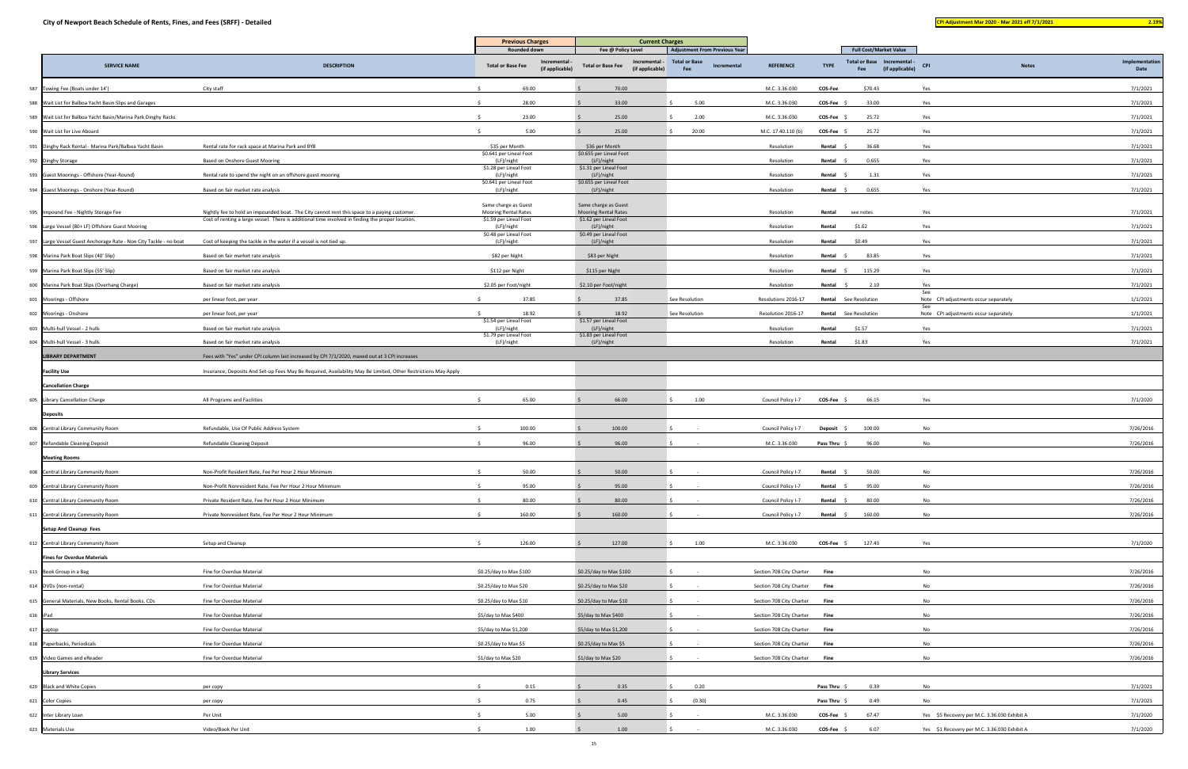**City of Newport Beach Schedule of Rents, Fines, and Fees (SRFF) - Detailed**

**CPI Adjustment Mar 2020 - Mar 2021 eff 7/1/2021** 2.19%

| | SERVICE NAME | DESCRIPTION | Previous Charges Rounded down Total or Base Fee | Previous Charges Incremental - (if applicable) | Current Charges Fee @ Policy Level Total or Base Fee | Current Charges Incremental - (if applicable) | Adjustment From Previous Year Total or Base Fee | Adjustment From Previous Year Incremental | REFERENCE | TYPE | Full Cost/Market Value Total or Base Fee | Full Cost/Market Value Incremental - (if applicable) | CPI | Notes | Implementation Date |
|---|---|---|---|---|---|---|---|---|---|---|---|---|---|---|---|
| 587 | Towing Fee (Boats under 14') | City staff | $ 69.00 | | $ 70.00 | | | | M.C. 3.36.030 | COS-Fee | $70.43 | | Yes | | 7/1/2021 |
| 588 | Wait List for Balboa Yacht Basin Slips and Garages | | $ 28.00 | | $ 33.00 | | $ 5.00 | | M.C. 3.36.030 | COS-Fee | $ 33.00 | | Yes | | 7/1/2021 |
| 589 | Wait List for Balboa Yacht Basin/Marina Park Dinghy Racks | | $ 23.00 | | $ 25.00 | | $ 2.00 | | M.C. 3.36.030 | COS-Fee | $ 25.72 | | Yes | | 7/1/2021 |
| 590 | Wait List for Live Aboard | | $ 5.00 | | $ 25.00 | | $ 20.00 | | M.C. 17.40.110 (b) | COS-Fee | $ 25.72 | | Yes | | 7/1/2021 |
| 591 | Dinghy Rack Rental - Marina Park/Balboa Yacht Basin | Rental rate for rack space at Marina Park and BYB | $35 per Month | | $36 per Month | | | | Resolution | Rental | $ 36.68 | | Yes | | 7/1/2021 |
| 592 | Dinghy Storage | Based on Onshore Guest Mooring | $0.641 per Lineal Foot (LF)/night | | $0.655 per Lineal Foot (LF)/night | | | | Resolution | Rental | $ 0.655 | | Yes | | 7/1/2021 |
| 593 | Guest Moorings - Offshore (Year-Round) | Rental rate to spend the night on an offshore guest mooring | $1.28 per Lineal Foot (LF)/night | | $1.31 per Lineal Foot (LF)/night | | | | Resolution | Rental | $ 1.31 | | Yes | | 7/1/2021 |
| 594 | Guest Moorings - Onshore (Year-Round) | Based on fair market rate analysis | $0.641 per Lineal Foot (LF)/night | | $0.655 per Lineal Foot (LF)/night | | | | Resolution | Rental | $ 0.655 | | Yes | | 7/1/2021 |
| 595 | Impound Fee - Nightly Storage Fee | Nightly fee to hold an impounded boat. The City cannot rent this space to a paying customer. | Same charge as Guest Mooring Rental Rates | | Same charge as Guest Mooring Rental Rates | | | | Resolution | Rental | see notes | | Yes | | 7/1/2021 |
| 596 | Large Vessel (80+ LF) Offshore Guest Mooring | Cost of renting a large vessel. There is additional time involved in finding the proper location. | $1.59 per Lineal Foot (LF)/night | | $1.62 per Lineal Foot (LF)/night | | | | Resolution | Rental | $1.62 | | Yes | | 7/1/2021 |
| 597 | Large Vessel Guest Anchorage Rate - Non City Tackle - no boat | Cost of keeping the tackle in the water if a vessel is not tied up. | $0.48 per Lineal Foot (LF)/night | | $0.49 per Lineal Foot (LF)/night | | | | Resolution | Rental | $0.49 | | Yes | | 7/1/2021 |
| 598 | Marina Park Boat Slips (40' Slip) | Based on fair market rate analysis | $82 per Night | | $83 per Night | | | | Resolution | Rental | $ 83.85 | | Yes | | 7/1/2021 |
| 599 | Marina Park Boat Slips (55' Slip) | Based on fair market rate analysis | $112 per Night | | $115 per Night | | | | Resolution | Rental | $ 115.29 | | Yes | | 7/1/2021 |
| 600 | Marina Park Boat Slips (Overhang Charge) | Based on fair market rate analysis | $2.05 per Foot/night | | $2.10 per Foot/night | | | | Resolution | Rental | $ 2.10 | | Yes | | 7/1/2021 |
| 601 | Moorings - Offshore | per linear foot, per year | $ 37.85 | | $ 37.85 | | See Resolution | | Resolutions 2016-17 | Rental | See Resolution | | See Note | CPI adjustments occur separately | 1/1/2021 |
| 602 | Moorings - Onshore | per linear foot, per year | $ 18.92 | | $ 18.92 | | See Resolution | | Resolution 2016-17 | Rental | See Resolution | | See Note | CPI adjustments occur separately | 1/1/2021 |
| 603 | Multi-hull Vessel - 2 hulls | Based on fair market rate analysis | $1.54 per Lineal Foot (LF)/night | | $1.57 per Lineal Foot (LF)/night | | | | Resolution | Rental | $1.57 | | Yes | | 7/1/2021 |
| 604 | Multi-hull Vessel - 3 hulls | Based on fair market rate analysis | $1.79 per Lineal Foot (LF)/night | | $1.83 per Lineal Foot (LF)/night | | | | Resolution | Rental | $1.83 | | Yes | | 7/1/2021 |
| | **LIBRARY DEPARTMENT** | Fees with "Yes" under CPI column last increased by CPI 7/1/2020, maxed out at 3 CPI increases | | | | | | | | | | | | | |
| | **Facility Use** | Insurance, Deposits And Set-up Fees May Be Required, Availability May Be Limited, Other Restrictions May Apply | | | | | | | | | | | | | |
| | **Cancellation Charge** | | | | | | | | | | | | | | |
| 605 | Library Cancellation Charge | All Programs and Facilities | $ 65.00 | | $ 66.00 | | $ 1.00 | | Council Policy I-7 | COS-Fee | $ 66.15 | | Yes | | 7/1/2020 |
| | **Deposits** | | | | | | | | | | | | | | |
| 606 | Central Library Community Room | Refundable, Use Of Public Address System | $ 100.00 | | $ 100.00 | | $ - | | Council Policy I-7 | Deposit | $ 100.00 | | No | | 7/26/2016 |
| 607 | Refundable Cleaning Deposit | Refundable Cleaning Deposit | $ 96.00 | | $ 96.00 | | $ - | | M.C. 3.36.030 | Pass Thru | $ 96.00 | | No | | 7/26/2016 |
| | **Meeting Rooms** | | | | | | | | | | | | | | |
| 608 | Central Library Community Room | Non-Profit Resident Rate, Fee Per Hour 2 Hour Minimum | $ 50.00 | | $ 50.00 | | $ - | | Council Policy I-7 | Rental | $ 50.00 | | No | | 7/26/2016 |
| 609 | Central Library Community Room | Non-Profit Nonresident Rate, Fee Per Hour 2 Hour Minimum | $ 95.00 | | $ 95.00 | | $ - | | Council Policy I-7 | Rental | $ 95.00 | | No | | 7/26/2016 |
| 610 | Central Library Community Room | Private Resident Rate, Fee Per Hour 2 Hour Minimum | $ 80.00 | | $ 80.00 | | $ - | | Council Policy I-7 | Rental | $ 80.00 | | No | | 7/26/2016 |
| 611 | Central Library Community Room | Private Nonresident Rate, Fee Per Hour 2 Hour Minimum | $ 160.00 | | $ 160.00 | | $ - | | Council Policy I-7 | Rental | $ 160.00 | | No | | 7/26/2016 |
| | **Setup And Cleanup Fees** | | | | | | | | | | | | | | |
| 612 | Central Library Community Room | Setup and Cleanup | $ 126.00 | | $ 127.00 | | $ 1.00 | | M.C. 3.36.030 | COS-Fee | $ 127.43 | | Yes | | 7/1/2020 |
| | **Fines for Overdue Materials** | | | | | | | | | | | | | | |
| 613 | Book Group in a Bag | Fine for Overdue Material | $0.25/day to Max $100 | | $0.25/day to Max $100 | | $ - | | Section 708 City Charter | Fine | | | No | | 7/26/2016 |
| 614 | DVDs (non-rental) | Fine for Overdue Material | $0.25/day to Max $20 | | $0.25/day to Max $20 | | $ - | | Section 708 City Charter | Fine | | | No | | 7/26/2016 |
| 615 | General Materials, New Books, Rental Books, CDs | Fine for Overdue Material | $0.25/day to Max $10 | | $0.25/day to Max $10 | | $ - | | Section 708 City Charter | Fine | | | No | | 7/26/2016 |
| 616 | iPad | Fine for Overdue Material | $5/day to Max $400 | | $5/day to Max $400 | | $ - | | Section 708 City Charter | Fine | | | No | | 7/26/2016 |
| 617 | Laptop | Fine for Overdue Material | $5/day to Max $1,200 | | $5/day to Max $1,200 | | $ - | | Section 708 City Charter | Fine | | | No | | 7/26/2016 |
| 618 | Paperbacks, Periodicals | Fine for Overdue Material | $0.25/day to Max $5 | | $0.25/day to Max $5 | | $ - | | Section 708 City Charter | Fine | | | No | | 7/26/2016 |
| 619 | Video Games and eReader | Fine for Overdue Material | $1/day to Max $20 | | $1/day to Max $20 | | $ - | | Section 708 City Charter | Fine | | | No | | 7/26/2016 |
| | **Library Services** | | | | | | | | | | | | | | |
| 620 | Black and White Copies | per copy | $ 0.15 | | $ 0.35 | | $ 0.20 | | | Pass Thru | $ 0.39 | | No | | 7/1/2021 |
| 621 | Color Copies | per copy | $ 0.75 | | $ 0.45 | | $ (0.30) | | | Pass Thru | $ 0.49 | | No | | 7/1/2021 |
| 622 | Inter Library Loan | Per Unit | $ 5.00 | | $ 5.00 | | $ - | | M.C. 3.36.030 | COS-Fee | $ 67.47 | | Yes | $5 Recovery per M.C. 3.36.030 Exhibit A | 7/1/2020 |
| 623 | Materials Use | Video/Book Per Unit | $ 1.00 | | $ 1.00 | | $ - | | M.C. 3.36.030 | COS-Fee | $ 6.07 | | Yes | $1 Recovery per M.C. 3.36.030 Exhibit A | 7/1/2020 |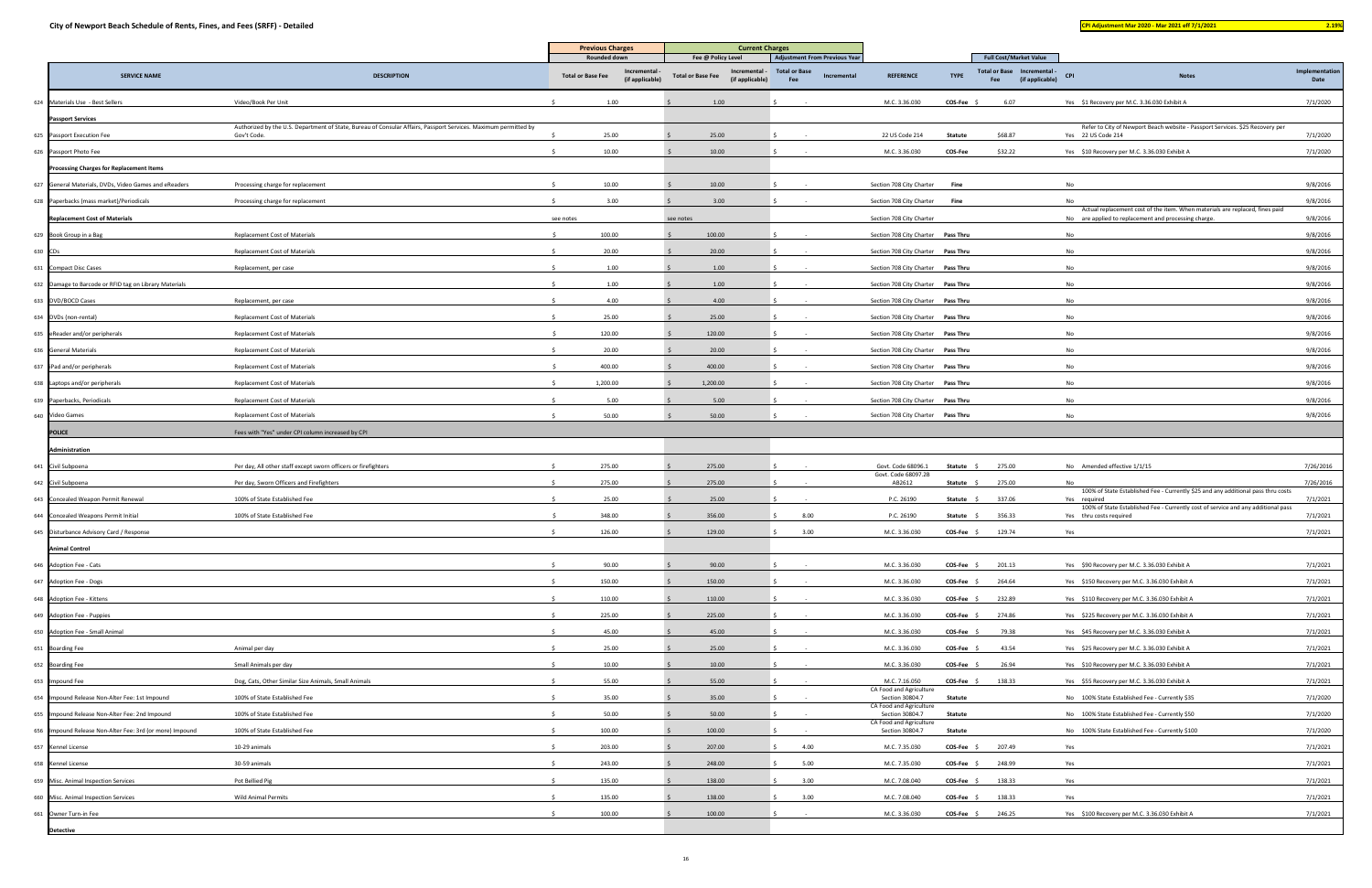## City of Newport Beach Schedule of Rents, Fines, and Fees (SRFF) - Detailed

**CPI Adjustment Mar 2020 - Mar 2021 eff 7/1/2021** **2.19%**

| | SERVICE NAME | DESCRIPTION | Previous Charges Rounded down Total or Base Fee | Previous Charges Incremental - (if applicable) | Current Charges Fee @ Policy Level Total or Base Fee | Current Charges Incremental - (if applicable) | Adjustment From Previous Year Total or Base Fee | Adjustment From Previous Year Incremental | REFERENCE | TYPE | Full Cost/Market Value Total or Base Fee | Full Cost/Market Value Incremental - (if applicable) | CPI | Notes | Implementation Date |
|---|---|---|---|---|---|---|---|---|---|---|---|---|---|---|---|
| 624 | Materials Use - Best Sellers | Video/Book Per Unit | $ 1.00 | | $ 1.00 | | $ - | | M.C. 3.36.030 | COS-Fee | $ 6.07 | | Yes | $1 Recovery per M.C. 3.36.030 Exhibit A | 7/1/2020 |
| | **Passport Services** | | | | | | | | | | | | | | |
| 625 | Passport Execution Fee | Authorized by the U.S. Department of State, Bureau of Consular Affairs, Passport Services. Maximum permitted by Gov't Code. | $ 25.00 | | $ 25.00 | | $ - | | 22 US Code 214 | Statute | $68.87 | | Yes | Refer to City of Newport Beach website - Passport Services. $25 Recovery per 22 US Code 214 | 7/1/2020 |
| 626 | Passport Photo Fee | | $ 10.00 | | $ 10.00 | | $ - | | M.C. 3.36.030 | COS-Fee | $32.22 | | Yes | $10 Recovery per M.C. 3.36.030 Exhibit A | 7/1/2020 |
| | **Processing Charges for Replacement Items** | | | | | | | | | | | | | | |
| 627 | General Materials, DVDs, Video Games and eReaders | Processing charge for replacement | $ 10.00 | | $ 10.00 | | $ - | | Section 708 City Charter | Fine | | | No | | 9/8/2016 |
| 628 | Paperbacks (mass market)/Periodicals | Processing charge for replacement | $ 3.00 | | $ 3.00 | | $ - | | Section 708 City Charter | Fine | | | No | | 9/8/2016 |
| | **Replacement Cost of Materials** | | see notes | | see notes | | | | Section 708 City Charter | | | | No | Actual replacement cost of the item. When materials are replaced, fines paid are applied to replacement and processing charge. | 9/8/2016 |
| 629 | Book Group in a Bag | Replacement Cost of Materials | $ 100.00 | | $ 100.00 | | $ - | | Section 708 City Charter | Pass Thru | | | No | | 9/8/2016 |
| 630 | CDs | Replacement Cost of Materials | $ 20.00 | | $ 20.00 | | $ - | | Section 708 City Charter | Pass Thru | | | No | | 9/8/2016 |
| 631 | Compact Disc Cases | Replacement, per case | $ 1.00 | | $ 1.00 | | $ - | | Section 708 City Charter | Pass Thru | | | No | | 9/8/2016 |
| 632 | Damage to Barcode or RFID tag on Library Materials | | $ 1.00 | | $ 1.00 | | $ - | | Section 708 City Charter | Pass Thru | | | No | | 9/8/2016 |
| 633 | DVD/BOCD Cases | Replacement, per case | $ 4.00 | | $ 4.00 | | $ - | | Section 708 City Charter | Pass Thru | | | No | | 9/8/2016 |
| 634 | DVDs (non-rental) | Replacement Cost of Materials | $ 25.00 | | $ 25.00 | | $ - | | Section 708 City Charter | Pass Thru | | | No | | 9/8/2016 |
| 635 | eReader and/or peripherals | Replacement Cost of Materials | $ 120.00 | | $ 120.00 | | $ - | | Section 708 City Charter | Pass Thru | | | No | | 9/8/2016 |
| 636 | General Materials | Replacement Cost of Materials | $ 20.00 | | $ 20.00 | | $ - | | Section 708 City Charter | Pass Thru | | | No | | 9/8/2016 |
| 637 | iPad and/or peripherals | Replacement Cost of Materials | $ 400.00 | | $ 400.00 | | $ - | | Section 708 City Charter | Pass Thru | | | No | | 9/8/2016 |
| 638 | Laptops and/or peripherals | Replacement Cost of Materials | $ 1,200.00 | | $ 1,200.00 | | $ - | | Section 708 City Charter | Pass Thru | | | No | | 9/8/2016 |
| 639 | Paperbacks, Periodicals | Replacement Cost of Materials | $ 5.00 | | $ 5.00 | | $ - | | Section 708 City Charter | Pass Thru | | | No | | 9/8/2016 |
| 640 | Video Games | Replacement Cost of Materials | $ 50.00 | | $ 50.00 | | $ - | | Section 708 City Charter | Pass Thru | | | No | | 9/8/2016 |
| | **POLICE** | Fees with "Yes" under CPI column increased by CPI | | | | | | | | | | | | | |
| | **Administration** | | | | | | | | | | | | | | |
| 641 | Civil Subpoena | Per day, All other staff except sworn officers or firefighters | $ 275.00 | | $ 275.00 | | $ - | | Govt. Code 68096.1 | Statute | $ 275.00 | | No | Amended effective 1/1/15 | 7/26/2016 |
| 642 | Civil Subpoena | Per day, Sworn Officers and Firefighters | $ 275.00 | | $ 275.00 | | $ - | | Govt. Code 68097.2B AB2612 | Statute | $ 275.00 | | No | | 7/26/2016 |
| 643 | Concealed Weapon Permit Renewal | 100% of State Established Fee | $ 25.00 | | $ 25.00 | | $ - | | P.C. 26190 | Statute | $ 337.06 | | Yes | 100% of State Established Fee - Currently $25 and any additional pass thru costs required | 7/1/2021 |
| 644 | Concealed Weapons Permit Initial | 100% of State Established Fee | $ 348.00 | | $ 356.00 | | $ 8.00 | | P.C. 26190 | Statute | $ 356.33 | | Yes | 100% of State Established Fee - Currently cost of service and any additional pass thru costs required | 7/1/2021 |
| 645 | Disturbance Advisory Card / Response | | $ 126.00 | | $ 129.00 | | $ 3.00 | | M.C. 3.36.030 | COS-Fee | $ 129.74 | | Yes | | 7/1/2021 |
| | **Animal Control** | | | | | | | | | | | | | | |
| 646 | Adoption Fee - Cats | | $ 90.00 | | $ 90.00 | | $ - | | M.C. 3.36.030 | COS-Fee | $ 201.13 | | Yes | $90 Recovery per M.C. 3.36.030 Exhibit A | 7/1/2021 |
| 647 | Adoption Fee - Dogs | | $ 150.00 | | $ 150.00 | | $ - | | M.C. 3.36.030 | COS-Fee | $ 264.64 | | Yes | $150 Recovery per M.C. 3.36.030 Exhibit A | 7/1/2021 |
| 648 | Adoption Fee - Kittens | | $ 110.00 | | $ 110.00 | | $ - | | M.C. 3.36.030 | COS-Fee | $ 232.89 | | Yes | $110 Recovery per M.C. 3.36.030 Exhibit A | 7/1/2021 |
| 649 | Adoption Fee - Puppies | | $ 225.00 | | $ 225.00 | | $ - | | M.C. 3.36.030 | COS-Fee | $ 274.86 | | Yes | $225 Recovery per M.C. 3.36.030 Exhibit A | 7/1/2021 |
| 650 | Adoption Fee - Small Animal | | $ 45.00 | | $ 45.00 | | $ - | | M.C. 3.36.030 | COS-Fee | $ 79.38 | | Yes | $45 Recovery per M.C. 3.36.030 Exhibit A | 7/1/2021 |
| 651 | Boarding Fee | Animal per day | $ 25.00 | | $ 25.00 | | $ - | | M.C. 3.36.030 | COS-Fee | $ 43.54 | | Yes | $25 Recovery per M.C. 3.36.030 Exhibit A | 7/1/2021 |
| 652 | Boarding Fee | Small Animals per day | $ 10.00 | | $ 10.00 | | $ - | | M.C. 3.36.030 | COS-Fee | $ 26.94 | | Yes | $10 Recovery per M.C. 3.36.030 Exhibit A | 7/1/2021 |
| 653 | Impound Fee | Dog, Cats, Other Similar Size Animals, Small Animals | $ 55.00 | | $ 55.00 | | $ - | | M.C. 7.16.050 | COS-Fee | $ 138.33 | | Yes | $55 Recovery per M.C. 3.36.030 Exhibit A | 7/1/2021 |
| 654 | Impound Release Non-Alter Fee: 1st Impound | 100% of State Established Fee | $ 35.00 | | $ 35.00 | | $ - | | CA Food and Agriculture Section 30804.7 | Statute | | | No | 100% State Established Fee - Currently $35 | 7/1/2020 |
| 655 | Impound Release Non-Alter Fee: 2nd Impound | 100% of State Established Fee | $ 50.00 | | $ 50.00 | | $ - | | CA Food and Agriculture Section 30804.7 | Statute | | | No | 100% State Established Fee - Currently $50 | 7/1/2020 |
| 656 | Impound Release Non-Alter Fee: 3rd (or more) Impound | 100% of State Established Fee | $ 100.00 | | $ 100.00 | | $ - | | CA Food and Agriculture Section 30804.7 | Statute | | | No | 100% State Established Fee - Currently $100 | 7/1/2020 |
| 657 | Kennel License | 10-29 animals | $ 203.00 | | $ 207.00 | | $ 4.00 | | M.C. 7.35.030 | COS-Fee | $ 207.49 | | Yes | | 7/1/2021 |
| 658 | Kennel License | 30-59 animals | $ 243.00 | | $ 248.00 | | $ 5.00 | | M.C. 7.35.030 | COS-Fee | $ 248.99 | | Yes | | 7/1/2021 |
| 659 | Misc. Animal Inspection Services | Pot Bellied Pig | $ 135.00 | | $ 138.00 | | $ 3.00 | | M.C. 7.08.040 | COS-Fee | $ 138.33 | | Yes | | 7/1/2021 |
| 660 | Misc. Animal Inspection Services | Wild Animal Permits | $ 135.00 | | $ 138.00 | | $ 3.00 | | M.C. 7.08.040 | COS-Fee | $ 138.33 | | Yes | | 7/1/2021 |
| 661 | Owner Turn-in Fee | | $ 100.00 | | $ 100.00 | | $ - | | M.C. 3.36.030 | COS-Fee | $ 246.25 | | Yes | $100 Recovery per M.C. 3.36.030 Exhibit A | 7/1/2021 |
| | **Detective** | | | | | | | | | | | | | | |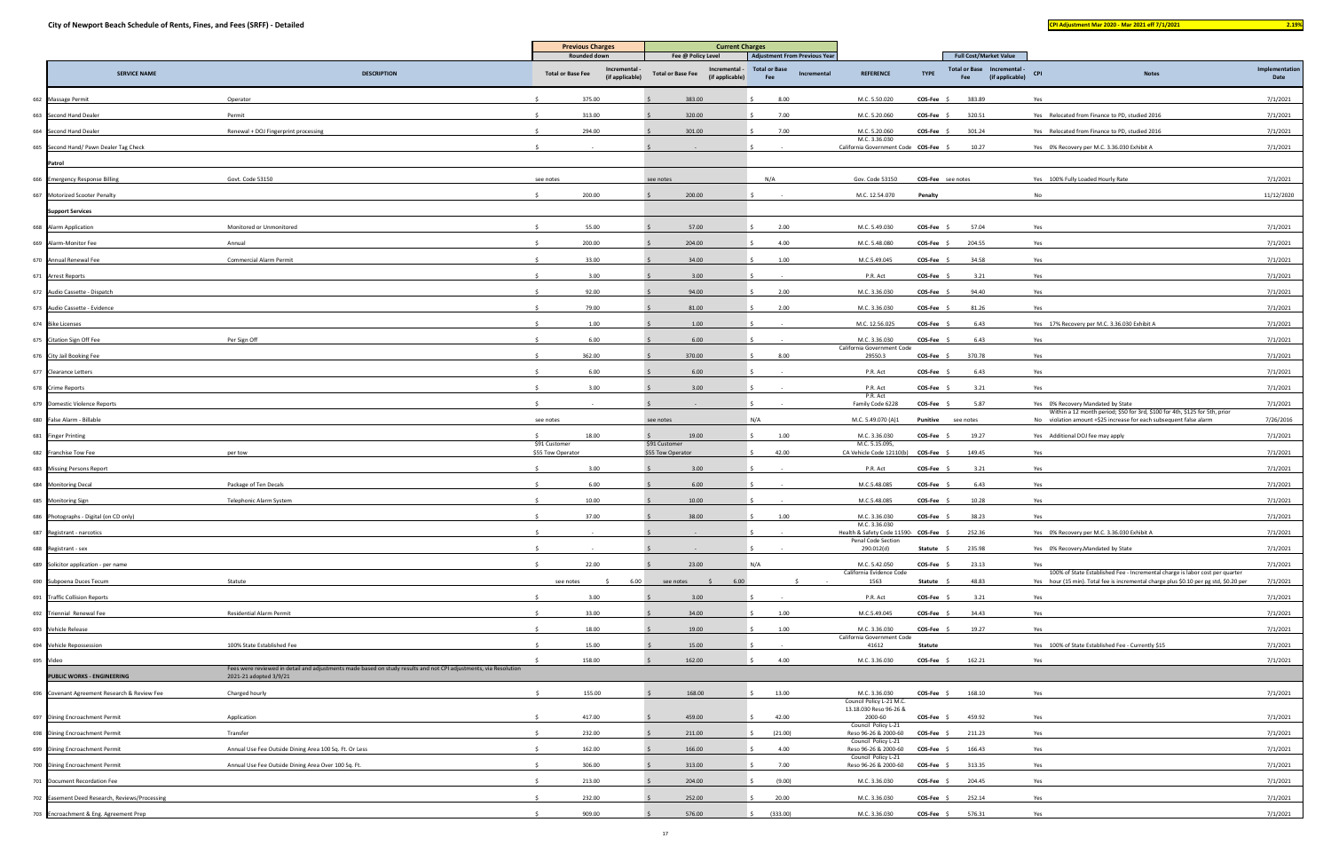**City of Newport Beach Schedule of Rents, Fines, and Fees (SRFF) - Detailed**

**CPI Adjustment Mar 2020 - Mar 2021 eff 7/1/2021** **2.19%**

| | SERVICE NAME | DESCRIPTION | Previous Charges (Rounded down) Total or Base Fee | Previous Charges Incremental - (if applicable) | Current Charges Fee @ Policy Level Total or Base Fee | Current Charges Incremental - (if applicable) | Adjustment From Previous Year Total or Base Fee | Adjustment From Previous Year Incremental | REFERENCE | TYPE | Full Cost/Market Value Total or Base Fee | Full Cost/Market Value Incremental - (if applicable) | CPI | Notes | Implementation Date |
|---|---|---|---|---|---|---|---|---|---|---|---|---|---|---|---|
| 662 | Massage Permit | Operator | $ 375.00 | | $ 383.00 | | $ 8.00 | | M.C. 5.50.020 | COS-Fee | $ 383.89 | | Yes | | 7/1/2021 |
| 663 | Second Hand Dealer | Permit | $ 313.00 | | $ 320.00 | | $ 7.00 | | M.C. 5.20.060 | COS-Fee | $ 320.51 | | Yes | Relocated from Finance to PD, studied 2016 | 7/1/2021 |
| 664 | Second Hand Dealer | Renewal + DOJ Fingerprint processing | $ 294.00 | | $ 301.00 | | $ 7.00 | | M.C. 5.20.060 | COS-Fee | $ 301.24 | | Yes | Relocated from Finance to PD, studied 2016 | 7/1/2021 |
| 665 | Second Hand/ Pawn Dealer Tag Check | | $ - | | $ - | | $ - | | M.C. 3.36.030 California Government Code | COS-Fee | $ 10.27 | | Yes | 0% Recovery per M.C. 3.36.030 Exhibit A | 7/1/2021 |
| | **Patrol** | | | | | | | | | | | | | | |
| 666 | Emergency Response Billing | Govt. Code 53150 | see notes | | see notes | | N/A | | Gov. Code 53150 | COS-Fee | see notes | | Yes | 100% Fully Loaded Hourly Rate | 7/1/2021 |
| 667 | Motorized Scooter Penalty | | $ 200.00 | | $ 200.00 | | $ - | | M.C. 12.54.070 | Penalty | | | No | | 11/12/2020 |
| | **Support Services** | | | | | | | | | | | | | | |
| 668 | Alarm Application | Monitored or Unmonitored | $ 55.00 | | $ 57.00 | | $ 2.00 | | M.C. 5.49.030 | COS-Fee | $ 57.04 | | Yes | | 7/1/2021 |
| 669 | Alarm-Monitor Fee | Annual | $ 200.00 | | $ 204.00 | | $ 4.00 | | M.C. 5.48.080 | COS-Fee | $ 204.55 | | Yes | | 7/1/2021 |
| 670 | Annual Renewal Fee | Commercial Alarm Permit | $ 33.00 | | $ 34.00 | | $ 1.00 | | M.C.5.49.045 | COS-Fee | $ 34.58 | | Yes | | 7/1/2021 |
| 671 | Arrest Reports | | $ 3.00 | | $ 3.00 | | $ - | | P.R. Act | COS-Fee | $ 3.21 | | Yes | | 7/1/2021 |
| 672 | Audio Cassette - Dispatch | | $ 92.00 | | $ 94.00 | | $ 2.00 | | M.C. 3.36.030 | COS-Fee | $ 94.40 | | Yes | | 7/1/2021 |
| 673 | Audio Cassette - Evidence | | $ 79.00 | | $ 81.00 | | $ 2.00 | | M.C. 3.36.030 | COS-Fee | $ 81.26 | | Yes | | 7/1/2021 |
| 674 | Bike Licenses | | $ 1.00 | | $ 1.00 | | $ - | | M.C. 12.56.025 | COS-Fee | $ 6.43 | | Yes | 17% Recovery per M.C. 3.36.030 Exhibit A | 7/1/2021 |
| 675 | Citation Sign Off Fee | Per Sign Off | $ 6.00 | | $ 6.00 | | $ - | | M.C. 3.36.030 | COS-Fee | $ 6.43 | | Yes | | 7/1/2021 |
| 676 | City Jail Booking Fee | | $ 362.00 | | $ 370.00 | | $ 8.00 | | California Government Code 29550.3 | COS-Fee | $ 370.78 | | Yes | | 7/1/2021 |
| 677 | Clearance Letters | | $ 6.00 | | $ 6.00 | | $ - | | P.R. Act | COS-Fee | $ 6.43 | | Yes | | 7/1/2021 |
| 678 | Crime Reports | | $ 3.00 | | $ 3.00 | | $ - | | P.R. Act | COS-Fee | $ 3.21 | | Yes | | 7/1/2021 |
| 679 | Domestic Violence Reports | | $ - | | $ - | | $ - | | P.R. Act Family Code 6228 | COS-Fee | $ 5.87 | | Yes | 0% Recovery Mandated by State | 7/1/2021 |
| 680 | False Alarm - Billable | | see notes | | see notes | | N/A | | M.C. 5.49.070 (A)1 | Punitive | see notes | | No | Within a 12 month period; $50 for 3rd, $100 for 4th, $125 for 5th, prior violation amount +$25 increase for each subsequent false alarm | 7/26/2016 |
| 681 | Finger Printing | | $ 18.00 | | $ 19.00 | | $ 1.00 | | M.C. 3.36.030 | COS-Fee | $ 19.27 | | Yes | Additional DOJ fee may apply | 7/1/2021 |
| 682 | Franchise Tow Fee | per tow | $91 Customer $55 Tow Operator | | $91 Customer $55 Tow Operator | | $ 42.00 | | M.C. 5.15.095, CA Vehicle Code 12110(b) | COS-Fee | $ 149.45 | | Yes | | 7/1/2021 |
| 683 | Missing Persons Report | | $ 3.00 | | $ 3.00 | | $ - | | P.R. Act | COS-Fee | $ 3.21 | | Yes | | 7/1/2021 |
| 684 | Monitoring Decal | Package of Ten Decals | $ 6.00 | | $ 6.00 | | $ - | | M.C.5.48.085 | COS-Fee | $ 6.43 | | Yes | | 7/1/2021 |
| 685 | Monitoring Sign | Telephonic Alarm System | $ 10.00 | | $ 10.00 | | $ - | | M.C.5.48.085 | COS-Fee | $ 10.28 | | Yes | | 7/1/2021 |
| 686 | Photographs - Digital (on CD only) | | $ 37.00 | | $ 38.00 | | $ 1.00 | | M.C. 3.36.030 | COS-Fee | $ 38.23 | | Yes | | 7/1/2021 |
| 687 | Registrant - narcotics | | $ - | | $ - | | $ - | | M.C. 3.36.030 Health & Safety Code 11590- | COS-Fee | $ 252.36 | | Yes | 0% Recovery per M.C. 3.36.030 Exhibit A | 7/1/2021 |
| 688 | Registrant - sex | | $ - | | $ - | | $ - | | Penal Code Section 290.012(d) | Statute | $ 235.98 | | Yes | 0% Recovery Mandated by State | 7/1/2021 |
| 689 | Solicitor application - per name | | $ 22.00 | | $ 23.00 | | N/A | | M.C. 5.42.050 | COS-Fee | $ 23.13 | | Yes | | 7/1/2021 |
| 690 | Subpoena Duces Tecum | Statute | see notes | $ 6.00 | see notes | $ 6.00 | | $ - | California Evidence Code 1563 | Statute | $ 48.83 | | Yes | 100% of State Established Fee - Incremental charge is labor cost per quarter hour (15 min). Total fee is incremental charge plus $0.10 per pg std, $0.20 per | 7/1/2021 |
| 691 | Traffic Collision Reports | | $ 3.00 | | $ 3.00 | | $ - | | P.R. Act | COS-Fee | $ 3.21 | | Yes | | 7/1/2021 |
| 692 | Triennial Renewal Fee | Residential Alarm Permit | $ 33.00 | | $ 34.00 | | $ 1.00 | | M.C.5.49.045 | COS-Fee | $ 34.43 | | Yes | | 7/1/2021 |
| 693 | Vehicle Release | | $ 18.00 | | $ 19.00 | | $ 1.00 | | M.C. 3.36.030 | COS-Fee | $ 19.27 | | Yes | | 7/1/2021 |
| 694 | Vehicle Repossession | 100% State Established Fee | $ 15.00 | | $ 15.00 | | $ - | | California Government Code 41612 | Statute | | | Yes | 100% of State Established Fee - Currently $15 | 7/1/2021 |
| 695 | Video | | $ 158.00 | | $ 162.00 | | $ 4.00 | | M.C. 3.36.030 | COS-Fee | $ 162.21 | | Yes | | 7/1/2021 |
| | **PUBLIC WORKS - ENGINEERING** | Fees were reviewed in detail and adjustments made based on study results and not CPI adjustments, via Resolution 2021-21 adopted 3/9/21 | | | | | | | | | | | | | |
| 696 | Covenant Agreement Research & Review Fee | Charged hourly | $ 155.00 | | $ 168.00 | | $ 13.00 | | M.C. 3.36.030 | COS-Fee | $ 168.10 | | Yes | | 7/1/2021 |
| 697 | Dining Encroachment Permit | Application | $ 417.00 | | $ 459.00 | | $ 42.00 | | Council Policy L-21 M.C. 13.18.030 Reso 96-26 & 2000-60 | COS-Fee | $ 459.92 | | Yes | | 7/1/2021 |
| 698 | Dining Encroachment Permit | Transfer | $ 232.00 | | $ 211.00 | | $ (21.00) | | Council Policy L-21 Reso 96-26 & 2000-60 | COS-Fee | $ 211.23 | | Yes | | 7/1/2021 |
| 699 | Dining Encroachment Permit | Annual Use Fee Outside Dining Area 100 Sq. Ft. Or Less | $ 162.00 | | $ 166.00 | | $ 4.00 | | Council Policy L-21 Reso 96-26 & 2000-60 | COS-Fee | $ 166.43 | | Yes | | 7/1/2021 |
| 700 | Dining Encroachment Permit | Annual Use Fee Outside Dining Area Over 100 Sq. Ft. | $ 306.00 | | $ 313.00 | | $ 7.00 | | Council Policy L-21 Reso 96-26 & 2000-60 | COS-Fee | $ 313.35 | | Yes | | 7/1/2021 |
| 701 | Document Recordation Fee | | $ 213.00 | | $ 204.00 | | $ (9.00) | | M.C. 3.36.030 | COS-Fee | $ 204.45 | | Yes | | 7/1/2021 |
| 702 | Easement Deed Research, Reviews/Processing | | $ 232.00 | | $ 252.00 | | $ 20.00 | | M.C. 3.36.030 | COS-Fee | $ 252.14 | | Yes | | 7/1/2021 |
| 703 | Encroachment & Eng. Agreement Prep | | $ 909.00 | | $ 576.00 | | $ (333.00) | | M.C. 3.36.030 | COS-Fee | $ 576.31 | | Yes | | 7/1/2021 |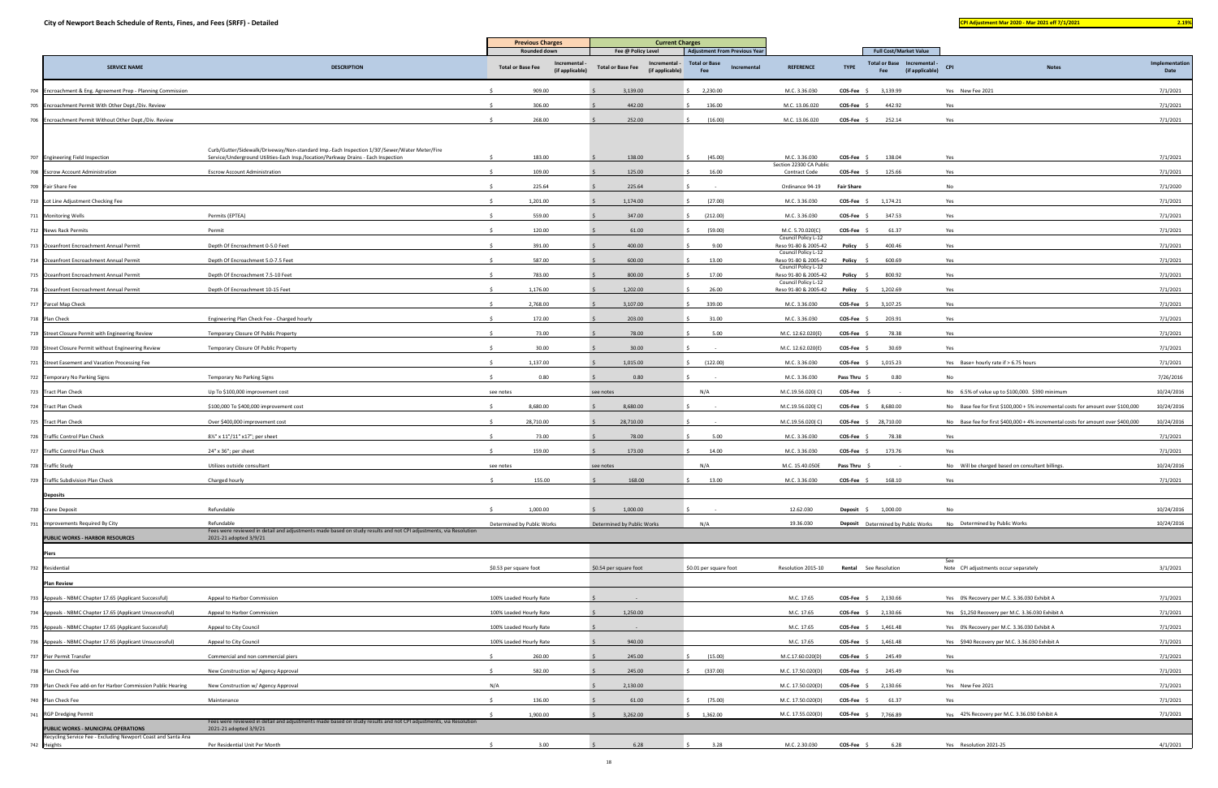# City of Newport Beach Schedule of Rents, Fines, and Fees (SRFF) - Detailed

**CPI Adjustment Mar 2020 - Mar 2021 eff 7/1/2021** **2.19%**

| | SERVICE NAME | DESCRIPTION | Previous Charges Rounded down: Total or Base Fee | Previous Charges: Incremental - (if applicable) | Current Charges Fee @ Policy Level: Total or Base Fee | Current Charges: Incremental - (if applicable) | Adjustment From Previous Year: Total or Base Fee | Adjustment From Previous Year: Incremental | REFERENCE | TYPE | Full Cost/Market Value: Total or Base Fee | Full Cost/Market Value: Incremental - (if applicable) | CPI | Notes | Implementation Date |
|---|---|---|---|---|---|---|---|---|---|---|---|---|---|---|---|
| 704 | Encroachment & Eng. Agreement Prep - Planning Commission | | $ 909.00 | | $ 3,139.00 | | $ 2,230.00 | | M.C. 3.36.030 | COS-Fee | $ 3,139.99 | | Yes | New Fee 2021 | 7/1/2021 |
| 705 | Encroachment Permit With Other Dept./Div. Review | | $ 306.00 | | $ 442.00 | | $ 136.00 | | M.C. 13.06.020 | COS-Fee | $ 442.92 | | Yes | | 7/1/2021 |
| 706 | Encroachment Permit Without Other Dept./Div. Review | | $ 268.00 | | $ 252.00 | | $ (16.00) | | M.C. 13.06.020 | COS-Fee | $ 252.14 | | Yes | | 7/1/2021 |
| 707 | Engineering Field Inspection | Curb/Gutter/Sidewalk/Driveway/Non-standard Imp.-Each Inspection 1/30'/Sewer/Water Meter/Fire Service/Underground Utilities-Each Insp./location/Parkway Drains - Each Inspection | $ 183.00 | | $ 138.00 | | $ (45.00) | | M.C. 3.36.030 | COS-Fee | $ 138.04 | | Yes | | 7/1/2021 |
| 708 | Escrow Account Administration | Escrow Account Administration | $ 109.00 | | $ 125.00 | | $ 16.00 | | Section 22300 CA Public Contract Code | COS-Fee | $ 125.66 | | Yes | | 7/1/2021 |
| 709 | Fair Share Fee | | $ 225.64 | | $ 225.64 | | $ - | | Ordinance 94-19 | Fair Share | | | No | | 7/1/2020 |
| 710 | Lot Line Adjustment Checking Fee | | $ 1,201.00 | | $ 1,174.00 | | $ (27.00) | | M.C. 3.36.030 | COS-Fee | $ 1,174.21 | | Yes | | 7/1/2021 |
| 711 | Monitoring Wells | Permits (EPTEA) | $ 559.00 | | $ 347.00 | | $ (212.00) | | M.C. 3.36.030 | COS-Fee | $ 347.53 | | Yes | | 7/1/2021 |
| 712 | News Rack Permits | Permit | $ 120.00 | | $ 61.00 | | $ (59.00) | | M.C. 5.70.020(C) | COS-Fee | $ 61.37 | | Yes | | 7/1/2021 |
| 713 | Oceanfront Encroachment Annual Permit | Depth Of Encroachment 0-5.0 Feet | $ 391.00 | | $ 400.00 | | $ 9.00 | | Council Policy L-12 Reso 91-80 & 2005-42 | Policy | $ 400.46 | | Yes | | 7/1/2021 |
| 714 | Oceanfront Encroachment Annual Permit | Depth Of Encroachment 5.0-7.5 Feet | $ 587.00 | | $ 600.00 | | $ 13.00 | | Council Policy L-12 Reso 91-80 & 2005-42 | Policy | $ 600.69 | | Yes | | 7/1/2021 |
| 715 | Oceanfront Encroachment Annual Permit | Depth Of Encroachment 7.5-10 Feet | $ 783.00 | | $ 800.00 | | $ 17.00 | | Council Policy L-12 Reso 91-80 & 2005-42 | Policy | $ 800.92 | | Yes | | 7/1/2021 |
| 716 | Oceanfront Encroachment Annual Permit | Depth Of Encroachment 10-15 Feet | $ 1,176.00 | | $ 1,202.00 | | $ 26.00 | | Council Policy L-12 Reso 91-80 & 2005-42 | Policy | $ 1,202.69 | | Yes | | 7/1/2021 |
| 717 | Parcel Map Check | | $ 2,768.00 | | $ 3,107.00 | | $ 339.00 | | M.C. 3.36.030 | COS-Fee | $ 3,107.25 | | Yes | | 7/1/2021 |
| 718 | Plan Check | Engineering Plan Check Fee - Charged hourly | $ 172.00 | | $ 203.00 | | $ 31.00 | | M.C. 3.36.030 | COS-Fee | $ 203.91 | | Yes | | 7/1/2021 |
| 719 | Street Closure Permit with Engineering Review | Temporary Closure Of Public Property | $ 73.00 | | $ 78.00 | | $ 5.00 | | M.C. 12.62.020(E) | COS-Fee | $ 78.38 | | Yes | | 7/1/2021 |
| 720 | Street Closure Permit without Engineering Review | Temporary Closure Of Public Property | $ 30.00 | | $ 30.00 | | $ - | | M.C. 12.62.020(E) | COS-Fee | $ 30.69 | | Yes | | 7/1/2021 |
| 721 | Street Easement and Vacation Processing Fee | | $ 1,137.00 | | $ 1,015.00 | | $ (122.00) | | M.C. 3.36.030 | COS-Fee | $ 1,015.23 | | Yes | Base+ hourly rate if > 6.75 hours | 7/1/2021 |
| 722 | Temporary No Parking Signs | Temporary No Parking Signs | $ 0.80 | | $ 0.80 | | $ - | | M.C. 3.36.030 | Pass Thru | $ 0.80 | | No | | 7/26/2016 |
| 723 | Tract Plan Check | Up To $100,000 improvement cost | see notes | | see notes | | N/A | | M.C.19.56.020( C) | COS-Fee | $ - | | No | 6.5% of value up to $100,000. $390 minimum | 10/24/2016 |
| 724 | Tract Plan Check | $100,000 To $400,000 improvement cost | $ 8,680.00 | | $ 8,680.00 | | $ - | | M.C.19.56.020( C) | COS-Fee | $ 8,680.00 | | No | Base fee for first $100,000 + 5% incremental costs for amount over $100,000 | 10/24/2016 |
| 725 | Tract Plan Check | Over $400,000 improvement cost | $ 28,710.00 | | $ 28,710.00 | | $ - | | M.C.19.56.020( C) | COS-Fee | $ 28,710.00 | | No | Base fee for first $400,000 + 4% incremental costs for amount over $400,000 | 10/24/2016 |
| 726 | Traffic Control Plan Check | 8½" x 11"/11" x17"; per sheet | $ 73.00 | | $ 78.00 | | $ 5.00 | | M.C. 3.36.030 | COS-Fee | $ 78.38 | | Yes | | 7/1/2021 |
| 727 | Traffic Control Plan Check | 24" x 36"; per sheet | $ 159.00 | | $ 173.00 | | $ 14.00 | | M.C. 3.36.030 | COS-Fee | $ 173.76 | | Yes | | 7/1/2021 |
| 728 | Traffic Study | Utilizes outside consultant | see notes | | see notes | | N/A | | M.C. 15.40.050E | Pass Thru | $ - | | No | Will be charged based on consultant billings. | 10/24/2016 |
| 729 | Traffic Subdivision Plan Check | Charged hourly | $ 155.00 | | $ 168.00 | | $ 13.00 | | M.C. 3.36.030 | COS-Fee | $ 168.10 | | Yes | | 7/1/2021 |
| | **Deposits** | | | | | | | | | | | | | | |
| 730 | Crane Deposit | Refundable | $ 1,000.00 | | $ 1,000.00 | | $ - | | 12.62.030 | Deposit | $ 1,000.00 | | No | | 10/24/2016 |
| 731 | Improvements Required By City | Refundable | Determined by Public Works | | Determined by Public Works | | N/A | | 19.36.030 | Deposit | Determined by Public Works | | No | Determined by Public Works | 10/24/2016 |
| | **PUBLIC WORKS - HARBOR RESOURCES** | Fees were reviewed in detail and adjustments made based on study results and not CPI adjustments, via Resolution 2021-21 adopted 3/9/21 | | | | | | | | | | | | | |
| | **Piers** | | | | | | | | | | | | | | |
| 732 | Residential | | $0.53 per square foot | | $0.54 per square foot | | $0.01 per square foot | | Resolution 2015-10 | Rental | See Resolution | | See Note | CPI adjustments occur separately | 3/1/2021 |
| | **Plan Review** | | | | | | | | | | | | | | |
| 733 | Appeals - NBMC Chapter 17.65 (Applicant Successful) | Appeal to Harbor Commission | 100% Loaded Hourly Rate | | $ - | | | | M.C. 17.65 | COS-Fee | $ 2,130.66 | | Yes | 0% Recovery per M.C. 3.36.030 Exhibit A | 7/1/2021 |
| 734 | Appeals - NBMC Chapter 17.65 (Applicant Unsuccessful) | Appeal to Harbor Commission | 100% Loaded Hourly Rate | | $ 1,250.00 | | | | M.C. 17.65 | COS-Fee | $ 2,130.66 | | Yes | $1,250 Recovery per M.C. 3.36.030 Exhibit A | 7/1/2021 |
| 735 | Appeals - NBMC Chapter 17.65 (Applicant Successful) | Appeal to City Council | 100% Loaded Hourly Rate | | $ - | | | | M.C. 17.65 | COS-Fee | $ 1,461.48 | | Yes | 0% Recovery per M.C. 3.36.030 Exhibit A | 7/1/2021 |
| 736 | Appeals - NBMC Chapter 17.65 (Applicant Unsuccessful) | Appeal to City Council | 100% Loaded Hourly Rate | | $ 940.00 | | | | M.C. 17.65 | COS-Fee | $ 1,461.48 | | Yes | $940 Recovery per M.C. 3.36.030 Exhibit A | 7/1/2021 |
| 737 | Pier Permit Transfer | Commercial and non commercial piers | $ 260.00 | | $ 245.00 | | $ (15.00) | | M.C.17.60.020(D) | COS-Fee | $ 245.49 | | Yes | | 7/1/2021 |
| 738 | Plan Check Fee | New Construction w/ Agency Approval | $ 582.00 | | $ 245.00 | | $ (337.00) | | M.C. 17.50.020(D) | COS-Fee | $ 245.49 | | Yes | | 7/1/2021 |
| 739 | Plan Check Fee add-on for Harbor Commission Public Hearing | New Construction w/ Agency Approval | N/A | | $ 2,130.00 | | | | M.C. 17.50.020(D) | COS-Fee | $ 2,130.66 | | Yes | New Fee 2021 | 7/1/2021 |
| 740 | Plan Check Fee | Maintenance | $ 136.00 | | $ 61.00 | | $ (75.00) | | M.C 17.50.020(D) | COS-Fee | $ 61.37 | | Yes | | 7/1/2021 |
| 741 | RGP Dredging Permit | | $ 1,900.00 | | $ 3,262.00 | | $ 1,362.00 | | M.C. 17.55.020(D) | COS-Fee | $ 7,766.89 | | Yes | 42% Recovery per M.C. 3.36.030 Exhibit A | 7/1/2021 |
| | **PUBLIC WORKS - MUNICIPAL OPERATIONS** | Fees were reviewed in detail and adjustments made based on study results and not CPI adjustments, via Resolution 2021-21 adopted 3/9/21 | | | | | | | | | | | | | |
| 742 | Recycling Service Fee - Excluding Newport Coast and Santa Ana Heights | Per Residential Unit Per Month | $ 3.00 | | $ 6.28 | | $ 3.28 | | M.C. 2.30.030 | COS-Fee | $ 6.28 | | Yes | Resolution 2021-25 | 4/1/2021 |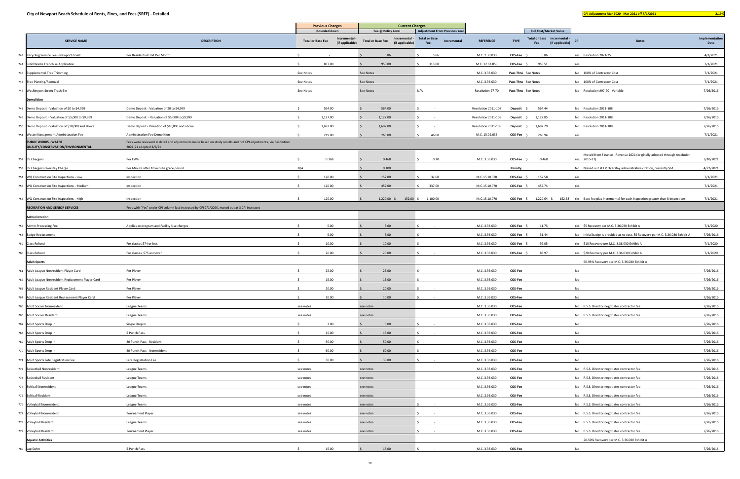# City of Newport Beach Schedule of Rents, Fines, and Fees (SRFF) - Detailed

**CPI Adjustment Mar 2020 - Mar 2021 eff 7/1/2021** **2.19%**

| | SERVICE NAME | DESCRIPTION | Previous Charges (Rounded down) Total or Base Fee | Previous Charges Incremental - (if applicable) | Current Charges Fee @ Policy Level Total or Base Fee | Current Charges Fee @ Policy Level Incremental - (if applicable) | Adjustment From Previous Year Total or Base Fee | Adjustment From Previous Year Incremental | REFERENCE | TYPE | Full Cost/Market Value Total or Base Fee | Full Cost/Market Value Incremental - (if applicable) | CPI | Notes | Implementation Date |
|---|---|---|---|---|---|---|---|---|---|---|---|---|---|---|---|
| 743 | Recycling Service Fee - Newport Coast | Per Residential Unit Per Month | $ - | | $ 5.86 | | $ 5.86 | | M.C. 2.30.030 | COS-Fee | $ 5.86 | | Yes | Resolution 2021-25 | 4/1/2021 |
| 744 | Solid Waste Franchise Application | | $ 837.00 | | $ 950.00 | | $ 113.00 | | M.C. 12.63.050 | COS-Fee | $ 950.51 | | Yes | | 7/1/2021 |
| 745 | Supplemental Tree Trimming | | See Notes | | See Notes | | | | M.C. 3.36.030 | Pass Thru | See Notes | | No | 100% of Contractor Cost | 7/1/2021 |
| 746 | Tree Planting/Removal | | See Notes | | See Notes | | | | M.C. 3.36.030 | Pass Thru | See Notes | | No | 100% of Contractor Cost | 7/1/2021 |
| 747 | Washington Street Trash Bin | | See Notes | | See Notes | | N/A | | Resolution 97-70 | Pass Thru | See Notes | | No | Resolution #97-70 - Variable | 7/26/2016 |
| | **Demolition** | | | | | | | | | | | | | | |
| 748 | Demo Deposit - Valuation of $0 to $4,999 | Demo Deposit - Valuation of $0 to $4,999 | $ 564.00 | | $ 564.00 | | $ - | | Resolution 2011-108 | Deposit | $ 564.44 | | No | Resolution 2011-108 | 7/26/2016 |
| 749 | Demo Deposit - Valuation of $5,000 to $9,999 | Demo Deposit - Valuation of $5,000 to $9,999 | $ 1,127.00 | | $ 1,127.00 | | $ - | | Resolution 2011-108 | Deposit | $ 1,127.85 | | No | Resolution 2011-108 | 7/26/2016 |
| 750 | Demo Deposit - Valuation of $10,000 and above | Demo deposit - Valuation of $10,000 and above | $ 1,692.00 | | $ 1,692.00 | | $ - | | Resolution 2011-108 | Deposit | $ 1,692.29 | | No | Resolution 2011-108 | 7/26/2016 |
| 751 | Waste Management Administration Fee | Administration Fee Demolition | $ 219.00 | | $ 265.00 | | $ 46.00 | | M.C. 15.02.035 | COS-Fee | $ 265.94 | | Yes | | 7/1/2021 |
| | **PUBLIC WORKS - WATER QUALITY/CONSERVATION/ENVIRONMENTAL** | Fees were reviewed in detail and adjustments made based on study results and not CPI adjustments, via Resolution 2021-21 adopted 3/9/21 | | | | | | | | | | | | | |
| 752 | EV Chargers | Per kWh | $ 0.368 | | $ 0.468 | | $ 0.10 | | M.C. 3.36.030 | COS-Fee | $ 0.468 | | Yes | Moved from Finance - Revenue 2021 (originally adopted through resolution 2015-27) | 3/10/2021 |
| 753 | EV Chargers Overstay Charge | Per Minute after 10 minute grace period | N/A | | $ 0.100 | | | | | Penalty | | | No | Maxed out at EV Overstay administrative citation, currently $61 | 4/22/2021 |
| 754 | WQ Construction Site Inspections - Low | Inspection | $ 120.00 | | $ 152.00 | | $ 32.00 | | M.C.15.10.070 | COS-Fee | $ 152.58 | | Yes | | 7/1/2021 |
| 755 | WQ Construction Site Inspections - Medium | Inspection | $ 120.00 | | $ 457.00 | | $ 337.00 | | M.C.15.10.070 | COS-Fee | $ 457.74 | | Yes | | 7/1/2021 |
| 756 | WQ Construction Site Inspections - High | Inspection | $ 120.00 | | $ 1,220.00 | $ 152.00 | $ 1,100.00 | | M.C.15.10.070 | COS-Fee | $ 1,220.64 | $ 152.58 | Yes | Base fee plus incremental for each inspection greater than 8 inspections | 7/1/2021 |
| | **RECREATION AND SENIOR SERVICES** | Fees with "Yes" under CPI column last increased by CPI 7/1/2020, maxed out at 3 CPI increases | | | | | | | | | | | | | |
| | **Administration** | | | | | | | | | | | | | | |
| 757 | Admin Processing Fee | Applies to program and Facility Use charges | $ 5.00 | | $ 5.00 | | $ - | | M.C. 3.36.030 | COS-Fee | $ 11.73 | | Yes | $5 Recovery per M.C. 3.36.030 Exhibit A | 7/1/2020 |
| 758 | Badge Replacement | | $ 5.00 | | $ 5.00 | | $ - | | M.C. 3.36.030 | COS-Fee | $ 31.44 | | No | Initial badge is provided at no cost. $5 Recovery per M.C. 3.36.030 Exhibit A | 7/26/2016 |
| 759 | Class Refund | For classes $74 or less | $ 10.00 | | $ 10.00 | | $ - | | M.C. 3.36.030 | COS-Fee | $ 92.05 | | Yes | $10 Recovery per M.C. 3.36.030 Exhibit A | 7/1/2020 |
| 760 | Class Refund | For classes $75 and over | $ 20.00 | | $ 20.00 | | $ - | | M.C. 3.36.030 | COS-Fee | $ 88.97 | | Yes | $20 Recovery per M.C. 3.36.030 Exhibit A | 7/1/2020 |
| | **Adult Sports** | | | | | | | | | | | | | 50-95% Recovery per M.C. 3.36.030 Exhibit A | |
| 761 | Adult League Nonresident Player Card | Per Player | $ 25.00 | | $ 25.00 | | $ - | | M.C. 3.36.030 | COS-Fee | | | No | | 7/26/2016 |
| 762 | Adult League Nonresident Replacement Player Card | Per Player | $ 15.00 | | $ 15.00 | | $ - | | M.C. 3.36.030 | COS-Fee | | | No | | 7/26/2016 |
| 763 | Adult League Resident Player Card | Per Player | $ 20.00 | | $ 20.00 | | $ - | | M.C. 3.36.030 | COS-Fee | | | No | | 7/26/2016 |
| 764 | Adult League Resident Replacement Player Card | Per Player | $ 10.00 | | $ 10.00 | | $ - | | M.C. 3.36.030 | COS-Fee | | | No | | 7/26/2016 |
| 765 | Adult Soccer Nonresident | League Teams | see notes | | see notes | | | | M.C. 3.36.030 | COS-Fee | | | No | R.S.S. Director negotiates contractor fee | 7/26/2016 |
| 766 | Adult Soccer Resident | League Teams | see notes | | see notes | | | | M.C. 3.36.030 | COS-Fee | | | No | R.S.S. Director negotiates contractor fee | 7/26/2016 |
| 767 | Adult Sports Drop In | Single Drop In | $ 3.00 | | $ 3.00 | | $ - | | M.C. 3.36.030 | COS-Fee | | | No | | 7/26/2016 |
| 768 | Adult Sports Drop In | 5 Punch Pass | $ 15.00 | | $ 15.00 | | $ - | | M.C. 3.36.030 | COS-Fee | | | No | | 7/26/2016 |
| 769 | Adult Sports Drop In | 20 Punch Pass - Resident | $ 50.00 | | $ 50.00 | | $ - | | M.C. 3.36.030 | COS-Fee | | | No | | 7/26/2016 |
| 770 | Adult Sports Drop In | 20 Punch Pass - Nonresident | $ 60.00 | | $ 60.00 | | $ - | | M.C. 3.36.030 | COS-Fee | | | No | | 7/26/2016 |
| 771 | Adult Sports Late Registration Fee | Late Registration Fee | $ 30.00 | | $ 30.00 | | $ - | | M.C. 3.36.030 | COS-Fee | | | No | | 7/26/2016 |
| 772 | Basketball Nonresident | League Teams | see notes | | see notes | | | | M.C. 3.36.030 | COS-Fee | | | No | R.S.S. Director negotiates contractor fee | 7/26/2016 |
| 773 | Basketball Resident | League Teams | see notes | | see notes | | | | M.C. 3.36.030 | COS-Fee | | | No | R.S.S. Director negotiates contractor fee | 7/26/2016 |
| 774 | Softball Nonresident | League Teams | see notes | | see notes | | | | M.C. 3.36.030 | COS-Fee | | | No | R.S.S. Director negotiates contractor fee | 7/26/2016 |
| 775 | Softball Resident | League Teams | see notes | | see notes | | | | M.C. 3.36.030 | COS-Fee | | | No | R.S.S. Director negotiates contractor fee | 7/26/2016 |
| 776 | Volleyball Nonresident | League Teams | see notes | | see notes | | $ - | | M.C. 3.36.030 | COS-Fee | | | No | R.S.S. Director negotiates contractor fee | 7/26/2016 |
| 777 | Volleyball Nonresident | Tournament Player | see notes | | see notes | | $ - | | M.C. 3.36.030 | COS-Fee | | | No | R.S.S. Director negotiates contractor fee | 7/26/2016 |
| 778 | Volleyball Resident | League Teams | see notes | | see notes | | $ - | | M.C. 3.36.030 | COS-Fee | | | No | R.S.S. Director negotiates contractor fee | 7/26/2016 |
| 779 | Volleyball Resident | Tournament Player | see notes | | see notes | | $ - | | M.C. 3.36.030 | COS-Fee | | | No | R.S.S. Director negotiates contractor fee | 7/26/2016 |
| | **Aquatic Activities** | | | | | | | | | | | | | 20-50% Recovery per M.C. 3.36.030 Exhibit A | |
| 780 | Lap Swim | 5 Punch Pass | $ 15.00 | | $ 15.00 | | $ - | | M.C. 3.36.030 | COS-Fee | | | No | | 7/26/2016 |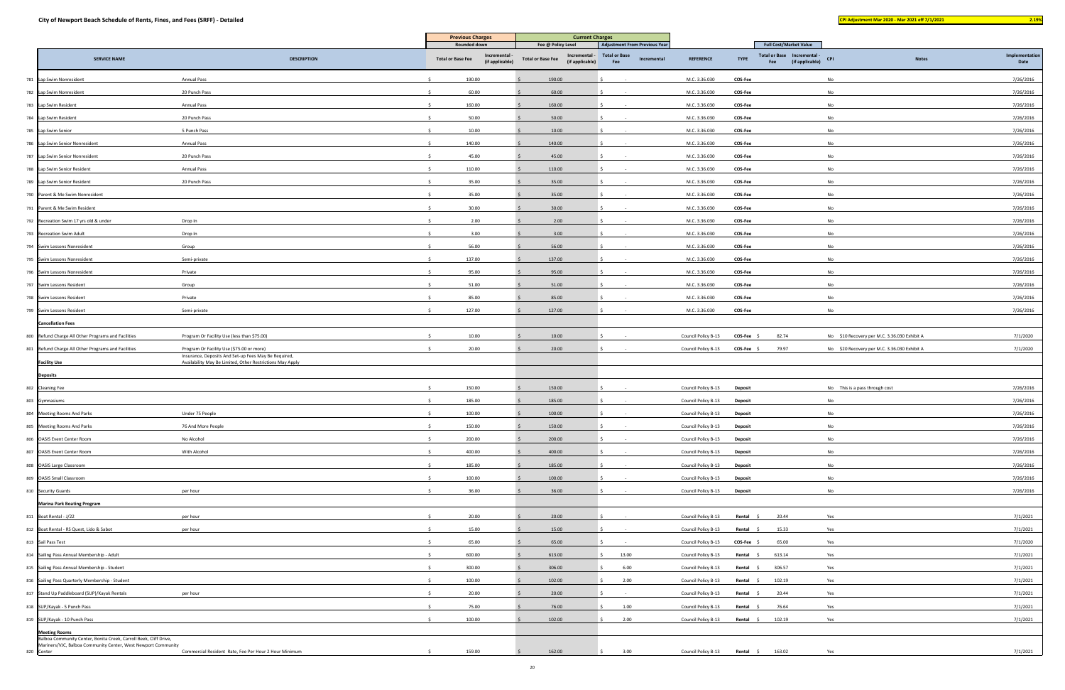# City of Newport Beach Schedule of Rents, Fines, and Fees (SRFF) - Detailed

CPI Adjustment Mar 2020 - Mar 2021 eff 7/1/2021 | 2.19%

| | SERVICE NAME | DESCRIPTION | Previous Charges Rounded down Total or Base Fee | Incremental - (if applicable) | Current Charges Fee @ Policy Level Total or Base Fee | Incremental - (if applicable) | Adjustment From Previous Year Total or Base Fee | Incremental | REFERENCE | TYPE | Full Cost/Market Value Total or Base Fee | Incremental - (if applicable) | CPI | Notes | Implementation Date |
|---|---|---|---|---|---|---|---|---|---|---|---|---|---|---|---|
| 781 | Lap Swim Nonresident | Annual Pass | $ 190.00 | | $ 190.00 | | $ - | | M.C. 3.36.030 | COS-Fee | | | No | | 7/26/2016 |
| 782 | Lap Swim Nonresident | 20 Punch Pass | $ 60.00 | | $ 60.00 | | $ - | | M.C. 3.36.030 | COS-Fee | | | No | | 7/26/2016 |
| 783 | Lap Swim Resident | Annual Pass | $ 160.00 | | $ 160.00 | | $ - | | M.C. 3.36.030 | COS-Fee | | | No | | 7/26/2016 |
| 784 | Lap Swim Resident | 20 Punch Pass | $ 50.00 | | $ 50.00 | | $ - | | M.C. 3.36.030 | COS-Fee | | | No | | 7/26/2016 |
| 785 | Lap Swim Senior | 5 Punch Pass | $ 10.00 | | $ 10.00 | | $ - | | M.C. 3.36.030 | COS-Fee | | | No | | 7/26/2016 |
| 786 | Lap Swim Senior Nonresident | Annual Pass | $ 140.00 | | $ 140.00 | | $ - | | M.C. 3.36.030 | COS-Fee | | | No | | 7/26/2016 |
| 787 | Lap Swim Senior Nonresident | 20 Punch Pass | $ 45.00 | | $ 45.00 | | $ - | | M.C. 3.36.030 | COS-Fee | | | No | | 7/26/2016 |
| 788 | Lap Swim Senior Resident | Annual Pass | $ 110.00 | | $ 110.00 | | $ - | | M.C. 3.36.030 | COS-Fee | | | No | | 7/26/2016 |
| 789 | Lap Swim Senior Resident | 20 Punch Pass | $ 35.00 | | $ 35.00 | | $ - | | M.C. 3.36.030 | COS-Fee | | | No | | 7/26/2016 |
| 790 | Parent & Me Swim Nonresident | | $ 35.00 | | $ 35.00 | | $ - | | M.C. 3.36.030 | COS-Fee | | | No | | 7/26/2016 |
| 791 | Parent & Me Swim Resident | | $ 30.00 | | $ 30.00 | | $ - | | M.C. 3.36.030 | COS-Fee | | | No | | 7/26/2016 |
| 792 | Recreation Swim 17 yrs old & under | Drop In | $ 2.00 | | $ 2.00 | | $ - | | M.C. 3.36.030 | COS-Fee | | | No | | 7/26/2016 |
| 793 | Recreation Swim Adult | Drop In | $ 3.00 | | $ 3.00 | | $ - | | M.C. 3.36.030 | COS-Fee | | | No | | 7/26/2016 |
| 794 | Swim Lessons Nonresident | Group | $ 56.00 | | $ 56.00 | | $ - | | M.C. 3.36.030 | COS-Fee | | | No | | 7/26/2016 |
| 795 | Swim Lessons Nonresident | Semi-private | $ 137.00 | | $ 137.00 | | $ - | | M.C. 3.36.030 | COS-Fee | | | No | | 7/26/2016 |
| 796 | Swim Lessons Nonresident | Private | $ 95.00 | | $ 95.00 | | $ - | | M.C. 3.36.030 | COS-Fee | | | No | | 7/26/2016 |
| 797 | Swim Lessons Resident | Group | $ 51.00 | | $ 51.00 | | $ - | | M.C. 3.36.030 | COS-Fee | | | No | | 7/26/2016 |
| 798 | Swim Lessons Resident | Private | $ 85.00 | | $ 85.00 | | $ - | | M.C. 3.36.030 | COS-Fee | | | No | | 7/26/2016 |
| 799 | Swim Lessons Resident | Semi-private | $ 127.00 | | $ 127.00 | | $ - | | M.C. 3.36.030 | COS-Fee | | | No | | 7/26/2016 |
| | **Cancellation Fees** | | | | | | | | | | | | | | |
| 800 | Refund Charge All Other Programs and Facilities | Program Or Facility Use (less than $75.00) | $ 10.00 | | $ 10.00 | | $ - | | Council Policy B-13 | COS-Fee | $ 82.74 | | No | $10 Recovery per M.C. 3.36.030 Exhibit A | 7/1/2020 |
| 801 | Refund Charge All Other Programs and Facilities | Program Or Facility Use ($75.00 or more) | $ 20.00 | | $ 20.00 | | $ - | | Council Policy B-13 | COS-Fee | $ 79.97 | | No | $20 Recovery per M.C. 3.36.030 Exhibit A | 7/1/2020 |
| | **Facility Use** | Insurance, Deposits And Set-up Fees May Be Required, Availability May Be Limited, Other Restrictions May Apply | | | | | | | | | | | | | |
| | **Deposits** | | | | | | | | | | | | | | |
| 802 | Cleaning Fee | | $ 150.00 | | $ 150.00 | | $ - | | Council Policy B-13 | Deposit | | | No | This is a pass through cost | 7/26/2016 |
| 803 | Gymnasiums | | $ 185.00 | | $ 185.00 | | $ - | | Council Policy B-13 | Deposit | | | No | | 7/26/2016 |
| 804 | Meeting Rooms And Parks | Under 75 People | $ 100.00 | | $ 100.00 | | $ - | | Council Policy B-13 | Deposit | | | No | | 7/26/2016 |
| 805 | Meeting Rooms And Parks | 76 And More People | $ 150.00 | | $ 150.00 | | $ - | | Council Policy B-13 | Deposit | | | No | | 7/26/2016 |
| 806 | OASIS Event Center Room | No Alcohol | $ 200.00 | | $ 200.00 | | $ - | | Council Policy B-13 | Deposit | | | No | | 7/26/2016 |
| 807 | OASIS Event Center Room | With Alcohol | $ 400.00 | | $ 400.00 | | $ - | | Council Policy B-13 | Deposit | | | No | | 7/26/2016 |
| 808 | OASIS Large Classroom | | $ 185.00 | | $ 185.00 | | $ - | | Council Policy B-13 | Deposit | | | No | | 7/26/2016 |
| 809 | OASIS Small Classroom | | $ 100.00 | | $ 100.00 | | $ - | | Council Policy B-13 | Deposit | | | No | | 7/26/2016 |
| 810 | Security Guards | per hour | $ 36.00 | | $ 36.00 | | $ - | | Council Policy B-13 | Deposit | | | No | | 7/26/2016 |
| | **Marina Park Boating Program** | | | | | | | | | | | | | | |
| 811 | Boat Rental - J/22 | per hour | $ 20.00 | | $ 20.00 | | $ - | | Council Policy B-13 | Rental | $ 20.44 | | Yes | | 7/1/2021 |
| 812 | Boat Rental - RS Quest, Lido & Sabot | per hour | $ 15.00 | | $ 15.00 | | $ - | | Council Policy B-13 | Rental | $ 15.33 | | Yes | | 7/1/2021 |
| 813 | Sail Pass Test | | $ 65.00 | | $ 65.00 | | $ - | | Council Policy B-13 | COS-Fee | $ 65.00 | | Yes | | 7/1/2020 |
| 814 | Sailing Pass Annual Membership - Adult | | $ 600.00 | | $ 613.00 | | $ 13.00 | | Council Policy B-13 | Rental | $ 613.14 | | Yes | | 7/1/2021 |
| 815 | Sailing Pass Annual Membership - Student | | $ 300.00 | | $ 306.00 | | $ 6.00 | | Council Policy B-13 | Rental | $ 306.57 | | Yes | | 7/1/2021 |
| 816 | Sailing Pass Quarterly Membership - Student | | $ 100.00 | | $ 102.00 | | $ 2.00 | | Council Policy B-13 | Rental | $ 102.19 | | Yes | | 7/1/2021 |
| 817 | Stand Up Paddleboard (SUP)/Kayak Rentals | per hour | $ 20.00 | | $ 20.00 | | $ - | | Council Policy B-13 | Rental | $ 20.44 | | Yes | | 7/1/2021 |
| 818 | SUP/Kayak - 5 Punch Pass | | $ 75.00 | | $ 76.00 | | $ 1.00 | | Council Policy B-13 | Rental | $ 76.64 | | Yes | | 7/1/2021 |
| 819 | SUP/Kayak - 10 Punch Pass | | $ 100.00 | | $ 102.00 | | $ 2.00 | | Council Policy B-13 | Rental | $ 102.19 | | Yes | | 7/1/2021 |
| | **Meeting Rooms** | | | | | | | | | | | | | | |
| 820 | Balboa Community Center, Bonita Creek, Carroll Beek, Cliff Drive, Mariners/VJC, Balboa Community Center, West Newport Community Center | Commercial Resident Rate, Fee Per Hour 2 Hour Minimum | $ 159.00 | | $ 162.00 | | $ 3.00 | | Council Policy B-13 | Rental | $ 163.02 | | Yes | | 7/1/2021 |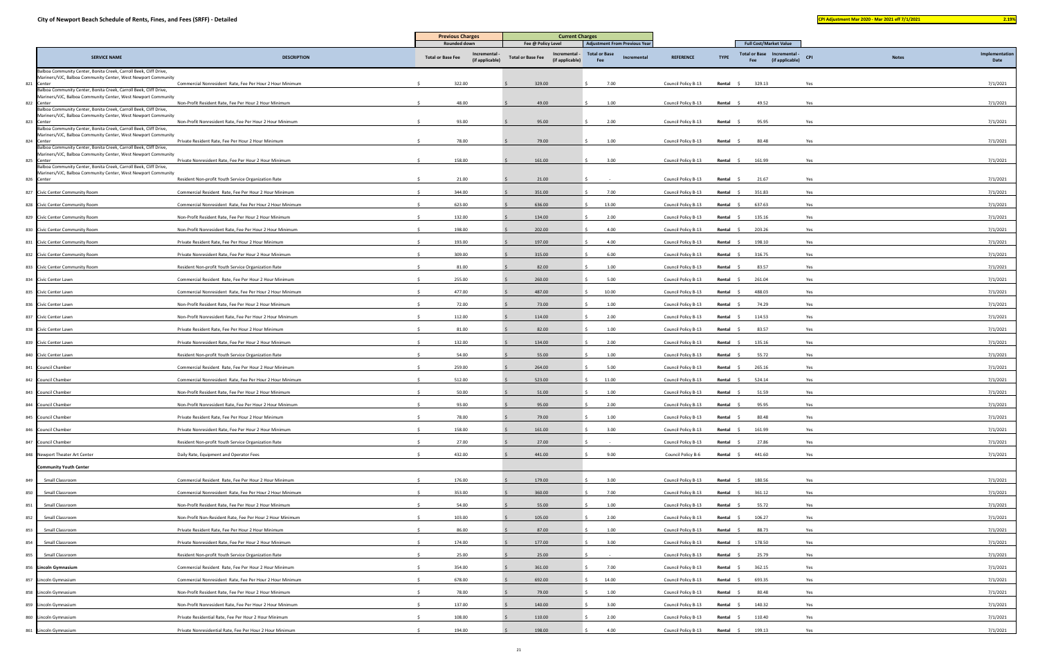City of Newport Beach Schedule of Rents, Fines, and Fees (SRFF) - Detailed

CPI Adjustment Mar 2020 - Mar 2021 eff 7/1/2021 — 2.19%

| | | | Previous Charges | | Current Charges | | | | | | Full Cost/Market Value | | | | |
|---|---|---|---|---|---|---|---|---|---|---|---|---|---|---|---|
| | | | Rounded down | | Fee @ Policy Level | | Adjustment From Previous Year | | | | | | | | |
| | SERVICE NAME | DESCRIPTION | Total or Base Fee | Incremental - (if applicable) | Total or Base Fee | Incremental - (if applicable) | Total or Base Fee | Incremental | REFERENCE | TYPE | Total or Base Fee | Incremental - (if applicable) | CPI | Notes | Implementation Date |
| 821 | Balboa Community Center, Bonita Creek, Carroll Beek, Cliff Drive, Mariners/VJC, Balboa Community Center, West Newport Community Center | Commercial Nonresident Rate, Fee Per Hour 2 Hour Minimum | $ 322.00 | | $ 329.00 | | $ 7.00 | | Council Policy B-13 | Rental | $ 329.13 | | Yes | | 7/1/2021 |
| 822 | Balboa Community Center, Bonita Creek, Carroll Beek, Cliff Drive, Mariners/VJC, Balboa Community Center, West Newport Community Center | Non-Profit Resident Rate, Fee Per Hour 2 Hour Minimum | $ 48.00 | | $ 49.00 | | $ 1.00 | | Council Policy B-13 | Rental | $ 49.52 | | Yes | | 7/1/2021 |
| 823 | Balboa Community Center, Bonita Creek, Carroll Beek, Cliff Drive, Mariners/VJC, Balboa Community Center, West Newport Community Center | Non-Profit Nonresident Rate, Fee Per Hour 2 Hour Minimum | $ 93.00 | | $ 95.00 | | $ 2.00 | | Council Policy B-13 | Rental | $ 95.95 | | Yes | | 7/1/2021 |
| 824 | Balboa Community Center, Bonita Creek, Carroll Beek, Cliff Drive, Mariners/VJC, Balboa Community Center, West Newport Community Center | Private Resident Rate, Fee Per Hour 2 Hour Minimum | $ 78.00 | | $ 79.00 | | $ 1.00 | | Council Policy B-13 | Rental | $ 80.48 | | Yes | | 7/1/2021 |
| 825 | Balboa Community Center, Bonita Creek, Carroll Beek, Cliff Drive, Mariners/VJC, Balboa Community Center, West Newport Community Center | Private Nonresident Rate, Fee Per Hour 2 Hour Minimum | $ 158.00 | | $ 161.00 | | $ 3.00 | | Council Policy B-13 | Rental | $ 161.99 | | Yes | | 7/1/2021 |
| 826 | Balboa Community Center, Bonita Creek, Carroll Beek, Cliff Drive, Mariners/VJC, Balboa Community Center, West Newport Community Center | Resident Non-profit Youth Service Organization Rate | $ 21.00 | | $ 21.00 | | $ - | | Council Policy B-13 | Rental | $ 21.67 | | Yes | | 7/1/2021 |
| 827 | Civic Center Community Room | Commercial Resident Rate, Fee Per Hour 2 Hour Minimum | $ 344.00 | | $ 351.00 | | $ 7.00 | | Council Policy B-13 | Rental | $ 351.83 | | Yes | | 7/1/2021 |
| 828 | Civic Center Community Room | Commercial Nonresident Rate, Fee Per Hour 2 Hour Minimum | $ 623.00 | | $ 636.00 | | $ 13.00 | | Council Policy B-13 | Rental | $ 637.63 | | Yes | | 7/1/2021 |
| 829 | Civic Center Community Room | Non-Profit Resident Rate, Fee Per Hour 2 Hour Minimum | $ 132.00 | | $ 134.00 | | $ 2.00 | | Council Policy B-13 | Rental | $ 135.16 | | Yes | | 7/1/2021 |
| 830 | Civic Center Community Room | Non-Profit Nonresident Rate, Fee Per Hour 2 Hour Minimum | $ 198.00 | | $ 202.00 | | $ 4.00 | | Council Policy B-13 | Rental | $ 203.26 | | Yes | | 7/1/2021 |
| 831 | Civic Center Community Room | Private Resident Rate, Fee Per Hour 2 Hour Minimum | $ 193.00 | | $ 197.00 | | $ 4.00 | | Council Policy B-13 | Rental | $ 198.10 | | Yes | | 7/1/2021 |
| 832 | Civic Center Community Room | Private Nonresident Rate, Fee Per Hour 2 Hour Minimum | $ 309.00 | | $ 315.00 | | $ 6.00 | | Council Policy B-13 | Rental | $ 316.75 | | Yes | | 7/1/2021 |
| 833 | Civic Center Community Room | Resident Non-profit Youth Service Organization Rate | $ 81.00 | | $ 82.00 | | $ 1.00 | | Council Policy B-13 | Rental | $ 83.57 | | Yes | | 7/1/2021 |
| 834 | Civic Center Lawn | Commercial Resident Rate, Fee Per Hour 2 Hour Minimum | $ 255.00 | | $ 260.00 | | $ 5.00 | | Council Policy B-13 | Rental | $ 261.04 | | Yes | | 7/1/2021 |
| 835 | Civic Center Lawn | Commercial Nonresident Rate, Fee Per Hour 2 Hour Minimum | $ 477.00 | | $ 487.00 | | $ 10.00 | | Council Policy B-13 | Rental | $ 488.03 | | Yes | | 7/1/2021 |
| 836 | Civic Center Lawn | Non-Profit Resident Rate, Fee Per Hour 2 Hour Minimum | $ 72.00 | | $ 73.00 | | $ 1.00 | | Council Policy B-13 | Rental | $ 74.29 | | Yes | | 7/1/2021 |
| 837 | Civic Center Lawn | Non-Profit Nonresident Rate, Fee Per Hour 2 Hour Minimum | $ 112.00 | | $ 114.00 | | $ 2.00 | | Council Policy B-13 | Rental | $ 114.53 | | Yes | | 7/1/2021 |
| 838 | Civic Center Lawn | Private Resident Rate, Fee Per Hour 2 Hour Minimum | $ 81.00 | | $ 82.00 | | $ 1.00 | | Council Policy B-13 | Rental | $ 83.57 | | Yes | | 7/1/2021 |
| 839 | Civic Center Lawn | Private Nonresident Rate, Fee Per Hour 2 Hour Minimum | $ 132.00 | | $ 134.00 | | $ 2.00 | | Council Policy B-13 | Rental | $ 135.16 | | Yes | | 7/1/2021 |
| 840 | Civic Center Lawn | Resident Non-profit Youth Service Organization Rate | $ 54.00 | | $ 55.00 | | $ 1.00 | | Council Policy B-13 | Rental | $ 55.72 | | Yes | | 7/1/2021 |
| 841 | Council Chamber | Commercial Resident Rate, Fee Per Hour 2 Hour Minimum | $ 259.00 | | $ 264.00 | | $ 5.00 | | Council Policy B-13 | Rental | $ 265.16 | | Yes | | 7/1/2021 |
| 842 | Council Chamber | Commercial Nonresident Rate, Fee Per Hour 2 Hour Minimum | $ 512.00 | | $ 523.00 | | $ 11.00 | | Council Policy B-13 | Rental | $ 524.14 | | Yes | | 7/1/2021 |
| 843 | Council Chamber | Non-Profit Resident Rate, Fee Per Hour 2 Hour Minimum | $ 50.00 | | $ 51.00 | | $ 1.00 | | Council Policy B-13 | Rental | $ 51.59 | | Yes | | 7/1/2021 |
| 844 | Council Chamber | Non-Profit Nonresident Rate, Fee Per Hour 2 Hour Minimum | $ 93.00 | | $ 95.00 | | $ 2.00 | | Council Policy B-13 | Rental | $ 95.95 | | Yes | | 7/1/2021 |
| 845 | Council Chamber | Private Resident Rate, Fee Per Hour 2 Hour Minimum | $ 78.00 | | $ 79.00 | | $ 1.00 | | Council Policy B-13 | Rental | $ 80.48 | | Yes | | 7/1/2021 |
| 846 | Council Chamber | Private Nonresident Rate, Fee Per Hour 2 Hour Minimum | $ 158.00 | | $ 161.00 | | $ 3.00 | | Council Policy B-13 | Rental | $ 161.99 | | Yes | | 7/1/2021 |
| 847 | Council Chamber | Resident Non-profit Youth Service Organization Rate | $ 27.00 | | $ 27.00 | | $ - | | Council Policy B-13 | Rental | $ 27.86 | | Yes | | 7/1/2021 |
| 848 | Newport Theater Art Center | Daily Rate, Equipment and Operator Fees | $ 432.00 | | $ 441.00 | | $ 9.00 | | Council Policy B-6 | Rental | $ 441.60 | | Yes | | 7/1/2021 |
| | **Community Youth Center** | | | | | | | | | | | | | | |
| 849 | Small Classroom | Commercial Resident Rate, Fee Per Hour 2 Hour Minimum | $ 176.00 | | $ 179.00 | | $ 3.00 | | Council Policy B-13 | Rental | $ 180.56 | | Yes | | 7/1/2021 |
| 850 | Small Classroom | Commercial Nonresident Rate, Fee Per Hour 2 Hour Minimum | $ 353.00 | | $ 360.00 | | $ 7.00 | | Council Policy B-13 | Rental | $ 361.12 | | Yes | | 7/1/2021 |
| 851 | Small Classroom | Non-Profit Resident Rate, Fee Per Hour 2 Hour Minimum | $ 54.00 | | $ 55.00 | | $ 1.00 | | Council Policy B-13 | Rental | $ 55.72 | | Yes | | 7/1/2021 |
| 852 | Small Classroom | Non-Profit Non-Resident Rate, Fee Per Hour 2 Hour Minimum | $ 103.00 | | $ 105.00 | | $ 2.00 | | Council Policy B-13 | Rental | $ 106.27 | | Yes | | 7/1/2021 |
| 853 | Small Classroom | Private Resident Rate, Fee Per Hour 2 Hour Minimum | $ 86.00 | | $ 87.00 | | $ 1.00 | | Council Policy B-13 | Rental | $ 88.73 | | Yes | | 7/1/2021 |
| 854 | Small Classroom | Private Nonresident Rate, Fee Per Hour 2 Hour Minimum | $ 174.00 | | $ 177.00 | | $ 3.00 | | Council Policy B-13 | Rental | $ 178.50 | | Yes | | 7/1/2021 |
| 855 | Small Classroom | Resident Non-profit Youth Service Organization Rate | $ 25.00 | | $ 25.00 | | $ - | | Council Policy B-13 | Rental | $ 25.79 | | Yes | | 7/1/2021 |
| 856 | **Lincoln Gymnasium** | Commercial Resident Rate, Fee Per Hour 2 Hour Minimum | $ 354.00 | | $ 361.00 | | $ 7.00 | | Council Policy B-13 | Rental | $ 362.15 | | Yes | | 7/1/2021 |
| 857 | Lincoln Gymnasium | Commercial Nonresident Rate, Fee Per Hour 2 Hour Minimum | $ 678.00 | | $ 692.00 | | $ 14.00 | | Council Policy B-13 | Rental | $ 693.35 | | Yes | | 7/1/2021 |
| 858 | Lincoln Gymnasium | Non-Profit Resident Rate, Fee Per Hour 2 Hour Minimum | $ 78.00 | | $ 79.00 | | $ 1.00 | | Council Policy B-13 | Rental | $ 80.48 | | Yes | | 7/1/2021 |
| 859 | Lincoln Gymnasium | Non-Profit Nonresident Rate, Fee Per Hour 2 Hour Minimum | $ 137.00 | | $ 140.00 | | $ 3.00 | | Council Policy B-13 | Rental | $ 140.32 | | Yes | | 7/1/2021 |
| 860 | Lincoln Gymnasium | Private Residential Rate, Fee Per Hour 2 Hour Minimum | $ 108.00 | | $ 110.00 | | $ 2.00 | | Council Policy B-13 | Rental | $ 110.40 | | Yes | | 7/1/2021 |
| 861 | Lincoln Gymnasium | Private Nonresidential Rate, Fee Per Hour 2 Hour Minimum | $ 194.00 | | $ 198.00 | | $ 4.00 | | Council Policy B-13 | Rental | $ 199.13 | | Yes | | 7/1/2021 |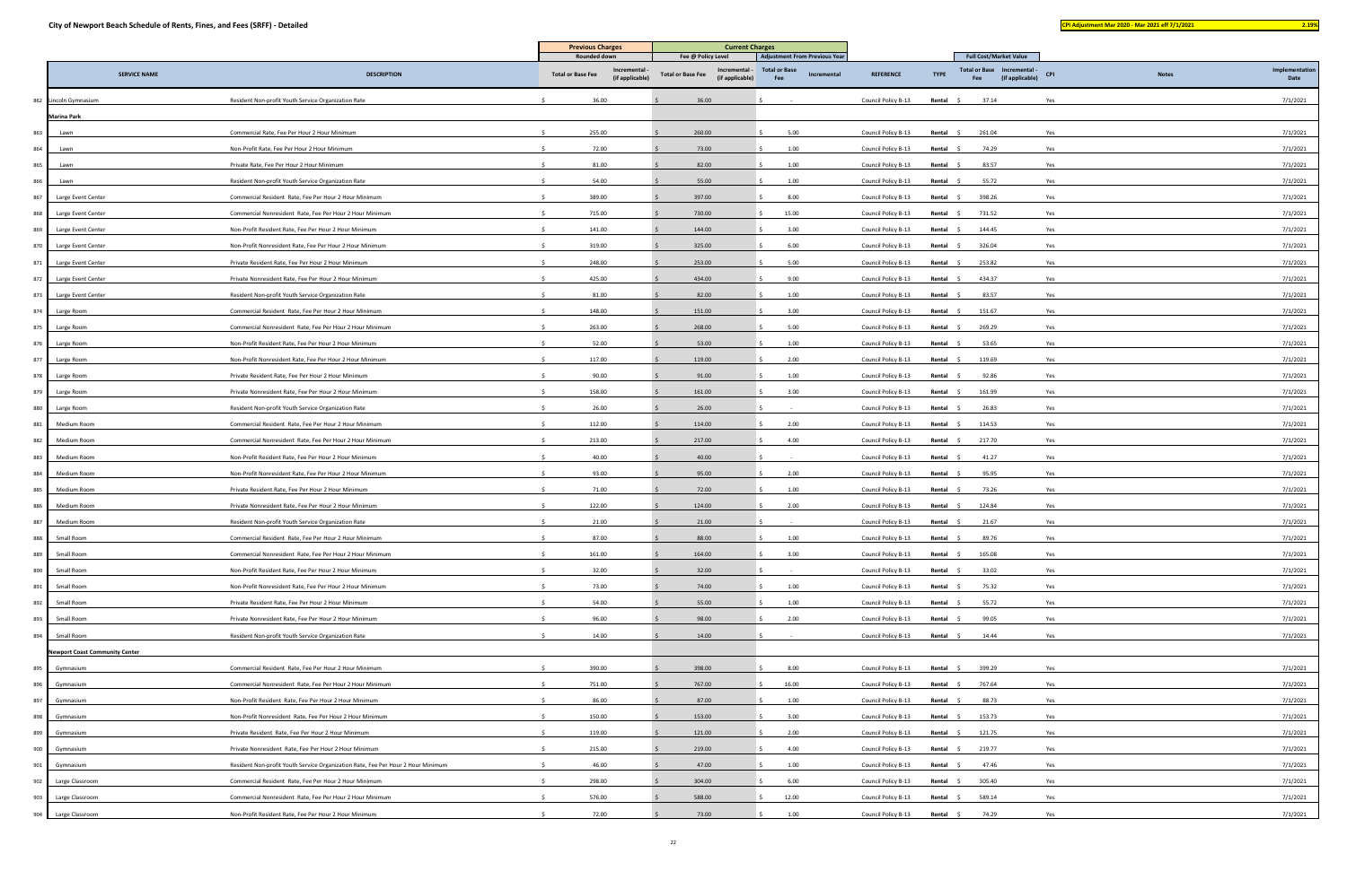City of Newport Beach Schedule of Rents, Fines, and Fees (SRFF) - Detailed

CPI Adjustment Mar 2020 - Mar 2021 eff 7/1/2021 | 2.19%

| | SERVICE NAME | DESCRIPTION | Previous Charges Rounded down Total or Base Fee | Previous Charges Incremental - (if applicable) | Current Charges Fee @ Policy Level Total or Base Fee | Current Charges Incremental - (if applicable) | Adjustment From Previous Year Total or Base Fee | Adjustment From Previous Year Incremental | REFERENCE | TYPE | Full Cost/Market Value Total or Base Fee | Full Cost/Market Value Incremental - (if applicable) | CPI | Notes | Implementation Date |
|---|---|---|---|---|---|---|---|---|---|---|---|---|---|---|---|
| 862 | Lincoln Gymnasium | Resident Non-profit Youth Service Organization Rate | $ 36.00 | | $ 36.00 | | $ - | | Council Policy B-13 | Rental | $ 37.14 | | Yes | | 7/1/2021 |
| | **Marina Park** | | | | | | | | | | | | | | |
| 863 | Lawn | Commercial Rate, Fee Per Hour 2 Hour Minimum | $ 255.00 | | $ 260.00 | | $ 5.00 | | Council Policy B-13 | Rental | $ 261.04 | | Yes | | 7/1/2021 |
| 864 | Lawn | Non-Profit Rate, Fee Per Hour 2 Hour Minimum | $ 72.00 | | $ 73.00 | | $ 1.00 | | Council Policy B-13 | Rental | $ 74.29 | | Yes | | 7/1/2021 |
| 865 | Lawn | Private Rate, Fee Per Hour 2 Hour Minimum | $ 81.00 | | $ 82.00 | | $ 1.00 | | Council Policy B-13 | Rental | $ 83.57 | | Yes | | 7/1/2021 |
| 866 | Lawn | Resident Non-profit Youth Service Organization Rate | $ 54.00 | | $ 55.00 | | $ 1.00 | | Council Policy B-13 | Rental | $ 55.72 | | Yes | | 7/1/2021 |
| 867 | Large Event Center | Commercial Resident Rate, Fee Per Hour 2 Hour Minimum | $ 389.00 | | $ 397.00 | | $ 8.00 | | Council Policy B-13 | Rental | $ 398.26 | | Yes | | 7/1/2021 |
| 868 | Large Event Center | Commercial Nonresident Rate, Fee Per Hour 2 Hour Minimum | $ 715.00 | | $ 730.00 | | $ 15.00 | | Council Policy B-13 | Rental | $ 731.52 | | Yes | | 7/1/2021 |
| 869 | Large Event Center | Non-Profit Resident Rate, Fee Per Hour 2 Hour Minimum | $ 141.00 | | $ 144.00 | | $ 3.00 | | Council Policy B-13 | Rental | $ 144.45 | | Yes | | 7/1/2021 |
| 870 | Large Event Center | Non-Profit Nonresident Rate, Fee Per Hour 2 Hour Minimum | $ 319.00 | | $ 325.00 | | $ 6.00 | | Council Policy B-13 | Rental | $ 326.04 | | Yes | | 7/1/2021 |
| 871 | Large Event Center | Private Resident Rate, Fee Per Hour 2 Hour Minimum | $ 248.00 | | $ 253.00 | | $ 5.00 | | Council Policy B-13 | Rental | $ 253.82 | | Yes | | 7/1/2021 |
| 872 | Large Event Center | Private Nonresident Rate, Fee Per Hour 2 Hour Minimum | $ 425.00 | | $ 434.00 | | $ 9.00 | | Council Policy B-13 | Rental | $ 434.37 | | Yes | | 7/1/2021 |
| 873 | Large Event Center | Resident Non-profit Youth Service Organization Rate | $ 81.00 | | $ 82.00 | | $ 1.00 | | Council Policy B-13 | Rental | $ 83.57 | | Yes | | 7/1/2021 |
| 874 | Large Room | Commercial Resident Rate, Fee Per Hour 2 Hour Minimum | $ 148.00 | | $ 151.00 | | $ 3.00 | | Council Policy B-13 | Rental | $ 151.67 | | Yes | | 7/1/2021 |
| 875 | Large Room | Commercial Nonresident Rate, Fee Per Hour 2 Hour Minimum | $ 263.00 | | $ 268.00 | | $ 5.00 | | Council Policy B-13 | Rental | $ 269.29 | | Yes | | 7/1/2021 |
| 876 | Large Room | Non-Profit Resident Rate, Fee Per Hour 2 Hour Minimum | $ 52.00 | | $ 53.00 | | $ 1.00 | | Council Policy B-13 | Rental | $ 53.65 | | Yes | | 7/1/2021 |
| 877 | Large Room | Non-Profit Nonresident Rate, Fee Per Hour 2 Hour Minimum | $ 117.00 | | $ 119.00 | | $ 2.00 | | Council Policy B-13 | Rental | $ 119.69 | | Yes | | 7/1/2021 |
| 878 | Large Room | Private Resident Rate, Fee Per Hour 2 Hour Minimum | $ 90.00 | | $ 91.00 | | $ 1.00 | | Council Policy B-13 | Rental | $ 92.86 | | Yes | | 7/1/2021 |
| 879 | Large Room | Private Nonresident Rate, Fee Per Hour 2 Hour Minimum | $ 158.00 | | $ 161.00 | | $ 3.00 | | Council Policy B-13 | Rental | $ 161.99 | | Yes | | 7/1/2021 |
| 880 | Large Room | Resident Non-profit Youth Service Organization Rate | $ 26.00 | | $ 26.00 | | $ - | | Council Policy B-13 | Rental | $ 26.83 | | Yes | | 7/1/2021 |
| 881 | Medium Room | Commercial Resident Rate, Fee Per Hour 2 Hour Minimum | $ 112.00 | | $ 114.00 | | $ 2.00 | | Council Policy B-13 | Rental | $ 114.53 | | Yes | | 7/1/2021 |
| 882 | Medium Room | Commercial Nonresident Rate, Fee Per Hour 2 Hour Minimum | $ 213.00 | | $ 217.00 | | $ 4.00 | | Council Policy B-13 | Rental | $ 217.70 | | Yes | | 7/1/2021 |
| 883 | Medium Room | Non-Profit Resident Rate, Fee Per Hour 2 Hour Minimum | $ 40.00 | | $ 40.00 | | $ - | | Council Policy B-13 | Rental | $ 41.27 | | Yes | | 7/1/2021 |
| 884 | Medium Room | Non-Profit Nonresident Rate, Fee Per Hour 2 Hour Minimum | $ 93.00 | | $ 95.00 | | $ 2.00 | | Council Policy B-13 | Rental | $ 95.95 | | Yes | | 7/1/2021 |
| 885 | Medium Room | Private Resident Rate, Fee Per Hour 2 Hour Minimum | $ 71.00 | | $ 72.00 | | $ 1.00 | | Council Policy B-13 | Rental | $ 73.26 | | Yes | | 7/1/2021 |
| 886 | Medium Room | Private Nonresident Rate, Fee Per Hour 2 Hour Minimum | $ 122.00 | | $ 124.00 | | $ 2.00 | | Council Policy B-13 | Rental | $ 124.84 | | Yes | | 7/1/2021 |
| 887 | Medium Room | Resident Non-profit Youth Service Organization Rate | $ 21.00 | | $ 21.00 | | $ - | | Council Policy B-13 | Rental | $ 21.67 | | Yes | | 7/1/2021 |
| 888 | Small Room | Commercial Resident Rate, Fee Per Hour 2 Hour Minimum | $ 87.00 | | $ 88.00 | | $ 1.00 | | Council Policy B-13 | Rental | $ 89.76 | | Yes | | 7/1/2021 |
| 889 | Small Room | Commercial Nonresident Rate, Fee Per Hour 2 Hour Minimum | $ 161.00 | | $ 164.00 | | $ 3.00 | | Council Policy B-13 | Rental | $ 165.08 | | Yes | | 7/1/2021 |
| 890 | Small Room | Non-Profit Resident Rate, Fee Per Hour 2 Hour Minimum | $ 32.00 | | $ 32.00 | | $ - | | Council Policy B-13 | Rental | $ 33.02 | | Yes | | 7/1/2021 |
| 891 | Small Room | Non-Profit Nonresident Rate, Fee Per Hour 2 Hour Minimum | $ 73.00 | | $ 74.00 | | $ 1.00 | | Council Policy B-13 | Rental | $ 75.32 | | Yes | | 7/1/2021 |
| 892 | Small Room | Private Resident Rate, Fee Per Hour 2 Hour Minimum | $ 54.00 | | $ 55.00 | | $ 1.00 | | Council Policy B-13 | Rental | $ 55.72 | | Yes | | 7/1/2021 |
| 893 | Small Room | Private Nonresident Rate, Fee Per Hour 2 Hour Minimum | $ 96.00 | | $ 98.00 | | $ 2.00 | | Council Policy B-13 | Rental | $ 99.05 | | Yes | | 7/1/2021 |
| 894 | Small Room | Resident Non-profit Youth Service Organization Rate | $ 14.00 | | $ 14.00 | | $ - | | Council Policy B-13 | Rental | $ 14.44 | | Yes | | 7/1/2021 |
| | **Newport Coast Community Center** | | | | | | | | | | | | | | |
| 895 | Gymnasium | Commercial Resident Rate, Fee Per Hour 2 Hour Minimum | $ 390.00 | | $ 398.00 | | $ 8.00 | | Council Policy B-13 | Rental | $ 399.29 | | Yes | | 7/1/2021 |
| 896 | Gymnasium | Commercial Nonresident Rate, Fee Per Hour 2 Hour Minimum | $ 751.00 | | $ 767.00 | | $ 16.00 | | Council Policy B-13 | Rental | $ 767.64 | | Yes | | 7/1/2021 |
| 897 | Gymnasium | Non-Profit Resident Rate, Fee Per Hour 2 Hour Minimum | $ 86.00 | | $ 87.00 | | $ 1.00 | | Council Policy B-13 | Rental | $ 88.73 | | Yes | | 7/1/2021 |
| 898 | Gymnasium | Non-Profit Nonresident Rate, Fee Per Hour 2 Hour Minimum | $ 150.00 | | $ 153.00 | | $ 3.00 | | Council Policy B-13 | Rental | $ 153.73 | | Yes | | 7/1/2021 |
| 899 | Gymnasium | Private Resident Rate, Fee Per Hour 2 Hour Minimum | $ 119.00 | | $ 121.00 | | $ 2.00 | | Council Policy B-13 | Rental | $ 121.75 | | Yes | | 7/1/2021 |
| 900 | Gymnasium | Private Nonresident Rate, Fee Per Hour 2 Hour Minimum | $ 215.00 | | $ 219.00 | | $ 4.00 | | Council Policy B-13 | Rental | $ 219.77 | | Yes | | 7/1/2021 |
| 901 | Gymnasium | Resident Non-profit Youth Service Organization Rate, Fee Per Hour 2 Hour Minimum | $ 46.00 | | $ 47.00 | | $ 1.00 | | Council Policy B-13 | Rental | $ 47.46 | | Yes | | 7/1/2021 |
| 902 | Large Classroom | Commercial Resident Rate, Fee Per Hour 2 Hour Minimum | $ 298.00 | | $ 304.00 | | $ 6.00 | | Council Policy B-13 | Rental | $ 305.40 | | Yes | | 7/1/2021 |
| 903 | Large Classroom | Commercial Nonresident Rate, Fee Per Hour 2 Hour Minimum | $ 576.00 | | $ 588.00 | | $ 12.00 | | Council Policy B-13 | Rental | $ 589.14 | | Yes | | 7/1/2021 |
| 904 | Large Classroom | Non-Profit Resident Rate, Fee Per Hour 2 Hour Minimum | $ 72.00 | | $ 73.00 | | $ 1.00 | | Council Policy B-13 | Rental | $ 74.29 | | Yes | | 7/1/2021 |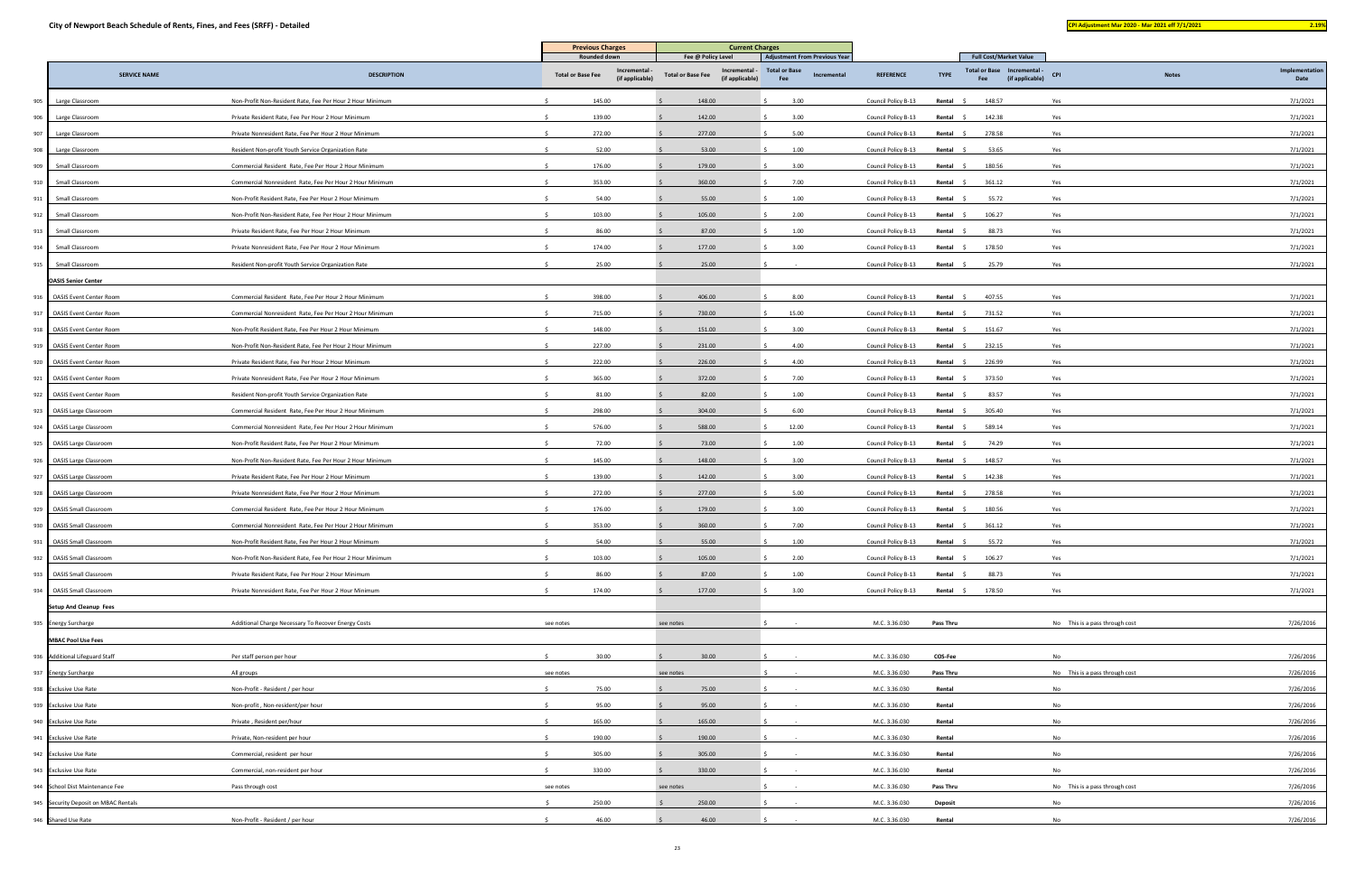# City of Newport Beach Schedule of Rents, Fines, and Fees (SRFF) - Detailed

**CPI Adjustment Mar 2020 - Mar 2021 eff 7/1/2021** | **2.19%**

| | SERVICE NAME | DESCRIPTION | Previous Charges Rounded down | | Current Charges Fee @ Policy Level | | Adjustment From Previous Year | | REFERENCE | TYPE | Full Cost/Market Value | | CPI | Notes | Implementation Date |
|---|---|---|---|---|---|---|---|---|---|---|---|---|---|---|---|
| | | | Total or Base Fee | Incremental - (if applicable) | Total or Base Fee | Incremental - (if applicable) | Total or Base Fee | Incremental | | | Total or Base Fee | Incremental - (if applicable) | | | |
| 905 | Large Classroom | Non-Profit Non-Resident Rate, Fee Per Hour 2 Hour Minimum | $ 145.00 | | $ 148.00 | | $ 3.00 | | Council Policy B-13 | Rental | $ 148.57 | | Yes | | 7/1/2021 |
| 906 | Large Classroom | Private Resident Rate, Fee Per Hour 2 Hour Minimum | $ 139.00 | | $ 142.00 | | $ 3.00 | | Council Policy B-13 | Rental | $ 142.38 | | Yes | | 7/1/2021 |
| 907 | Large Classroom | Private Nonresident Rate, Fee Per Hour 2 Hour Minimum | $ 272.00 | | $ 277.00 | | $ 5.00 | | Council Policy B-13 | Rental | $ 278.58 | | Yes | | 7/1/2021 |
| 908 | Large Classroom | Resident Non-profit Youth Service Organization Rate | $ 52.00 | | $ 53.00 | | $ 1.00 | | Council Policy B-13 | Rental | $ 53.65 | | Yes | | 7/1/2021 |
| 909 | Small Classroom | Commercial Resident Rate, Fee Per Hour 2 Hour Minimum | $ 176.00 | | $ 179.00 | | $ 3.00 | | Council Policy B-13 | Rental | $ 180.56 | | Yes | | 7/1/2021 |
| 910 | Small Classroom | Commercial Nonresident Rate, Fee Per Hour 2 Hour Minimum | $ 353.00 | | $ 360.00 | | $ 7.00 | | Council Policy B-13 | Rental | $ 361.12 | | Yes | | 7/1/2021 |
| 911 | Small Classroom | Non-Profit Resident Rate, Fee Per Hour 2 Hour Minimum | $ 54.00 | | $ 55.00 | | $ 1.00 | | Council Policy B-13 | Rental | $ 55.72 | | Yes | | 7/1/2021 |
| 912 | Small Classroom | Non-Profit Non-Resident Rate, Fee Per Hour 2 Hour Minimum | $ 103.00 | | $ 105.00 | | $ 2.00 | | Council Policy B-13 | Rental | $ 106.27 | | Yes | | 7/1/2021 |
| 913 | Small Classroom | Private Resident Rate, Fee Per Hour 2 Hour Minimum | $ 86.00 | | $ 87.00 | | $ 1.00 | | Council Policy B-13 | Rental | $ 88.73 | | Yes | | 7/1/2021 |
| 914 | Small Classroom | Private Nonresident Rate, Fee Per Hour 2 Hour Minimum | $ 174.00 | | $ 177.00 | | $ 3.00 | | Council Policy B-13 | Rental | $ 178.50 | | Yes | | 7/1/2021 |
| 915 | Small Classroom | Resident Non-profit Youth Service Organization Rate | $ 25.00 | | $ 25.00 | | $ - | | Council Policy B-13 | Rental | $ 25.79 | | Yes | | 7/1/2021 |
| | **OASIS Senior Center** | | | | | | | | | | | | | | |
| 916 | OASIS Event Center Room | Commercial Resident Rate, Fee Per Hour 2 Hour Minimum | $ 398.00 | | $ 406.00 | | $ 8.00 | | Council Policy B-13 | Rental | $ 407.55 | | Yes | | 7/1/2021 |
| 917 | OASIS Event Center Room | Commercial Nonresident Rate, Fee Per Hour 2 Hour Minimum | $ 715.00 | | $ 730.00 | | $ 15.00 | | Council Policy B-13 | Rental | $ 731.52 | | Yes | | 7/1/2021 |
| 918 | OASIS Event Center Room | Non-Profit Resident Rate, Fee Per Hour 2 Hour Minimum | $ 148.00 | | $ 151.00 | | $ 3.00 | | Council Policy B-13 | Rental | $ 151.67 | | Yes | | 7/1/2021 |
| 919 | OASIS Event Center Room | Non-Profit Non-Resident Rate, Fee Per Hour 2 Hour Minimum | $ 227.00 | | $ 231.00 | | $ 4.00 | | Council Policy B-13 | Rental | $ 232.15 | | Yes | | 7/1/2021 |
| 920 | OASIS Event Center Room | Private Resident Rate, Fee Per Hour 2 Hour Minimum | $ 222.00 | | $ 226.00 | | $ 4.00 | | Council Policy B-13 | Rental | $ 226.99 | | Yes | | 7/1/2021 |
| 921 | OASIS Event Center Room | Private Nonresident Rate, Fee Per Hour 2 Hour Minimum | $ 365.00 | | $ 372.00 | | $ 7.00 | | Council Policy B-13 | Rental | $ 373.50 | | Yes | | 7/1/2021 |
| 922 | OASIS Event Center Room | Resident Non-profit Youth Service Organization Rate | $ 81.00 | | $ 82.00 | | $ 1.00 | | Council Policy B-13 | Rental | $ 83.57 | | Yes | | 7/1/2021 |
| 923 | OASIS Large Classroom | Commercial Resident Rate, Fee Per Hour 2 Hour Minimum | $ 298.00 | | $ 304.00 | | $ 6.00 | | Council Policy B-13 | Rental | $ 305.40 | | Yes | | 7/1/2021 |
| 924 | OASIS Large Classroom | Commercial Nonresident Rate, Fee Per Hour 2 Hour Minimum | $ 576.00 | | $ 588.00 | | $ 12.00 | | Council Policy B-13 | Rental | $ 589.14 | | Yes | | 7/1/2021 |
| 925 | OASIS Large Classroom | Non-Profit Resident Rate, Fee Per Hour 2 Hour Minimum | $ 72.00 | | $ 73.00 | | $ 1.00 | | Council Policy B-13 | Rental | $ 74.29 | | Yes | | 7/1/2021 |
| 926 | OASIS Large Classroom | Non-Profit Non-Resident Rate, Fee Per Hour 2 Hour Minimum | $ 145.00 | | $ 148.00 | | $ 3.00 | | Council Policy B-13 | Rental | $ 148.57 | | Yes | | 7/1/2021 |
| 927 | OASIS Large Classroom | Private Resident Rate, Fee Per Hour 2 Hour Minimum | $ 139.00 | | $ 142.00 | | $ 3.00 | | Council Policy B-13 | Rental | $ 142.38 | | Yes | | 7/1/2021 |
| 928 | OASIS Large Classroom | Private Nonresident Rate, Fee Per Hour 2 Hour Minimum | $ 272.00 | | $ 277.00 | | $ 5.00 | | Council Policy B-13 | Rental | $ 278.58 | | Yes | | 7/1/2021 |
| 929 | OASIS Small Classroom | Commercial Resident Rate, Fee Per Hour 2 Hour Minimum | $ 176.00 | | $ 179.00 | | $ 3.00 | | Council Policy B-13 | Rental | $ 180.56 | | Yes | | 7/1/2021 |
| 930 | OASIS Small Classroom | Commercial Nonresident Rate, Fee Per Hour 2 Hour Minimum | $ 353.00 | | $ 360.00 | | $ 7.00 | | Council Policy B-13 | Rental | $ 361.12 | | Yes | | 7/1/2021 |
| 931 | OASIS Small Classroom | Non-Profit Resident Rate, Fee Per Hour 2 Hour Minimum | $ 54.00 | | $ 55.00 | | $ 1.00 | | Council Policy B-13 | Rental | $ 55.72 | | Yes | | 7/1/2021 |
| 932 | OASIS Small Classroom | Non-Profit Non-Resident Rate, Fee Per Hour 2 Hour Minimum | $ 103.00 | | $ 105.00 | | $ 2.00 | | Council Policy B-13 | Rental | $ 106.27 | | Yes | | 7/1/2021 |
| 933 | OASIS Small Classroom | Private Resident Rate, Fee Per Hour 2 Hour Minimum | $ 86.00 | | $ 87.00 | | $ 1.00 | | Council Policy B-13 | Rental | $ 88.73 | | Yes | | 7/1/2021 |
| 934 | OASIS Small Classroom | Private Nonresident Rate, Fee Per Hour 2 Hour Minimum | $ 174.00 | | $ 177.00 | | $ 3.00 | | Council Policy B-13 | Rental | $ 178.50 | | Yes | | 7/1/2021 |
| | **Setup And Cleanup Fees** | | | | | | | | | | | | | | |
| 935 | Energy Surcharge | Additional Charge Necessary To Recover Energy Costs | see notes | | see notes | | $ - | | M.C. 3.36.030 | Pass Thru | | | No | This is a pass through cost | 7/26/2016 |
| | **MBAC Pool Use Fees** | | | | | | | | | | | | | | |
| 936 | Additional Lifeguard Staff | Per staff person per hour | $ 30.00 | | $ 30.00 | | $ - | | M.C. 3.36.030 | COS-Fee | | | No | | 7/26/2016 |
| 937 | Energy Surcharge | All groups | see notes | | see notes | | $ - | | M.C. 3.36.030 | Pass Thru | | | No | This is a pass through cost | 7/26/2016 |
| 938 | Exclusive Use Rate | Non-Profit - Resident / per hour | $ 75.00 | | $ 75.00 | | $ - | | M.C. 3.36.030 | Rental | | | No | | 7/26/2016 |
| 939 | Exclusive Use Rate | Non-profit , Non-resident/per hour | $ 95.00 | | $ 95.00 | | $ - | | M.C. 3.36.030 | Rental | | | No | | 7/26/2016 |
| 940 | Exclusive Use Rate | Private , Resident per/hour | $ 165.00 | | $ 165.00 | | $ - | | M.C. 3.36.030 | Rental | | | No | | 7/26/2016 |
| 941 | Exclusive Use Rate | Private, Non-resident per hour | $ 190.00 | | $ 190.00 | | $ - | | M.C. 3.36.030 | Rental | | | No | | 7/26/2016 |
| 942 | Exclusive Use Rate | Commercial, resident per hour | $ 305.00 | | $ 305.00 | | $ - | | M.C. 3.36.030 | Rental | | | No | | 7/26/2016 |
| 943 | Exclusive Use Rate | Commercial, non-resident per hour | $ 330.00 | | $ 330.00 | | $ - | | M.C. 3.36.030 | Rental | | | No | | 7/26/2016 |
| 944 | School Dist Maintenance Fee | Pass through cost | see notes | | see notes | | $ - | | M.C. 3.36.030 | Pass Thru | | | No | This is a pass through cost | 7/26/2016 |
| 945 | Security Deposit on MBAC Rentals | | $ 250.00 | | $ 250.00 | | $ - | | M.C. 3.36.030 | Deposit | | | No | | 7/26/2016 |
| 946 | Shared Use Rate | Non-Profit - Resident / per hour | $ 46.00 | | $ 46.00 | | $ - | | M.C. 3.36.030 | Rental | | | No | | 7/26/2016 |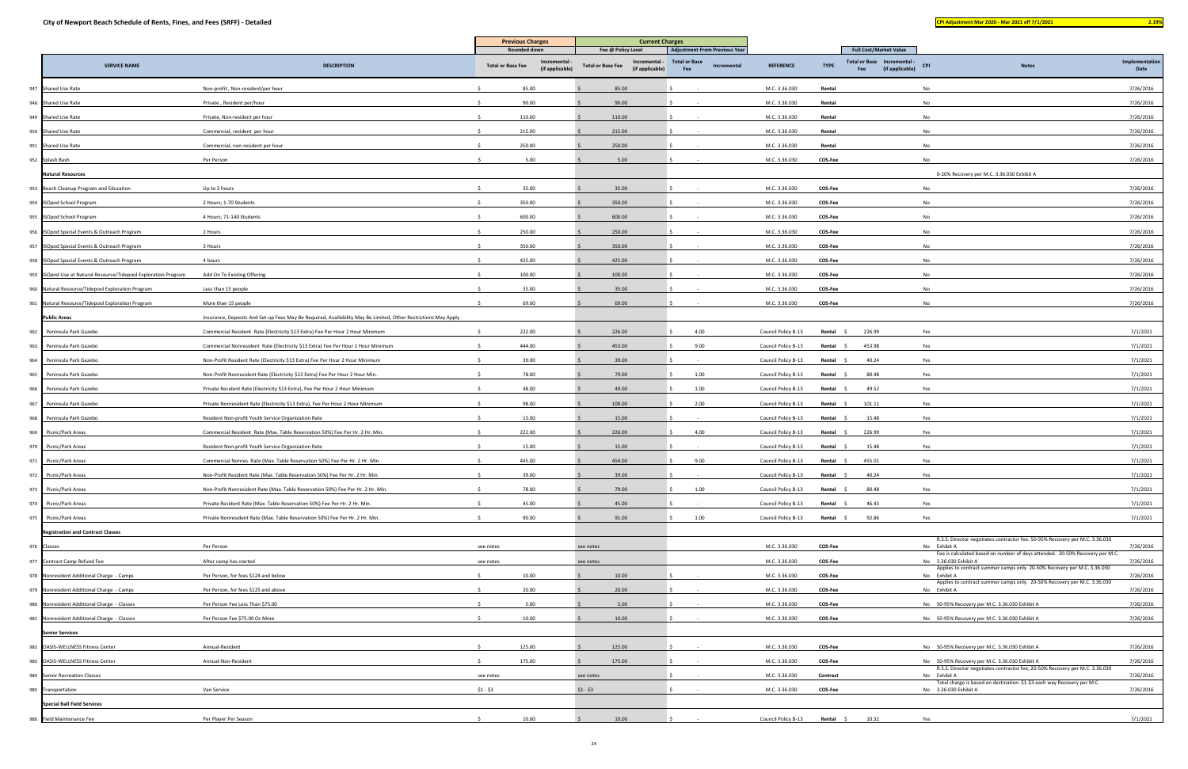# City of Newport Beach Schedule of Rents, Fines, and Fees (SRFF) - Detailed

CPI Adjustment Mar 2020 - Mar 2021 eff 7/1/2021 | 2.19%

| | SERVICE NAME | DESCRIPTION | Previous Charges: Rounded down — Total or Base Fee | Previous Charges: Rounded down — Incremental - (if applicable) | Current Charges: Fee @ Policy Level — Total or Base Fee | Current Charges: Fee @ Policy Level — Incremental - (if applicable) | Current Charges: Adjustment From Previous Year — Total or Base Fee | Current Charges: Adjustment From Previous Year — Incremental | REFERENCE | TYPE | Full Cost/Market Value — Total or Base Fee | Full Cost/Market Value — Incremental - (if applicable) | CPI | Notes | Implementation Date |
|---|---|---|---|---|---|---|---|---|---|---|---|---|---|---|---|
| 947 | Shared Use Rate | Non-profit , Non-resident/per hour | $ 85.00 | | $ 85.00 | | $ - | | M.C. 3.36.030 | Rental | | | No | | 7/26/2016 |
| 948 | Shared Use Rate | Private , Resident per/hour | $ 90.00 | | $ 90.00 | | $ - | | M.C. 3.36.030 | Rental | | | No | | 7/26/2016 |
| 949 | Shared Use Rate | Private, Non-resident per hour | $ 110.00 | | $ 110.00 | | $ - | | M.C. 3.36.030 | Rental | | | No | | 7/26/2016 |
| 950 | Shared Use Rate | Commercial, resident per hour | $ 215.00 | | $ 215.00 | | $ - | | M.C. 3.36.030 | Rental | | | No | | 7/26/2016 |
| 951 | Shared Use Rate | Commercial, non-resident per hour | $ 250.00 | | $ 250.00 | | $ - | | M.C. 3.36.030 | Rental | | | No | | 7/26/2016 |
| 952 | Splash Bash | Per Person | $ 5.00 | | $ 5.00 | | $ - | | M.C. 3.36.030 | COS-Fee | | | No | | 7/26/2016 |
| | **Natural Resources** | | | | | | | | | | | | | 0-20% Recovery per M.C. 3.36.030 Exhibit A | |
| 953 | Beach Cleanup Program and Education | Up to 2 hours | $ 35.00 | | $ 35.00 | | $ - | | M.C. 3.36.030 | COS-Fee | | | No | | 7/26/2016 |
| 954 | SOpod School Program | 2 Hours; 1-70 Students | $ 350.00 | | $ 350.00 | | $ - | | M.C. 3.36.030 | COS-Fee | | | No | | 7/26/2016 |
| 955 | SOpod School Program | 4 Hours; 71-140 Students | $ 600.00 | | $ 600.00 | | $ - | | M.C. 3.36.030 | COS-Fee | | | No | | 7/26/2016 |
| 956 | SOpod Special Events & Outreach Program | 2 Hours | $ 250.00 | | $ 250.00 | | $ - | | M.C. 3.36.030 | COS-Fee | | | No | | 7/26/2016 |
| 957 | SOpod Special Events & Outreach Program | 3 Hours | $ 350.00 | | $ 350.00 | | $ - | | M.C. 3.36.030 | COS-Fee | | | No | | 7/26/2016 |
| 958 | SOpod Special Events & Outreach Program | 4 hours | $ 425.00 | | $ 425.00 | | $ - | | M.C. 3.36.030 | COS-Fee | | | No | | 7/26/2016 |
| 959 | SOpod Use at Natural Resource/Tidepool Exploration Program | Add On To Existing Offering | $ 100.00 | | $ 100.00 | | $ - | | M.C. 3.36.030 | COS-Fee | | | No | | 7/26/2016 |
| 960 | Natural Resource/Tidepool Exploration Program | Less than 15 people | $ 35.00 | | $ 35.00 | | $ - | | M.C. 3.36.030 | COS-Fee | | | No | | 7/26/2016 |
| 961 | Natural Resource/Tidepool Exploration Program | More than 15 people | $ 69.00 | | $ 69.00 | | $ - | | M.C. 3.36.030 | COS-Fee | | | No | | 7/26/2016 |
| | **Public Areas** | Insurance, Deposits And Set-up Fees May Be Required, Availability May Be Limited, Other Restrictions May Apply | | | | | | | | | | | | | |
| 962 | Peninsula Park Gazebo | Commercial Resident Rate (Electricity $13 Extra) Fee Per Hour 2 Hour Minimum | $ 222.00 | | $ 226.00 | | $ 4.00 | | Council Policy B-13 | Rental | $ 226.99 | | Yes | | 7/1/2021 |
| 963 | Peninsula Park Gazebo | Commercial Nonresident Rate (Electricity $13 Extra) Fee Per Hour 2 Hour Minimum | $ 444.00 | | $ 453.00 | | $ 9.00 | | Council Policy B-13 | Rental | $ 453.98 | | Yes | | 7/1/2021 |
| 964 | Peninsula Park Gazebo | Non-Profit Resident Rate (Electricity $13 Extra) Fee Per Hour 2 Hour Minimum | $ 39.00 | | $ 39.00 | | $ - | | Council Policy B-13 | Rental | $ 40.24 | | Yes | | 7/1/2021 |
| 965 | Peninsula Park Gazebo | Non-Profit Nonresident Rate (Electricity $13 Extra) Fee Per Hour 2 Hour Min. | $ 78.00 | | $ 79.00 | | $ 1.00 | | Council Policy B-13 | Rental | $ 80.48 | | Yes | | 7/1/2021 |
| 966 | Peninsula Park Gazebo | Private Resident Rate (Electricity $13 Extra), Fee Per Hour 2 Hour Minimum | $ 48.00 | | $ 49.00 | | $ 1.00 | | Council Policy B-13 | Rental | $ 49.52 | | Yes | | 7/1/2021 |
| 967 | Peninsula Park Gazebo | Private Nonresident Rate (Electricity $13 Extra), Fee Per Hour 2 Hour Minimum | $ 98.00 | | $ 100.00 | | $ 2.00 | | Council Policy B-13 | Rental | $ 101.11 | | Yes | | 7/1/2021 |
| 968 | Peninsula Park Gazebo | Resident Non-profit Youth Service Organization Rate | $ 15.00 | | $ 15.00 | | $ - | | Council Policy B-13 | Rental | $ 15.48 | | Yes | | 7/1/2021 |
| 969 | Picnic/Park Areas | Commercial Resident Rate (Max. Table Reservation 50%) Fee Per Hr. 2 Hr. Min. | $ 222.00 | | $ 226.00 | | $ 4.00 | | Council Policy B-13 | Rental | $ 226.99 | | Yes | | 7/1/2021 |
| 970 | Picnic/Park Areas | Resident Non-profit Youth Service Organization Rate | $ 15.00 | | $ 15.00 | | $ - | | Council Policy B-13 | Rental | $ 15.48 | | Yes | | 7/1/2021 |
| 971 | Picnic/Park Areas | Commercial Nonres. Rate (Max. Table Reservation 50%) Fee Per Hr. 2 Hr. Min. | $ 445.00 | | $ 454.00 | | $ 9.00 | | Council Policy B-13 | Rental | $ 455.01 | | Yes | | 7/1/2021 |
| 972 | Picnic/Park Areas | Non-Profit Resident Rate (Max. Table Reservation 50%) Fee Per Hr. 2 Hr. Min. | $ 39.00 | | $ 39.00 | | $ - | | Council Policy B-13 | Rental | $ 40.24 | | Yes | | 7/1/2021 |
| 973 | Picnic/Park Areas | Non-Profit Nonresident Rate (Max. Table Reservation 50%) Fee Per Hr. 2 Hr. Min. | $ 78.00 | | $ 79.00 | | $ 1.00 | | Council Policy B-13 | Rental | $ 80.48 | | Yes | | 7/1/2021 |
| 974 | Picnic/Park Areas | Private Resident Rate (Max. Table Reservation 50%) Fee Per Hr. 2 Hr. Min. | $ 45.00 | | $ 45.00 | | $ - | | Council Policy B-13 | Rental | $ 46.43 | | Yes | | 7/1/2021 |
| 975 | Picnic/Park Areas | Private Nonresident Rate (Max. Table Reservation 50%) Fee Per Hr. 2 Hr. Min. | $ 90.00 | | $ 91.00 | | $ 1.00 | | Council Policy B-13 | Rental | $ 92.86 | | Yes | | 7/1/2021 |
| | **Registration and Contract Classes** | | | | | | | | | | | | | | |
| 976 | Classes | Per Person | see notes | | see notes | | | | M.C. 3.36.030 | COS-Fee | | | No | R.S.S. Director negotiates contractor fee. 50-95% Recovery per M.C. 3.36.030 Exhibit A | 7/26/2016 |
| 977 | Contract Camp Refund Fee | After camp has started | see notes | | see notes | | | | M.C. 3.36.030 | COS-Fee | | | No | Fee is calculated based on number of days attended. 20-50% Recovery per M.C. 3.36.030 Exhibit A | 7/26/2016 |
| 978 | Nonresident Additional Charge - Camps | Per Person, for fees $124 and below | $ 10.00 | | $ 10.00 | | $ - | | M.C. 3.36.030 | COS-Fee | | | No | Applies to contract summer camps only. 20-50% Recovery per M.C. 3.36.030 Exhibit A | 7/26/2016 |
| 979 | Nonresident Additional Charge - Camps | Per Person, for fees $125 and above | $ 20.00 | | $ 20.00 | | $ - | | M.C. 3.36.030 | COS-Fee | | | No | Applies to contract summer camps only. 20-50% Recovery per M.C. 3.36.030 Exhibit A | 7/26/2016 |
| 980 | Nonresident Additional Charge - Classes | Per Person Fee Less Than $75.00 | $ 5.00 | | $ 5.00 | | $ - | | M.C. 3.36.030 | COS-Fee | | | No | 50-95% Recovery per M.C. 3.36.030 Exhibit A | 7/26/2016 |
| 981 | Nonresident Additional Charge - Classes | Per Person Fee $75.00 Or More | $ 10.00 | | $ 10.00 | | $ - | | M.C. 3.36.030 | COS-Fee | | | No | 50-95% Recovery per M.C. 3.36.030 Exhibit A | 7/26/2016 |
| | **Senior Services** | | | | | | | | | | | | | | |
| 982 | OASIS-WELLNESS Fitness Center | Annual-Resident | $ 125.00 | | $ 125.00 | | $ - | | M.C. 3.36.030 | COS-Fee | | | No | 50-95% Recovery per M.C. 3.36.030 Exhibit A | 7/26/2016 |
| 983 | OASIS-WELLNESS Fitness Center | Annual-Non-Resident | $ 175.00 | | $ 175.00 | | $ - | | M.C. 3.36.030 | COS-Fee | | | No | 50-95% Recovery per M.C. 3.36.030 Exhibit A | 7/26/2016 |
| 984 | Senior Recreation Classes | | see notes | | see notes | | $ - | | M.C. 3.36.030 | Contract | | | No | R.S.S. Director negotiates contractor fee, 20-50% Recovery per M.C. 3.36.030 Exhibit A | 7/26/2016 |
| 985 | Transportation | Van Service | $1 - $3 | | $1 - $3 | | $ - | | M.C. 3.36.030 | COS-Fee | | | No | Total charge is based on destination. $1-$3 each way Recovery per M.C. 3.36.030 Exhibit A | 7/26/2016 |
| | **Special Ball Field Services** | | | | | | | | | | | | | | |
| 986 | Field Maintenance Fee | Per Player Per Season | $ 10.00 | | $ 10.00 | | $ - | | Council Policy B-13 | Rental | $ 10.32 | | Yes | | 7/1/2021 |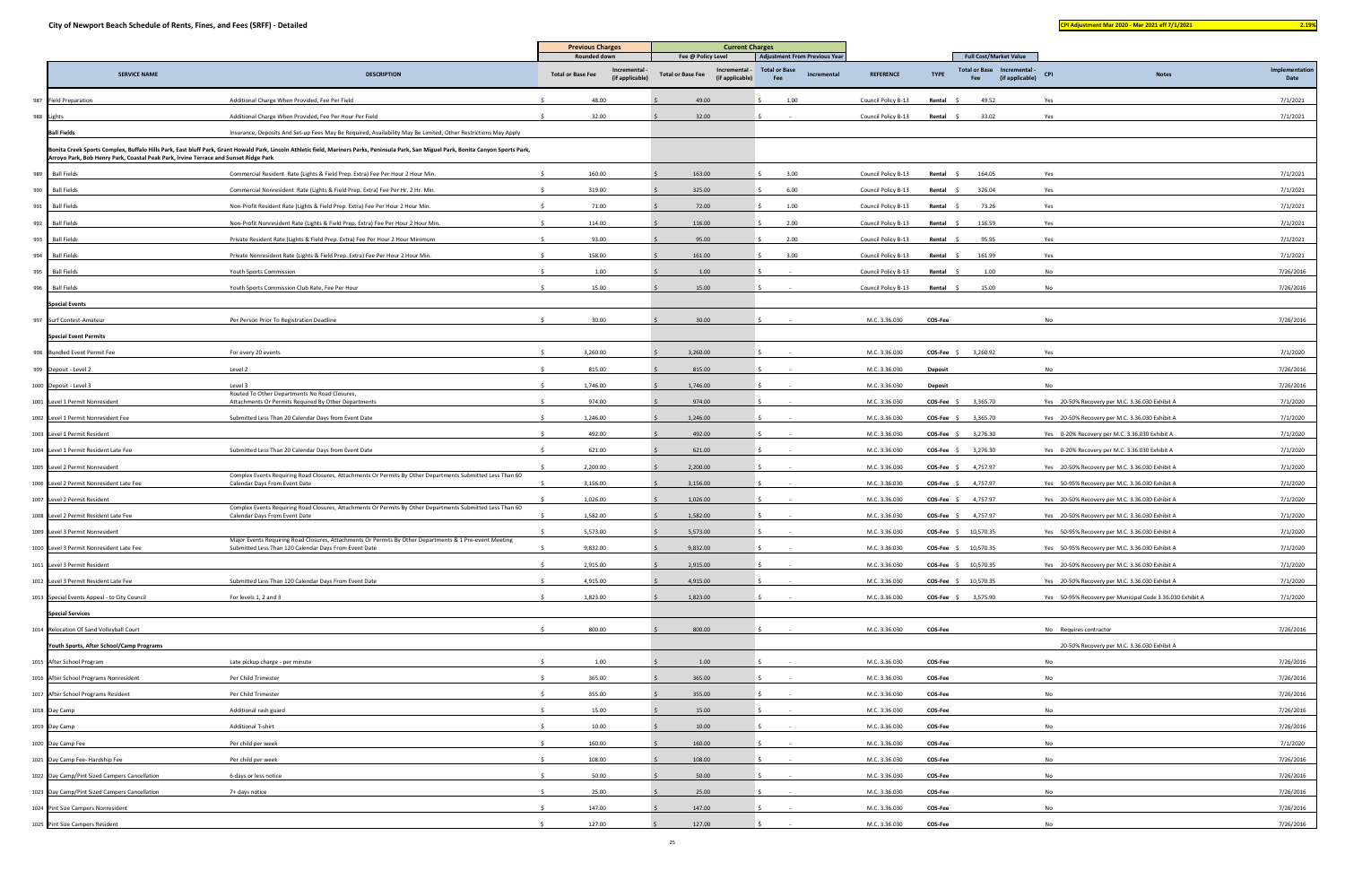# City of Newport Beach Schedule of Rents, Fines, and Fees (SRFF) - Detailed

**CPI Adjustment Mar 2020 - Mar 2021 eff 7/1/2021** **2.19%**

| | SERVICE NAME | DESCRIPTION | Previous Charges (Rounded down) Total or Base Fee | Previous Charges Incremental - (if applicable) | Current Charges Fee @ Policy Level Total or Base Fee | Current Charges Fee @ Policy Level Incremental - (if applicable) | Adjustment From Previous Year Total or Base Fee | Adjustment From Previous Year Incremental | REFERENCE | TYPE | Full Cost/Market Value Total or Base Fee | Full Cost/Market Value Incremental - (if applicable) | CPI | Notes | Implementation Date |
|---|---|---|---|---|---|---|---|---|---|---|---|---|---|---|---|
| 987 | Field Preparation | Additional Charge When Provided, Fee Per Field | $ 48.00 | | $ 49.00 | | $ 1.00 | | Council Policy B-13 | Rental | $ 49.52 | | Yes | | 7/1/2021 |
| 988 | Lights | Additional Charge When Provided, Fee Per Hour Per Field | $ 32.00 | | $ 32.00 | | $ - | | Council Policy B-13 | Rental | $ 33.02 | | Yes | | 7/1/2021 |
| | **Ball Fields** | Insurance, Deposits And Set-up Fees May Be Required, Availability May Be Limited, Other Restrictions May Apply | | | | | | | | | | | | | |
| | **Bonita Creek Sports Complex, Buffalo Hills Park, East bluff Park, Grant Howald Park, Lincoln Athletic field, Mariners Parks, Peninsula Park, San Miguel Park, Bonita Canyon Sports Park, Arroyo Park, Bob Henry Park, Coastal Peak Park, Irvine Terrace and Sunset Ridge Park** | | | | | | | | | | | | | | |
| 989 | Ball Fields | Commercial Resident Rate (Lights & Field Prep. Extra) Fee Per Hour 2 Hour Min. | $ 160.00 | | $ 163.00 | | $ 3.00 | | Council Policy B-13 | Rental | $ 164.05 | | Yes | | 7/1/2021 |
| 990 | Ball Fields | Commercial Nonresident Rate (Lights & Field Prep. Extra) Fee Per Hr. 2 Hr. Min. | $ 319.00 | | $ 325.00 | | $ 6.00 | | Council Policy B-13 | Rental | $ 326.04 | | Yes | | 7/1/2021 |
| 991 | Ball Fields | Non-Profit Resident Rate (Lights & Field Prep. Extra) Fee Per Hour 2 Hour Min. | $ 71.00 | | $ 72.00 | | $ 1.00 | | Council Policy B-13 | Rental | $ 73.26 | | Yes | | 7/1/2021 |
| 992 | Ball Fields | Non-Profit Nonresident Rate (Lights & Field Prep. Extra) Fee Per Hour 2 Hour Min. | $ 114.00 | | $ 116.00 | | $ 2.00 | | Council Policy B-13 | Rental | $ 116.59 | | Yes | | 7/1/2021 |
| 993 | Ball Fields | Private Resident Rate (Lights & Field Prep. Extra) Fee Per Hour 2 Hour Minimum | $ 93.00 | | $ 95.00 | | $ 2.00 | | Council Policy B-13 | Rental | $ 95.95 | | Yes | | 7/1/2021 |
| 994 | Ball Fields | Private Nonresident Rate (Lights & Field Prep. Extra) Fee Per Hour 2 Hour Min. | $ 158.00 | | $ 161.00 | | $ 3.00 | | Council Policy B-13 | Rental | $ 161.99 | | Yes | | 7/1/2021 |
| 995 | Ball Fields | Youth Sports Commission | $ 1.00 | | $ 1.00 | | $ - | | Council Policy B-13 | Rental | $ 1.00 | | No | | 7/26/2016 |
| 996 | Ball Fields | Youth Sports Commission Club Rate, Fee Per Hour | $ 15.00 | | $ 15.00 | | $ - | | Council Policy B-13 | Rental | $ 15.00 | | No | | 7/26/2016 |
| | **Special Events** | | | | | | | | | | | | | | |
| 997 | Surf Contest-Amateur | Per Person Prior To Registration Deadline | $ 30.00 | | $ 30.00 | | $ - | | M.C. 3.36.030 | COS-Fee | | | No | | 7/26/2016 |
| | **Special Event Permits** | | | | | | | | | | | | | | |
| 998 | Bundled Event Permit Fee | For every 20 events | $ 3,260.00 | | $ 3,260.00 | | $ - | | M.C. 3.36.030 | COS-Fee | $ 3,260.92 | | Yes | | 7/1/2020 |
| 999 | Deposit - Level 2 | Level 2 | $ 815.00 | | $ 815.00 | | $ - | | M.C. 3.36.030 | Deposit | | | No | | 7/26/2016 |
| 1000 | Deposit - Level 3 | Level 3 | $ 1,746.00 | | $ 1,746.00 | | $ - | | M.C. 3.36.030 | Deposit | | | No | | 7/26/2016 |
| 1001 | Level 1 Permit Nonresident | Routed To Other Departments No Road Closures, Attachments Or Permits Required By Other Departments | $ 974.00 | | $ 974.00 | | $ - | | M.C. 3.36.030 | COS-Fee | $ 3,365.70 | | Yes | 20-50% Recovery per M.C. 3.36.030 Exhibit A | 7/1/2020 |
| 1002 | Level 1 Permit Nonresident Fee | Submitted Less Than 20 Calendar Days from Event Date | $ 1,246.00 | | $ 1,246.00 | | $ - | | M.C. 3.36.030 | COS-Fee | $ 3,365.70 | | Yes | 20-50% Recovery per M.C. 3.36.030 Exhibit A | 7/1/2020 |
| 1003 | Level 1 Permit Resident | | $ 492.00 | | $ 492.00 | | $ - | | M.C. 3.36.030 | COS-Fee | $ 3,276.30 | | Yes | 0-20% Recovery per M.C. 3.36.030 Exhibit A | 7/1/2020 |
| 1004 | Level 1 Permit Resident Late Fee | Submitted Less Than 20 Calendar Days from Event Date | $ 621.00 | | $ 621.00 | | $ - | | M.C. 3.36.030 | COS-Fee | $ 3,276.30 | | Yes | 0-20% Recovery per M.C. 3.36.030 Exhibit A | 7/1/2020 |
| 1005 | Level 2 Permit Nonresident | | $ 2,200.00 | | $ 2,200.00 | | $ - | | M.C. 3.36.030 | COS-Fee | $ 4,757.97 | | Yes | 20-50% Recovery per M.C. 3.36.030 Exhibit A | 7/1/2020 |
| 1006 | Level 2 Permit Nonresident Late Fee | Complex Events Requiring Road Closures, Attachments Or Permits By Other Departments Submitted Less Than 60 Calendar Days From Event Date | $ 3,156.00 | | $ 3,156.00 | | $ - | | M.C. 3.36.030 | COS-Fee | $ 4,757.97 | | Yes | 50-95% Recovery per M.C. 3.36.030 Exhibit A | 7/1/2020 |
| 1007 | Level 2 Permit Resident | | $ 1,026.00 | | $ 1,026.00 | | $ - | | M.C. 3.36.030 | COS-Fee | $ 4,757.97 | | Yes | 20-50% Recovery per M.C. 3.36.030 Exhibit A | 7/1/2020 |
| 1008 | Level 2 Permit Resident Late Fee | Complex Events Requiring Road Closures, Attachments Or Permits By Other Departments Submitted Less Than 60 Calendar Days From Event Date | $ 1,582.00 | | $ 1,582.00 | | $ - | | M.C. 3.36.030 | COS-Fee | $ 4,757.97 | | Yes | 20-50% Recovery per M.C. 3.36.030 Exhibit A | 7/1/2020 |
| 1009 | Level 3 Permit Nonresident | | $ 5,573.00 | | $ 5,573.00 | | $ - | | M.C. 3.36.030 | COS-Fee | $ 10,570.35 | | Yes | 50-95% Recovery per M.C. 3.36.030 Exhibit A | 7/1/2020 |
| 1010 | Level 3 Permit Nonresident Late Fee | Major Events Requiring Road Closures, Attachments Or Permits By Other Departments & 1 Pre-event Meeting Submitted Less Than 120 Calendar Days From Event Date | $ 9,832.00 | | $ 9,832.00 | | $ - | | M.C. 3.36.030 | COS-Fee | $ 10,570.35 | | Yes | 50-95% Recovery per M.C. 3.36.030 Exhibit A | 7/1/2020 |
| 1011 | Level 3 Permit Resident | | $ 2,915.00 | | $ 2,915.00 | | $ - | | M.C. 3.36.030 | COS-Fee | $ 10,570.35 | | Yes | 20-50% Recovery per M.C. 3.36.030 Exhibit A | 7/1/2020 |
| 1012 | Level 3 Permit Resident Late Fee | Submitted Less Than 120 Calendar Days From Event Date | $ 4,915.00 | | $ 4,915.00 | | $ - | | M.C. 3.36.030 | COS-Fee | $ 10,570.35 | | Yes | 20-50% Recovery per M.C. 3.36.030 Exhibit A | 7/1/2020 |
| 1013 | Special Events Appeal - to City Council | For levels 1, 2 and 3 | $ 1,823.00 | | $ 1,823.00 | | $ - | | M.C. 3.36.030 | COS-Fee | $ 3,575.90 | | Yes | 50-95% Recovery per Municipal Code 3.36.030 Exhibit A | 7/1/2020 |
| | **Special Services** | | | | | | | | | | | | | | |
| 1014 | Relocation Of Sand Volleyball Court | | $ 800.00 | | $ 800.00 | | $ - | | M.C. 3.36.030 | COS-Fee | | | No | Requires contractor | 7/26/2016 |
| | **Youth Sports, After School/Camp Programs** | | | | | | | | | | | | | 20-50% Recovery per M.C. 3.36.030 Exhibit A | |
| 1015 | After School Program | Late pickup charge - per minute | $ 1.00 | | $ 1.00 | | $ - | | M.C. 3.36.030 | COS-Fee | | | No | | 7/26/2016 |
| 1016 | After School Programs Nonresident | Per Child Trimester | $ 365.00 | | $ 365.00 | | $ - | | M.C. 3.36.030 | COS-Fee | | | No | | 7/26/2016 |
| 1017 | After School Programs Resident | Per Child Trimester | $ 355.00 | | $ 355.00 | | $ - | | M.C. 3.36.030 | COS-Fee | | | No | | 7/26/2016 |
| 1018 | Day Camp | Additional rash guard | $ 15.00 | | $ 15.00 | | $ - | | M.C. 3.36.030 | COS-Fee | | | No | | 7/26/2016 |
| 1019 | Day Camp | Additional T-shirt | $ 10.00 | | $ 10.00 | | $ - | | M.C. 3.36.030 | COS-Fee | | | No | | 7/26/2016 |
| 1020 | Day Camp Fee | Per child per week | $ 160.00 | | $ 160.00 | | $ - | | M.C. 3.36.030 | COS-Fee | | | No | | 7/1/2020 |
| 1021 | Day Camp Fee- Hardship Fee | Per child per week | $ 108.00 | | $ 108.00 | | $ - | | M.C. 3.36.030 | COS-Fee | | | No | | 7/26/2016 |
| 1022 | Day Camp/Pint Sized Campers Cancellation | 6 days or less notice | $ 50.00 | | $ 50.00 | | $ - | | M.C. 3.36.030 | COS-Fee | | | No | | 7/26/2016 |
| 1023 | Day Camp/Pint Sized Campers Cancellation | 7+ days notice | $ 25.00 | | $ 25.00 | | $ - | | M.C. 3.36.030 | COS-Fee | | | No | | 7/26/2016 |
| 1024 | Pint Size Campers Nonresident | | $ 147.00 | | $ 147.00 | | $ - | | M.C. 3.36.030 | COS-Fee | | | No | | 7/26/2016 |
| 1025 | Pint Size Campers Resident | | $ 127.00 | | $ 127.00 | | $ - | | M.C. 3.36.030 | COS-Fee | | | No | | 7/26/2016 |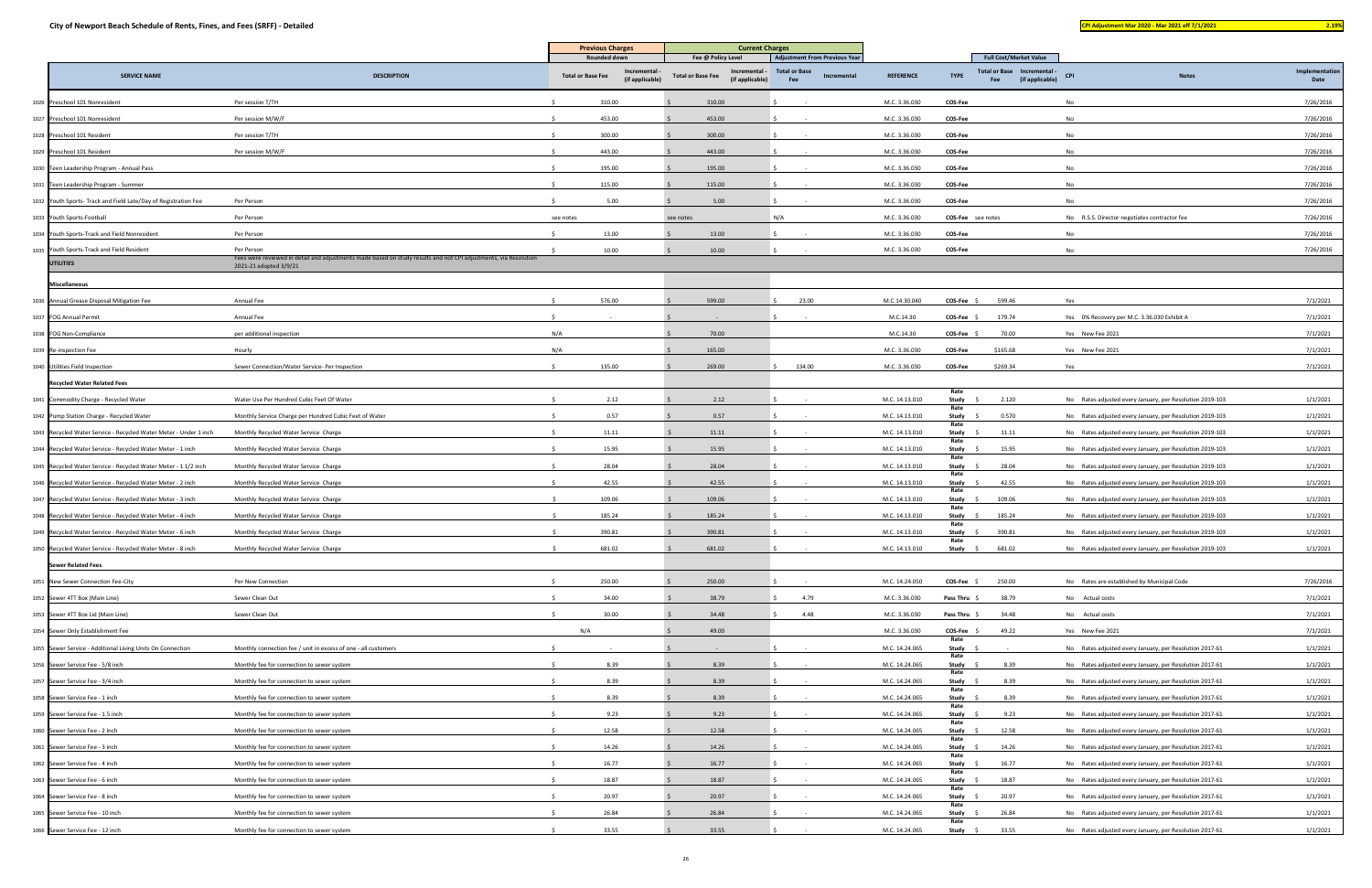# City of Newport Beach Schedule of Rents, Fines, and Fees (SRFF) - Detailed

**CPI Adjustment Mar 2020 - Mar 2021 eff 7/1/2021** **2.19%**

| | SERVICE NAME | DESCRIPTION | Previous Charges Rounded down: Total or Base Fee | Previous Charges Rounded down: Incremental - (if applicable) | Current Charges Fee @ Policy Level: Total or Base Fee | Current Charges Fee @ Policy Level: Incremental - (if applicable) | Adjustment From Previous Year: Total or Base Fee | Adjustment From Previous Year: Incremental | REFERENCE | TYPE | Full Cost/Market Value: Total or Base Fee | Full Cost/Market Value: Incremental - (if applicable) | CPI | Notes | Implementation Date |
|---|---|---|---|---|---|---|---|---|---|---|---|---|---|---|---|
| 1026 | Preschool 101 Nonresident | Per session T/TH | $ 310.00 | | $ 310.00 | | $ - | | M.C. 3.36.030 | COS-Fee | | | No | | 7/26/2016 |
| 1027 | Preschool 101 Nonresident | Per session M/W/F | $ 453.00 | | $ 453.00 | | $ - | | M.C. 3.36.030 | COS-Fee | | | No | | 7/26/2016 |
| 1028 | Preschool 101 Resident | Per session T/TH | $ 300.00 | | $ 300.00 | | $ - | | M.C. 3.36.030 | COS-Fee | | | No | | 7/26/2016 |
| 1029 | Preschool 101 Resident | Per session M/W/F | $ 443.00 | | $ 443.00 | | $ - | | M.C. 3.36.030 | COS-Fee | | | No | | 7/26/2016 |
| 1030 | Teen Leadership Program - Annual Pass | | $ 195.00 | | $ 195.00 | | $ - | | M.C. 3.36.030 | COS-Fee | | | No | | 7/26/2016 |
| 1031 | Teen Leadership Program - Summer | | $ 115.00 | | $ 115.00 | | $ - | | M.C. 3.36.030 | COS-Fee | | | No | | 7/26/2016 |
| 1032 | Youth Sports- Track and Field Late/Day of Registration Fee | Per Person | $ 5.00 | | $ 5.00 | | $ - | | M.C. 3.36.030 | COS-Fee | | | No | | 7/26/2016 |
| 1033 | Youth Sports-Football | Per Person | see notes | | see notes | | N/A | | M.C. 3.36.030 | COS-Fee | see notes | | No | R.S.S. Director negotiates contractor fee | 7/26/2016 |
| 1034 | Youth Sports-Track and Field Nonresident | Per Person | $ 13.00 | | $ 13.00 | | $ - | | M.C. 3.36.030 | COS-Fee | | | No | | 7/26/2016 |
| 1035 | Youth Sports-Track and Field Resident | Per Person | $ 10.00 | | $ 10.00 | | $ - | | M.C. 3.36.030 | COS-Fee | | | No | | 7/26/2016 |
| | **UTILITIES** | Fees were reviewed in detail and adjustments made based on study results and not CPI adjustments, via Resolution 2021-21 adopted 3/9/21 | | | | | | | | | | | | | |
| | **Miscellaneous** | | | | | | | | | | | | | | |
| 1036 | Annual Grease Disposal Mitigation Fee | Annual Fee | $ 576.00 | | $ 599.00 | | $ 23.00 | | M.C.14.30.040 | COS-Fee | $ 599.46 | | Yes | | 7/1/2021 |
| 1037 | FOG Annual Permit | Annual Fee | $ - | | $ - | | $ - | | M.C.14.30 | COS-Fee | $ 179.74 | | Yes | 0% Recovery per M.C. 3.36.030 Exhibit A | 7/1/2021 |
| 1038 | FOG Non-Compliance | per additional inspection | N/A | | $ 70.00 | | | | M.C.14.30 | COS-Fee | $ 70.00 | | Yes | New Fee 2021 | 7/1/2021 |
| 1039 | Re-inspection Fee | Hourly | N/A | | $ 165.00 | | | | M.C. 3.36.030 | COS-Fee | $165.68 | | Yes | New Fee 2021 | 7/1/2021 |
| 1040 | Utilities Field Inspection | Sewer Connection/Water Service- Per Inspection | $ 135.00 | | $ 269.00 | | $ 134.00 | | M.C. 3.36.030 | COS-Fee | $269.34 | | Yes | | 7/1/2021 |
| | **Recycled Water Related Fees** | | | | | | | | | | | | | | |
| 1041 | Commodity Charge - Recycled Water | Water Use Per Hundred Cubic Feet Of Water | $ 2.12 | | $ 2.12 | | $ - | | M.C. 14.13.010 | Rate Study | $ 2.120 | | No | Rates adjusted every January, per Resolution 2019-103 | 1/1/2021 |
| 1042 | Pump Station Charge - Recycled Water | Monthly Service Charge per Hundred Cubic Feet of Water | $ 0.57 | | $ 0.57 | | $ - | | M.C. 14.13.010 | Rate Study | $ 0.570 | | No | Rates adjusted every January, per Resolution 2019-103 | 1/1/2021 |
| 1043 | Recycled Water Service - Recycled Water Meter - Under 1 inch | Monthly Recycled Water Service Charge | $ 11.11 | | $ 11.11 | | $ - | | M.C. 14.13.010 | Rate Study | $ 11.11 | | No | Rates adjusted every January, per Resolution 2019-103 | 1/1/2021 |
| 1044 | Recycled Water Service - Recycled Water Meter - 1 inch | Monthly Recycled Water Service Charge | $ 15.95 | | $ 15.95 | | $ - | | M.C. 14.13.010 | Rate Study | $ 15.95 | | No | Rates adjusted every January, per Resolution 2019-103 | 1/1/2021 |
| 1045 | Recycled Water Service - Recycled Water Meter - 1 1/2 inch | Monthly Recycled Water Service Charge | $ 28.04 | | $ 28.04 | | $ - | | M.C. 14.13.010 | Rate Study | $ 28.04 | | No | Rates adjusted every January, per Resolution 2019-103 | 1/1/2021 |
| 1046 | Recycled Water Service - Recycled Water Meter - 2 inch | Monthly Recycled Water Service Charge | $ 42.55 | | $ 42.55 | | $ - | | M.C. 14.13.010 | Rate Study | $ 42.55 | | No | Rates adjusted every January, per Resolution 2019-103 | 1/1/2021 |
| 1047 | Recycled Water Service - Recycled Water Meter - 3 inch | Monthly Recycled Water Service Charge | $ 109.06 | | $ 109.06 | | $ - | | M.C. 14.13.010 | Rate Study | $ 109.06 | | No | Rates adjusted every January, per Resolution 2019-103 | 1/1/2021 |
| 1048 | Recycled Water Service - Recycled Water Meter - 4 inch | Monthly Recycled Water Service Charge | $ 185.24 | | $ 185.24 | | $ - | | M.C. 14.13.010 | Rate Study | $ 185.24 | | No | Rates adjusted every January, per Resolution 2019-103 | 1/1/2021 |
| 1049 | Recycled Water Service - Recycled Water Meter - 6 inch | Monthly Recycled Water Service Charge | $ 390.81 | | $ 390.81 | | $ - | | M.C. 14.13.010 | Rate Study | $ 390.81 | | No | Rates adjusted every January, per Resolution 2019-103 | 1/1/2021 |
| 1050 | Recycled Water Service - Recycled Water Meter - 8 inch | Monthly Recycled Water Service Charge | $ 681.02 | | $ 681.02 | | $ - | | M.C. 14.13.010 | Rate Study | $ 681.02 | | No | Rates adjusted every January, per Resolution 2019-103 | 1/1/2021 |
| | **Sewer Related Fees** | | | | | | | | | | | | | | |
| 1051 | New Sewer Connection Fee-City | Per New Connection | $ 250.00 | | $ 250.00 | | $ - | | M.C. 14.24.050 | COS-Fee | $ 250.00 | | No | Rates are established by Municipal Code | 7/26/2016 |
| 1052 | Sewer 4TT Box (Main Line) | Sewer Clean Out | $ 34.00 | | $ 38.79 | | $ 4.79 | | M.C. 3.36.030 | Pass Thru | $ 38.79 | | No | Actual costs | 7/1/2021 |
| 1053 | Sewer 4TT Box Lid (Main Line) | Sewer Clean Out | $ 30.00 | | $ 34.48 | | $ 4.48 | | M.C. 3.36.030 | Pass Thru | $ 34.48 | | No | Actual costs | 7/1/2021 |
| 1054 | Sewer Only Establishment Fee | | N/A | | $ 49.00 | | | | M.C. 3.36.030 | COS-Fee | $ 49.22 | | Yes | New Fee 2021 | 7/1/2021 |
| 1055 | Sewer Service - Additional Living Units On Connection | Monthly connection fee / unit in excess of one - all customers | $ - | | $ - | | $ - | | M.C. 14.24.065 | Rate Study | $ - | | No | Rates adjusted every January, per Resolution 2017-61 | 1/1/2021 |
| 1056 | Sewer Service Fee - 5/8 inch | Monthly fee for connection to sewer system | $ 8.39 | | $ 8.39 | | $ - | | M.C. 14.24.065 | Rate Study | $ 8.39 | | No | Rates adjusted every January, per Resolution 2017-61 | 1/1/2021 |
| 1057 | Sewer Service Fee - 3/4 inch | Monthly fee for connection to sewer system | $ 8.39 | | $ 8.39 | | $ - | | M.C. 14.24.065 | Rate Study | $ 8.39 | | No | Rates adjusted every January, per Resolution 2017-61 | 1/1/2021 |
| 1058 | Sewer Service Fee - 1 inch | Monthly fee for connection to sewer system | $ 8.39 | | $ 8.39 | | $ - | | M.C. 14.24.065 | Rate Study | $ 8.39 | | No | Rates adjusted every January, per Resolution 2017-61 | 1/1/2021 |
| 1059 | Sewer Service Fee - 1.5 inch | Monthly fee for connection to sewer system | $ 9.23 | | $ 9.23 | | $ - | | M.C. 14.24.065 | Rate Study | $ 9.23 | | No | Rates adjusted every January, per Resolution 2017-61 | 1/1/2021 |
| 1060 | Sewer Service Fee - 2 inch | Monthly fee for connection to sewer system | $ 12.58 | | $ 12.58 | | $ - | | M.C. 14.24.065 | Rate Study | $ 12.58 | | No | Rates adjusted every January, per Resolution 2017-61 | 1/1/2021 |
| 1061 | Sewer Service Fee - 3 inch | Monthly fee for connection to sewer system | $ 14.26 | | $ 14.26 | | $ - | | M.C. 14.24.065 | Rate Study | $ 14.26 | | No | Rates adjusted every January, per Resolution 2017-61 | 1/1/2021 |
| 1062 | Sewer Service Fee - 4 inch | Monthly fee for connection to sewer system | $ 16.77 | | $ 16.77 | | $ - | | M.C. 14.24.065 | Rate Study | $ 16.77 | | No | Rates adjusted every January, per Resolution 2017-61 | 1/1/2021 |
| 1063 | Sewer Service Fee - 6 inch | Monthly fee for connection to sewer system | $ 18.87 | | $ 18.87 | | $ - | | M.C. 14.24.065 | Rate Study | $ 18.87 | | No | Rates adjusted every January, per Resolution 2017-61 | 1/1/2021 |
| 1064 | Sewer Service Fee - 8 inch | Monthly fee for connection to sewer system | $ 20.97 | | $ 20.97 | | $ - | | M.C. 14.24.065 | Rate Study | $ 20.97 | | No | Rates adjusted every January, per Resolution 2017-61 | 1/1/2021 |
| 1065 | Sewer Service Fee - 10 inch | Monthly fee for connection to sewer system | $ 26.84 | | $ 26.84 | | $ - | | M.C. 14.24.065 | Rate Study | $ 26.84 | | No | Rates adjusted every January, per Resolution 2017-61 | 1/1/2021 |
| 1066 | Sewer Service Fee - 12 inch | Monthly fee for connection to sewer system | $ 33.55 | | $ 33.55 | | $ - | | M.C. 14.24.065 | Rate Study | $ 33.55 | | No | Rates adjusted every January, per Resolution 2017-61 | 1/1/2021 |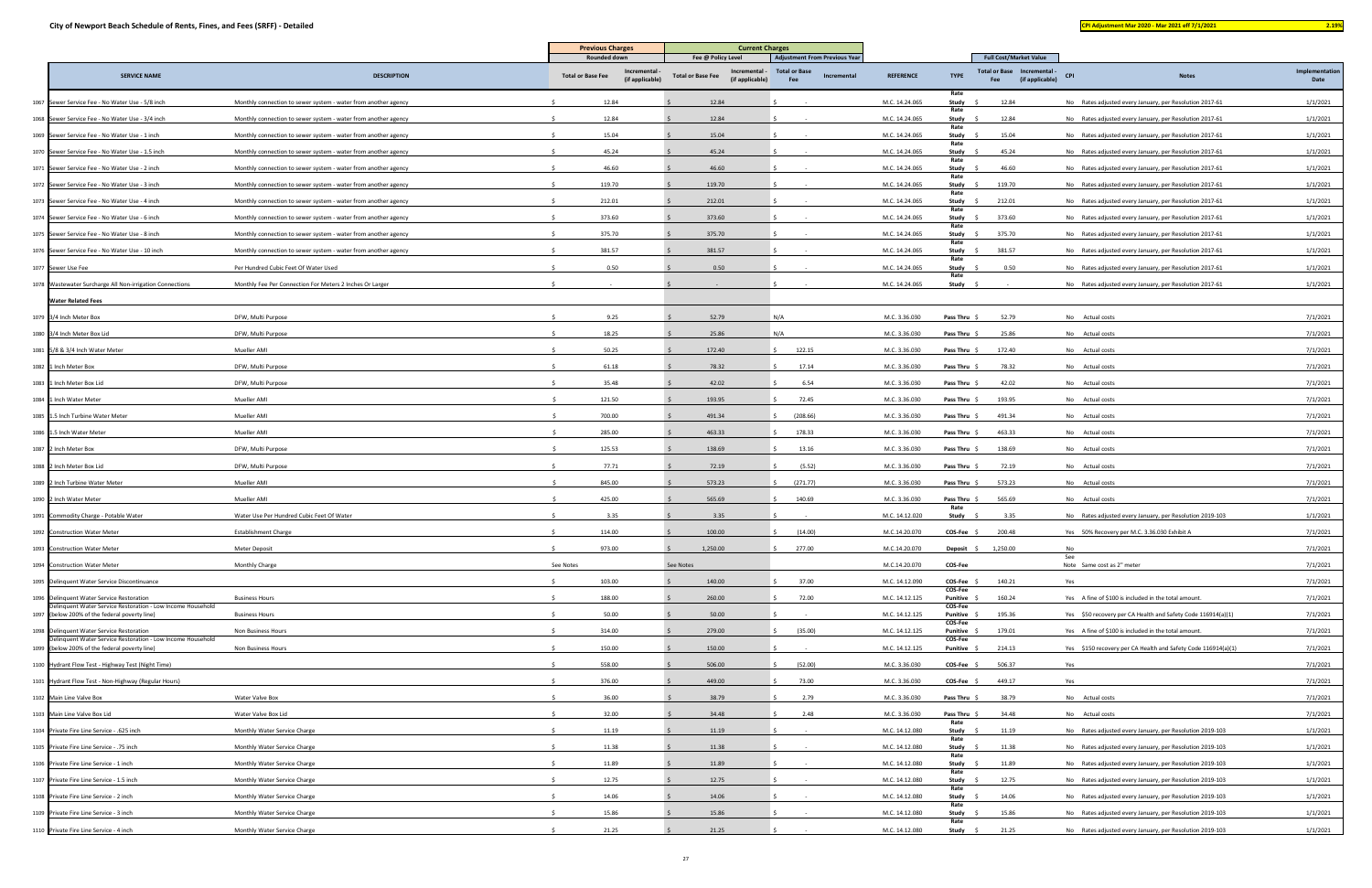# City of Newport Beach Schedule of Rents, Fines, and Fees (SRFF) - Detailed

CPI Adjustment Mar 2020 - Mar 2021 eff 7/1/2021 2.19%

| | SERVICE NAME | DESCRIPTION | Previous Charges Rounded down Total or Base Fee | Previous Charges Incremental - (if applicable) | Current Charges Fee @ Policy Level Total or Base Fee | Current Charges Incremental - (if applicable) | Adjustment From Previous Year Total or Base Fee | Adjustment From Previous Year Incremental | REFERENCE | TYPE | Full Cost/Market Value Total or Base Fee | Full Cost/Market Value Incremental - (if applicable) | CPI | Notes | Implementation Date |
|---|---|---|---|---|---|---|---|---|---|---|---|---|---|---|---|
| 1067 | Sewer Service Fee - No Water Use - 5/8 inch | Monthly connection to sewer system - water from another agency | $ 12.84 | | $ 12.84 | | $ - | | M.C. 14.24.065 | Rate Study | $ 12.84 | | No | Rates adjusted every January, per Resolution 2017-61 | 1/1/2021 |
| 1068 | Sewer Service Fee - No Water Use - 3/4 inch | Monthly connection to sewer system - water from another agency | $ 12.84 | | $ 12.84 | | $ - | | M.C. 14.24.065 | Rate Study | $ 12.84 | | No | Rates adjusted every January, per Resolution 2017-61 | 1/1/2021 |
| 1069 | Sewer Service Fee - No Water Use - 1 inch | Monthly connection to sewer system - water from another agency | $ 15.04 | | $ 15.04 | | $ - | | M.C. 14.24.065 | Rate Study | $ 15.04 | | No | Rates adjusted every January, per Resolution 2017-61 | 1/1/2021 |
| 1070 | Sewer Service Fee - No Water Use - 1.5 inch | Monthly connection to sewer system - water from another agency | $ 45.24 | | $ 45.24 | | $ - | | M.C. 14.24.065 | Rate Study | $ 45.24 | | No | Rates adjusted every January, per Resolution 2017-61 | 1/1/2021 |
| 1071 | Sewer Service Fee - No Water Use - 2 inch | Monthly connection to sewer system - water from another agency | $ 46.60 | | $ 46.60 | | $ - | | M.C. 14.24.065 | Rate Study | $ 46.60 | | No | Rates adjusted every January, per Resolution 2017-61 | 1/1/2021 |
| 1072 | Sewer Service Fee - No Water Use - 3 inch | Monthly connection to sewer system - water from another agency | $ 119.70 | | $ 119.70 | | $ - | | M.C. 14.24.065 | Rate Study | $ 119.70 | | No | Rates adjusted every January, per Resolution 2017-61 | 1/1/2021 |
| 1073 | Sewer Service Fee - No Water Use - 4 inch | Monthly connection to sewer system - water from another agency | $ 212.01 | | $ 212.01 | | $ - | | M.C. 14.24.065 | Rate Study | $ 212.01 | | No | Rates adjusted every January, per Resolution 2017-61 | 1/1/2021 |
| 1074 | Sewer Service Fee - No Water Use - 6 inch | Monthly connection to sewer system - water from another agency | $ 373.60 | | $ 373.60 | | $ - | | M.C. 14.24.065 | Rate Study | $ 373.60 | | No | Rates adjusted every January, per Resolution 2017-61 | 1/1/2021 |
| 1075 | Sewer Service Fee - No Water Use - 8 inch | Monthly connection to sewer system - water from another agency | $ 375.70 | | $ 375.70 | | $ - | | M.C. 14.24.065 | Rate Study | $ 375.70 | | No | Rates adjusted every January, per Resolution 2017-61 | 1/1/2021 |
| 1076 | Sewer Service Fee - No Water Use - 10 inch | Monthly connection to sewer system - water from another agency | $ 381.57 | | $ 381.57 | | $ - | | M.C. 14.24.065 | Rate Study | $ 381.57 | | No | Rates adjusted every January, per Resolution 2017-61 | 1/1/2021 |
| 1077 | Sewer Use Fee | Per Hundred Cubic Feet Of Water Used | $ 0.50 | | $ 0.50 | | $ - | | M.C. 14.24.065 | Rate Study | $ 0.50 | | No | Rates adjusted every January, per Resolution 2017-61 | 1/1/2021 |
| 1078 | Wastewater Surcharge All Non-irrigation Connections | Monthly Fee Per Connection For Meters 2 Inches Or Larger | $ - | | $ - | | $ - | | M.C. 14.24.065 | Rate Study | $ - | | No | Rates adjusted every January, per Resolution 2017-61 | 1/1/2021 |
| | **Water Related Fees** | | | | | | | | | | | | | | |
| 1079 | 3/4 Inch Meter Box | DFW, Multi Purpose | $ 9.25 | | $ 52.79 | | N/A | | M.C. 3.36.030 | Pass Thru | $ 52.79 | | No | Actual costs | 7/1/2021 |
| 1080 | 3/4 Inch Meter Box Lid | DFW, Multi Purpose | $ 18.25 | | $ 25.86 | | N/A | | M.C. 3.36.030 | Pass Thru | $ 25.86 | | No | Actual costs | 7/1/2021 |
| 1081 | 5/8 & 3/4 Inch Water Meter | Mueller AMI | $ 50.25 | | $ 172.40 | | $ 122.15 | | M.C. 3.36.030 | Pass Thru | $ 172.40 | | No | Actual costs | 7/1/2021 |
| 1082 | 1 Inch Meter Box | DFW, Multi Purpose | $ 61.18 | | $ 78.32 | | $ 17.14 | | M.C. 3.36.030 | Pass Thru | $ 78.32 | | No | Actual costs | 7/1/2021 |
| 1083 | 1 Inch Meter Box Lid | DFW, Multi Purpose | $ 35.48 | | $ 42.02 | | $ 6.54 | | M.C. 3.36.030 | Pass Thru | $ 42.02 | | No | Actual costs | 7/1/2021 |
| 1084 | 1 Inch Water Meter | Mueller AMI | $ 121.50 | | $ 193.95 | | $ 72.45 | | M.C. 3.36.030 | Pass Thru | $ 193.95 | | No | Actual costs | 7/1/2021 |
| 1085 | 1.5 Inch Turbine Water Meter | Mueller AMI | $ 700.00 | | $ 491.34 | | $ (208.66) | | M.C. 3.36.030 | Pass Thru | $ 491.34 | | No | Actual costs | 7/1/2021 |
| 1086 | 1.5 Inch Water Meter | Mueller AMI | $ 285.00 | | $ 463.33 | | $ 178.33 | | M.C. 3.36.030 | Pass Thru | $ 463.33 | | No | Actual costs | 7/1/2021 |
| 1087 | 2 Inch Meter Box | DFW, Multi Purpose | $ 125.53 | | $ 138.69 | | $ 13.16 | | M.C. 3.36.030 | Pass Thru | $ 138.69 | | No | Actual costs | 7/1/2021 |
| 1088 | 2 Inch Meter Box Lid | DFW, Multi Purpose | $ 77.71 | | $ 72.19 | | $ (5.52) | | M.C. 3.36.030 | Pass Thru | $ 72.19 | | No | Actual costs | 7/1/2021 |
| 1089 | 2 Inch Turbine Water Meter | Mueller AMI | $ 845.00 | | $ 573.23 | | $ (271.77) | | M.C. 3.36.030 | Pass Thru | $ 573.23 | | No | Actual costs | 7/1/2021 |
| 1090 | 2 Inch Water Meter | Mueller AMI | $ 425.00 | | $ 565.69 | | $ 140.69 | | M.C. 3.36.030 | Pass Thru | $ 565.69 | | No | Actual costs | 7/1/2021 |
| 1091 | Commodity Charge - Potable Water | Water Use Per Hundred Cubic Feet Of Water | $ 3.35 | | $ 3.35 | | $ - | | M.C. 14.12.020 | Rate Study | $ 3.35 | | No | Rates adjusted every January, per Resolution 2019-103 | 1/1/2021 |
| 1092 | Construction Water Meter | Establishment Charge | $ 114.00 | | $ 100.00 | | $ (14.00) | | M.C.14.20.070 | COS-Fee | $ 200.48 | | Yes | 50% Recovery per M.C. 3.36.030 Exhibit A | 7/1/2021 |
| 1093 | Construction Water Meter | Meter Deposit | $ 973.00 | | $ 1,250.00 | | $ 277.00 | | M.C.14.20.070 | Deposit | $ 1,250.00 | | No | | 7/1/2021 |
| 1094 | Construction Water Meter | Monthly Charge | See Notes | | See Notes | | | | M.C.14.20.070 | COS-Fee | | | See Note | Same cost as 2" meter | 7/1/2021 |
| 1095 | Delinquent Water Service Discontinuance | | $ 103.00 | | $ 140.00 | | $ 37.00 | | M.C. 14.12.090 | COS-Fee | $ 140.21 | | Yes | | 7/1/2021 |
| 1096 | Delinquent Water Service Restoration | Business Hours | $ 188.00 | | $ 260.00 | | $ 72.00 | | M.C. 14.12.125 | COS-Fee Punitive | $ 160.24 | | Yes | A fine of $100 is included in the total amount. | 7/1/2021 |
| 1097 | Delinquent Water Service Restoration - Low Income Household (below 200% of the federal poverty line) | Business Hours | $ 50.00 | | $ 50.00 | | $ - | | M.C. 14.12.125 | COS-Fee Punitive | $ 195.36 | | Yes | $50 recovery per CA Health and Safety Code 116914(a)(1) | 7/1/2021 |
| 1098 | Delinquent Water Service Restoration | Non Business Hours | $ 314.00 | | $ 279.00 | | $ (35.00) | | M.C. 14.12.125 | COS-Fee Punitive | $ 179.01 | | Yes | A fine of $100 is included in the total amount. | 7/1/2021 |
| 1099 | Delinquent Water Service Restoration - Low Income Household (below 200% of the federal poverty line) | Non Business Hours | $ 150.00 | | $ 150.00 | | $ - | | M.C. 14.12.125 | COS-Fee Punitive | $ 214.13 | | Yes | $150 recovery per CA Health and Safety Code 116914(a)(1) | 7/1/2021 |
| 1100 | Hydrant Flow Test - Highway Test (Night Time) | | $ 558.00 | | $ 506.00 | | $ (52.00) | | M.C. 3.36.030 | COS-Fee | $ 506.37 | | Yes | | 7/1/2021 |
| 1101 | Hydrant Flow Test - Non-Highway (Regular Hours) | | $ 376.00 | | $ 449.00 | | $ 73.00 | | M.C. 3.36.030 | COS-Fee | $ 449.17 | | Yes | | 7/1/2021 |
| 1102 | Main Line Valve Box | Water Valve Box | $ 36.00 | | $ 38.79 | | $ 2.79 | | M.C. 3.36.030 | Pass Thru | $ 38.79 | | No | Actual costs | 7/1/2021 |
| 1103 | Main Line Valve Box Lid | Water Valve Box Lid | $ 32.00 | | $ 34.48 | | $ 2.48 | | M.C. 3.36.030 | Pass Thru | $ 34.48 | | No | Actual costs | 7/1/2021 |
| 1104 | Private Fire Line Service - .625 inch | Monthly Water Service Charge | $ 11.19 | | $ 11.19 | | $ - | | M.C. 14.12.080 | Rate Study | $ 11.19 | | No | Rates adjusted every January, per Resolution 2019-103 | 1/1/2021 |
| 1105 | Private Fire Line Service - .75 inch | Monthly Water Service Charge | $ 11.38 | | $ 11.38 | | $ - | | M.C. 14.12.080 | Rate Study | $ 11.38 | | No | Rates adjusted every January, per Resolution 2019-103 | 1/1/2021 |
| 1106 | Private Fire Line Service - 1 inch | Monthly Water Service Charge | $ 11.89 | | $ 11.89 | | $ - | | M.C. 14.12.080 | Rate Study | $ 11.89 | | No | Rates adjusted every January, per Resolution 2019-103 | 1/1/2021 |
| 1107 | Private Fire Line Service - 1.5 inch | Monthly Water Service Charge | $ 12.75 | | $ 12.75 | | $ - | | M.C. 14.12.080 | Rate Study | $ 12.75 | | No | Rates adjusted every January, per Resolution 2019-103 | 1/1/2021 |
| 1108 | Private Fire Line Service - 2 inch | Monthly Water Service Charge | $ 14.06 | | $ 14.06 | | $ - | | M.C. 14.12.080 | Rate Study | $ 14.06 | | No | Rates adjusted every January, per Resolution 2019-103 | 1/1/2021 |
| 1109 | Private Fire Line Service - 3 inch | Monthly Water Service Charge | $ 15.86 | | $ 15.86 | | $ - | | M.C. 14.12.080 | Rate Study | $ 15.86 | | No | Rates adjusted every January, per Resolution 2019-103 | 1/1/2021 |
| 1110 | Private Fire Line Service - 4 inch | Monthly Water Service Charge | $ 21.25 | | $ 21.25 | | $ - | | M.C. 14.12.080 | Rate Study | $ 21.25 | | No | Rates adjusted every January, per Resolution 2019-103 | 1/1/2021 |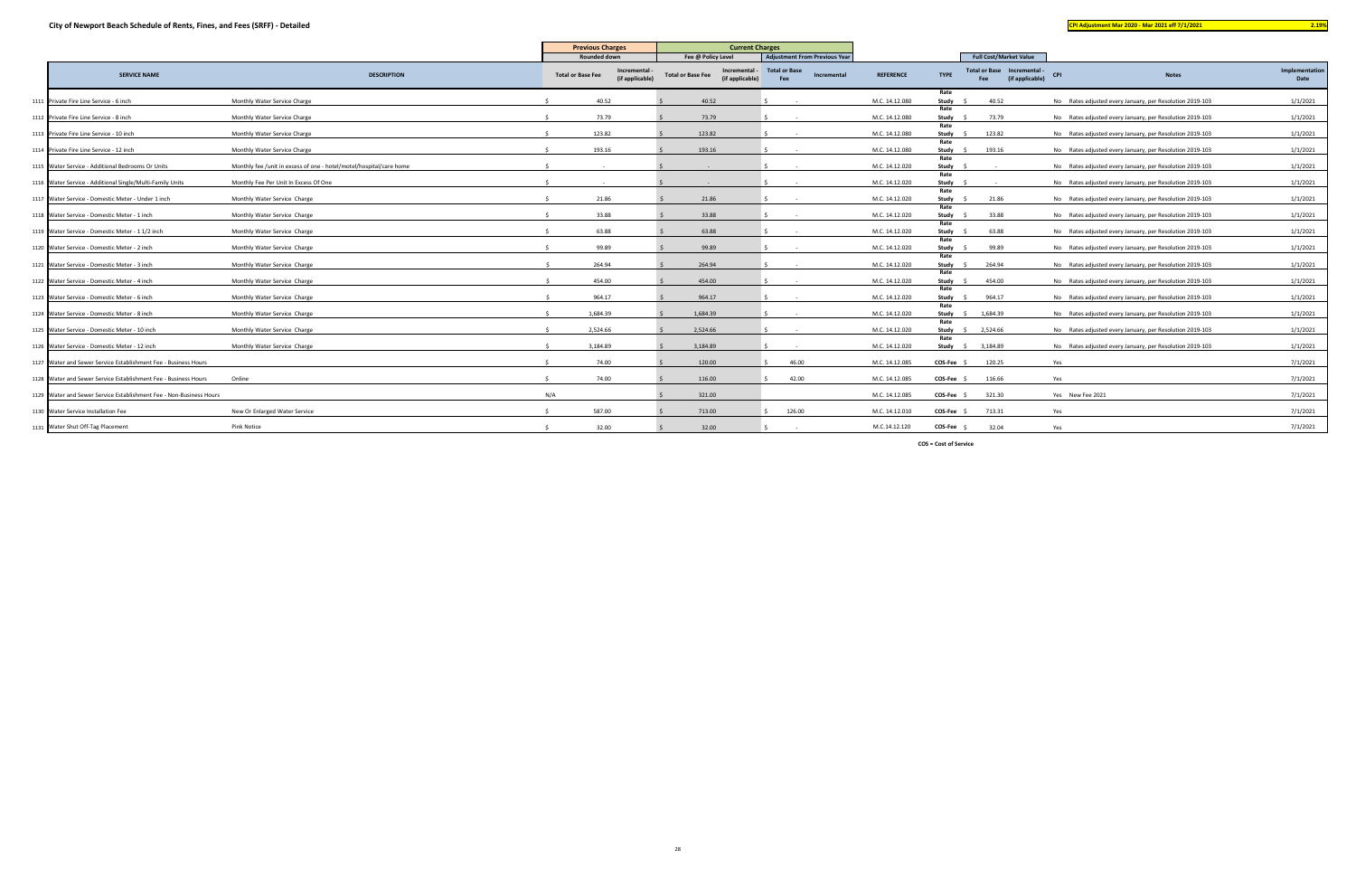# City of Newport Beach Schedule of Rents, Fines, and Fees (SRFF) - Detailed

**CPI Adjustment Mar 2020 - Mar 2021 eff 7/1/2021** **2.19%**

| | SERVICE NAME | DESCRIPTION | Previous Charges (Rounded down) Total or Base Fee | Previous Charges (Rounded down) Incremental - (if applicable) | Current Charges (Fee @ Policy Level) Total or Base Fee | Current Charges (Fee @ Policy Level) Incremental - (if applicable) | Adjustment From Previous Year Total or Base Fee | Adjustment From Previous Year Incremental | REFERENCE | TYPE | Full Cost/Market Value Total or Base Fee | Full Cost/Market Value Incremental - (if applicable) | CPI | Notes | Implementation Date |
|---|---|---|---|---|---|---|---|---|---|---|---|---|---|---|---|
| 1111 | Private Fire Line Service - 6 inch | Monthly Water Service Charge | $ 40.52 | | $ 40.52 | | $ - | | M.C. 14.12.080 | Rate Study | $ 40.52 | | No | Rates adjusted every January, per Resolution 2019-103 | 1/1/2021 |
| 1112 | Private Fire Line Service - 8 inch | Monthly Water Service Charge | $ 73.79 | | $ 73.79 | | $ - | | M.C. 14.12.080 | Rate Study | $ 73.79 | | No | Rates adjusted every January, per Resolution 2019-103 | 1/1/2021 |
| 1113 | Private Fire Line Service - 10 inch | Monthly Water Service Charge | $ 123.82 | | $ 123.82 | | $ - | | M.C. 14.12.080 | Rate Study | $ 123.82 | | No | Rates adjusted every January, per Resolution 2019-103 | 1/1/2021 |
| 1114 | Private Fire Line Service - 12 inch | Monthly Water Service Charge | $ 193.16 | | $ 193.16 | | $ - | | M.C. 14.12.080 | Rate Study | $ 193.16 | | No | Rates adjusted every January, per Resolution 2019-103 | 1/1/2021 |
| 1115 | Water Service - Additional Bedrooms Or Units | Monthly fee /unit in excess of one - hotel/motel/hospital/care home | $ - | | $ - | | $ - | | M.C. 14.12.020 | Rate Study | $ - | | No | Rates adjusted every January, per Resolution 2019-103 | 1/1/2021 |
| 1116 | Water Service - Additional Single/Multi-Family Units | Monthly Fee Per Unit In Excess Of One | $ - | | $ - | | $ - | | M.C. 14.12.020 | Rate Study | $ - | | No | Rates adjusted every January, per Resolution 2019-103 | 1/1/2021 |
| 1117 | Water Service - Domestic Meter - Under 1 inch | Monthly Water Service Charge | $ 21.86 | | $ 21.86 | | $ - | | M.C. 14.12.020 | Rate Study | $ 21.86 | | No | Rates adjusted every January, per Resolution 2019-103 | 1/1/2021 |
| 1118 | Water Service - Domestic Meter - 1 inch | Monthly Water Service Charge | $ 33.88 | | $ 33.88 | | $ - | | M.C. 14.12.020 | Rate Study | $ 33.88 | | No | Rates adjusted every January, per Resolution 2019-103 | 1/1/2021 |
| 1119 | Water Service - Domestic Meter - 1 1/2 inch | Monthly Water Service Charge | $ 63.88 | | $ 63.88 | | $ - | | M.C. 14.12.020 | Rate Study | $ 63.88 | | No | Rates adjusted every January, per Resolution 2019-103 | 1/1/2021 |
| 1120 | Water Service - Domestic Meter - 2 inch | Monthly Water Service Charge | $ 99.89 | | $ 99.89 | | $ - | | M.C. 14.12.020 | Rate Study | $ 99.89 | | No | Rates adjusted every January, per Resolution 2019-103 | 1/1/2021 |
| 1121 | Water Service - Domestic Meter - 3 inch | Monthly Water Service Charge | $ 264.94 | | $ 264.94 | | $ - | | M.C. 14.12.020 | Rate Study | $ 264.94 | | No | Rates adjusted every January, per Resolution 2019-103 | 1/1/2021 |
| 1122 | Water Service - Domestic Meter - 4 inch | Monthly Water Service Charge | $ 454.00 | | $ 454.00 | | $ - | | M.C. 14.12.020 | Rate Study | $ 454.00 | | No | Rates adjusted every January, per Resolution 2019-103 | 1/1/2021 |
| 1123 | Water Service - Domestic Meter - 6 inch | Monthly Water Service Charge | $ 964.17 | | $ 964.17 | | $ - | | M.C. 14.12.020 | Rate Study | $ 964.17 | | No | Rates adjusted every January, per Resolution 2019-103 | 1/1/2021 |
| 1124 | Water Service - Domestic Meter - 8 inch | Monthly Water Service Charge | $ 1,684.39 | | $ 1,684.39 | | $ - | | M.C. 14.12.020 | Rate Study | $ 1,684.39 | | No | Rates adjusted every January, per Resolution 2019-103 | 1/1/2021 |
| 1125 | Water Service - Domestic Meter - 10 inch | Monthly Water Service Charge | $ 2,524.66 | | $ 2,524.66 | | $ - | | M.C. 14.12.020 | Rate Study | $ 2,524.66 | | No | Rates adjusted every January, per Resolution 2019-103 | 1/1/2021 |
| 1126 | Water Service - Domestic Meter - 12 inch | Monthly Water Service Charge | $ 3,184.89 | | $ 3,184.89 | | $ - | | M.C. 14.12.020 | Rate Study | $ 3,184.89 | | No | Rates adjusted every January, per Resolution 2019-103 | 1/1/2021 |
| 1127 | Water and Sewer Service Establishment Fee - Business Hours | | $ 74.00 | | $ 120.00 | | $ 46.00 | | M.C. 14.12.085 | COS-Fee | $ 120.25 | | Yes | | 7/1/2021 |
| 1128 | Water and Sewer Service Establishment Fee - Business Hours | Online | $ 74.00 | | $ 116.00 | | $ 42.00 | | M.C. 14.12.085 | COS-Fee | $ 116.66 | | Yes | | 7/1/2021 |
| 1129 | Water and Sewer Service Establishment Fee - Non-Business Hours | | N/A | | $ 321.00 | | | | M.C. 14.12.085 | COS-Fee | $ 321.30 | | Yes | New Fee 2021 | 7/1/2021 |
| 1130 | Water Service Installation Fee | New Or Enlarged Water Service | $ 587.00 | | $ 713.00 | | $ 126.00 | | M.C. 14.12.010 | COS-Fee | $ 713.31 | | Yes | | 7/1/2021 |
| 1131 | Water Shut Off-Tag Placement | Pink Notice | $ 32.00 | | $ 32.00 | | $ - | | M.C.14.12.120 | COS-Fee | $ 32.04 | | Yes | | 7/1/2021 |

COS = Cost of Service